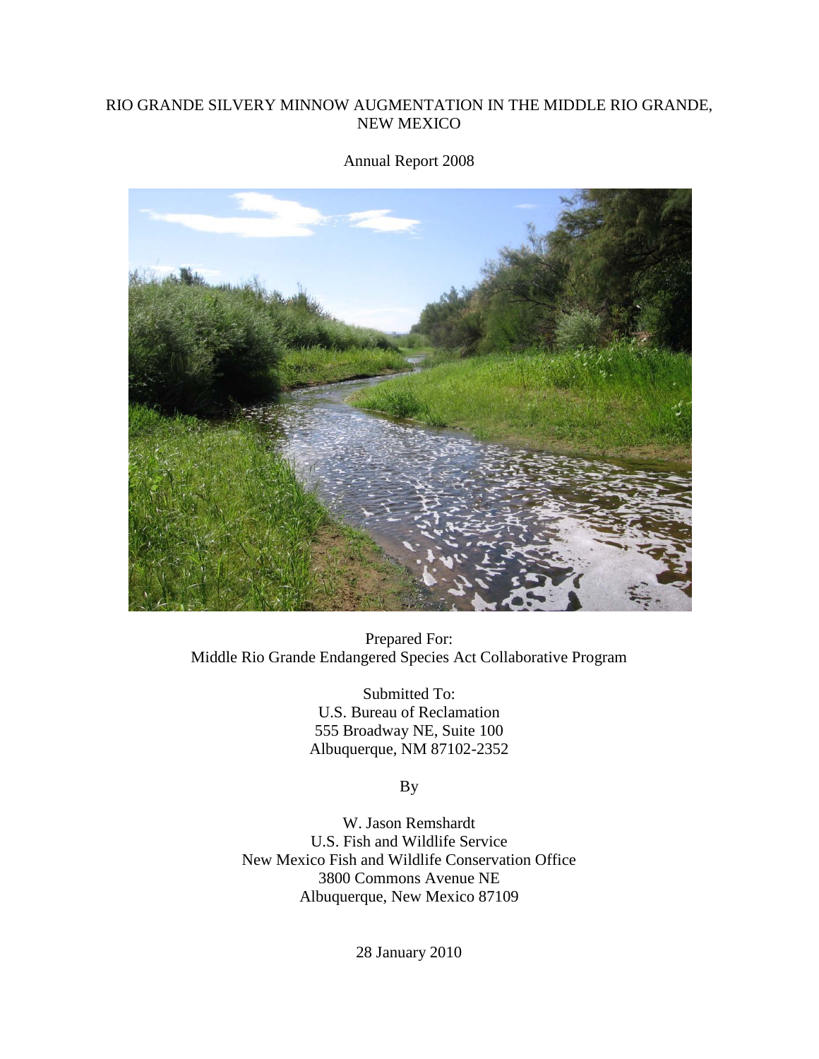# RIO GRANDE SILVERY MINNOW AUGMENTATION IN THE MIDDLE RIO GRANDE, NEW MEXICO

Annual Report 2008

Prepared For:
Middle Rio Grande Endangered Species Act Collaborative Program

Submitted To:
U.S. Bureau of Reclamation
555 Broadway NE, Suite 100
Albuquerque, NM 87102-2352

By

W. Jason Remshardt
U.S. Fish and Wildlife Service
New Mexico Fish and Wildlife Conservation Office
3800 Commons Avenue NE
Albuquerque, New Mexico 87109

28 January 2010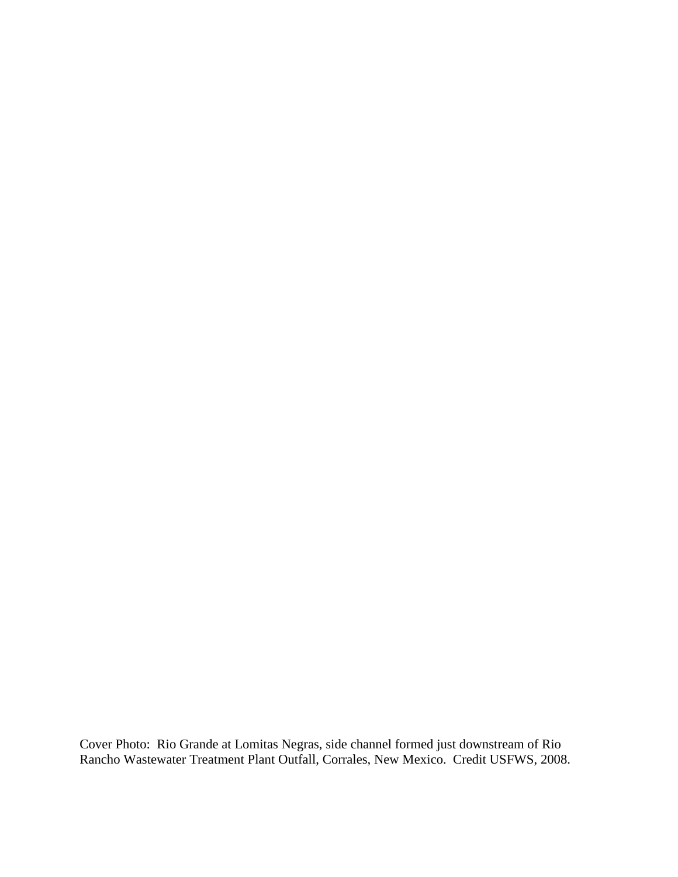Cover Photo: Rio Grande at Lomitas Negras, side channel formed just downstream of Rio Rancho Wastewater Treatment Plant Outfall, Corrales, New Mexico. Credit USFWS, 2008.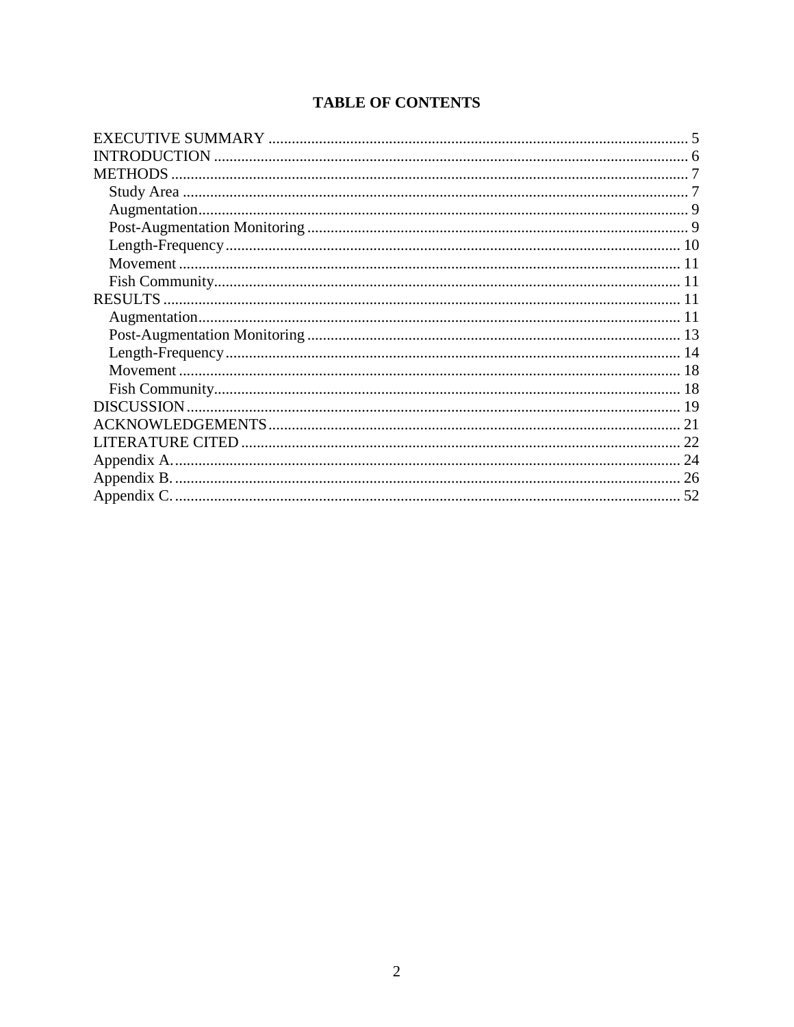# TABLE OF CONTENTS

EXECUTIVE SUMMARY ........................................................................................................... 5
INTRODUCTION ........................................................................................................................ 6
METHODS .................................................................................................................................. 7
  Study Area ............................................................................................................................... 7
  Augmentation........................................................................................................................... 9
  Post-Augmentation Monitoring ................................................................................................ 9
  Length-Frequency ................................................................................................................... 10
  Movement ............................................................................................................................... 11
  Fish Community...................................................................................................................... 11
RESULTS .................................................................................................................................. 11
  Augmentation.......................................................................................................................... 11
  Post-Augmentation Monitoring .............................................................................................. 13
  Length-Frequency ................................................................................................................... 14
  Movement ............................................................................................................................... 18
  Fish Community...................................................................................................................... 18
DISCUSSION............................................................................................................................. 19
ACKNOWLEDGEMENTS......................................................................................................... 21
LITERATURE CITED ............................................................................................................... 22
Appendix A................................................................................................................................ 24
Appendix B................................................................................................................................ 26
Appendix C................................................................................................................................ 52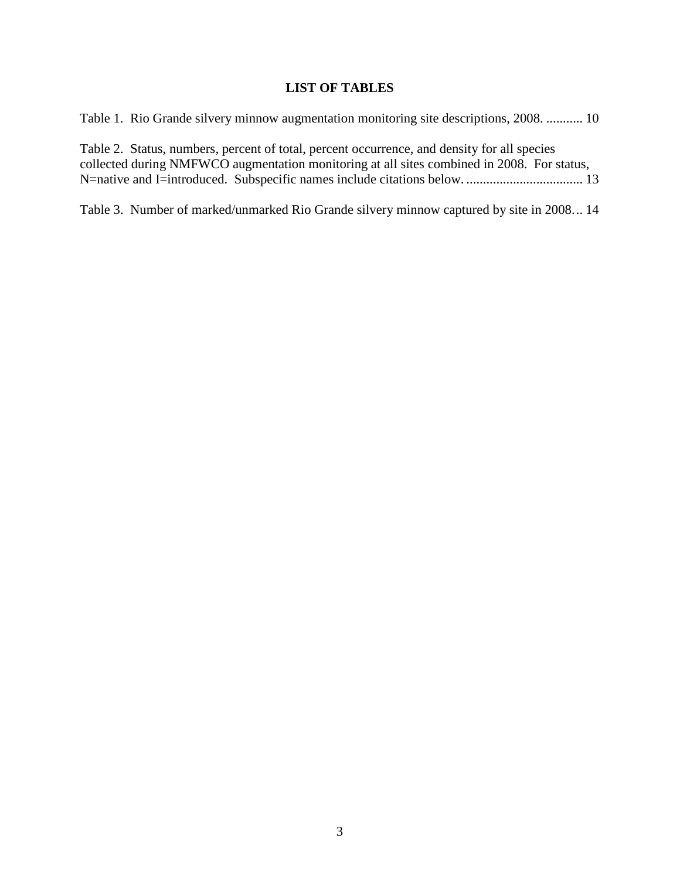# LIST OF TABLES

Table 1. Rio Grande silvery minnow augmentation monitoring site descriptions, 2008. ........... 10

Table 2. Status, numbers, percent of total, percent occurrence, and density for all species collected during NMFWCO augmentation monitoring at all sites combined in 2008. For status, N=native and I=introduced. Subspecific names include citations below. ................................... 13

Table 3. Number of marked/unmarked Rio Grande silvery minnow captured by site in 2008... 14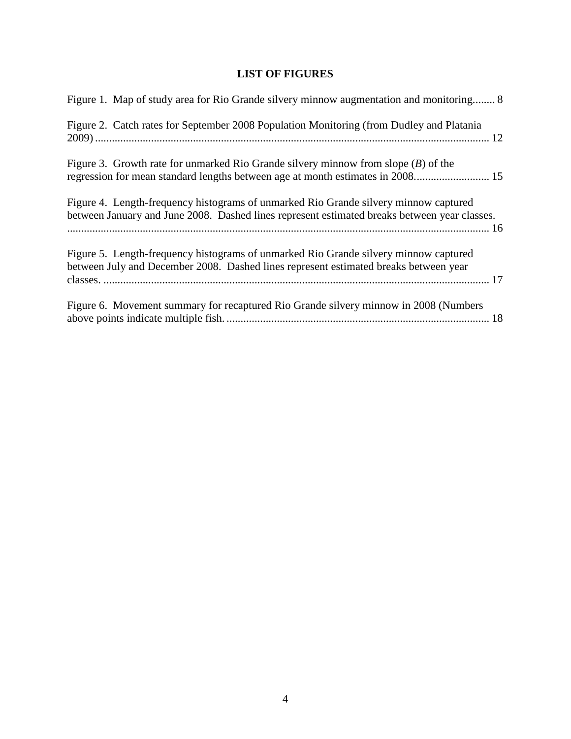# LIST OF FIGURES

Figure 1. Map of study area for Rio Grande silvery minnow augmentation and monitoring........ 8

Figure 2. Catch rates for September 2008 Population Monitoring (from Dudley and Platania 2009)........................................................................................................................... 12

Figure 3. Growth rate for unmarked Rio Grande silvery minnow from slope (*B*) of the regression for mean standard lengths between age at month estimates in 2008........................... 15

Figure 4. Length-frequency histograms of unmarked Rio Grande silvery minnow captured between January and June 2008. Dashed lines represent estimated breaks between year classes. ........................................................................................................................................ 16

Figure 5. Length-frequency histograms of unmarked Rio Grande silvery minnow captured between July and December 2008. Dashed lines represent estimated breaks between year classes. ........................................................................................................................................ 17

Figure 6. Movement summary for recaptured Rio Grande silvery minnow in 2008 (Numbers above points indicate multiple fish. ............................................................................................. 18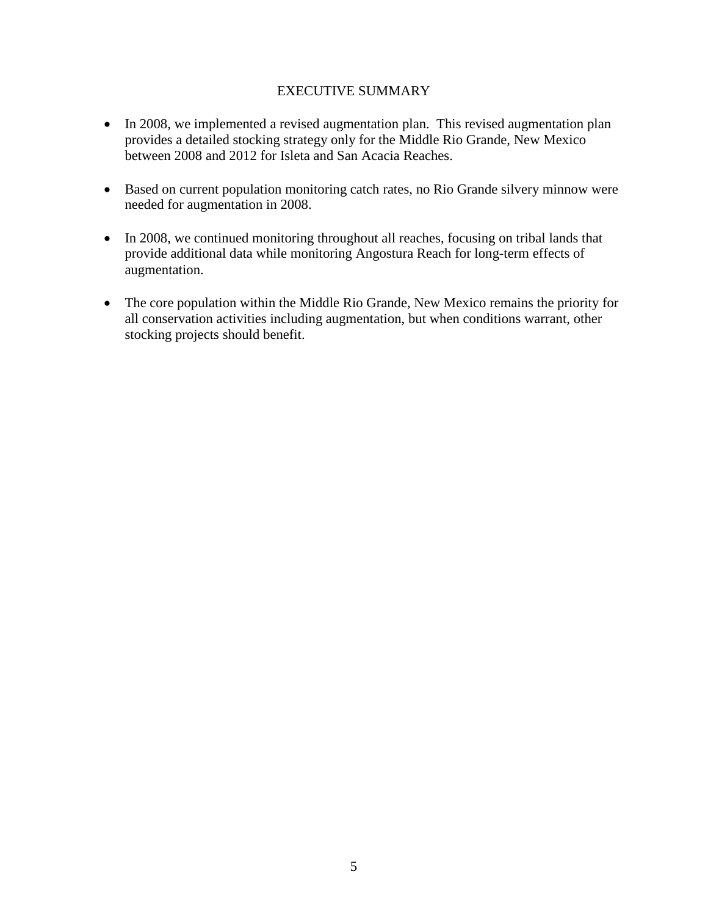# EXECUTIVE SUMMARY

- In 2008, we implemented a revised augmentation plan. This revised augmentation plan provides a detailed stocking strategy only for the Middle Rio Grande, New Mexico between 2008 and 2012 for Isleta and San Acacia Reaches.

- Based on current population monitoring catch rates, no Rio Grande silvery minnow were needed for augmentation in 2008.

- In 2008, we continued monitoring throughout all reaches, focusing on tribal lands that provide additional data while monitoring Angostura Reach for long-term effects of augmentation.

- The core population within the Middle Rio Grande, New Mexico remains the priority for all conservation activities including augmentation, but when conditions warrant, other stocking projects should benefit.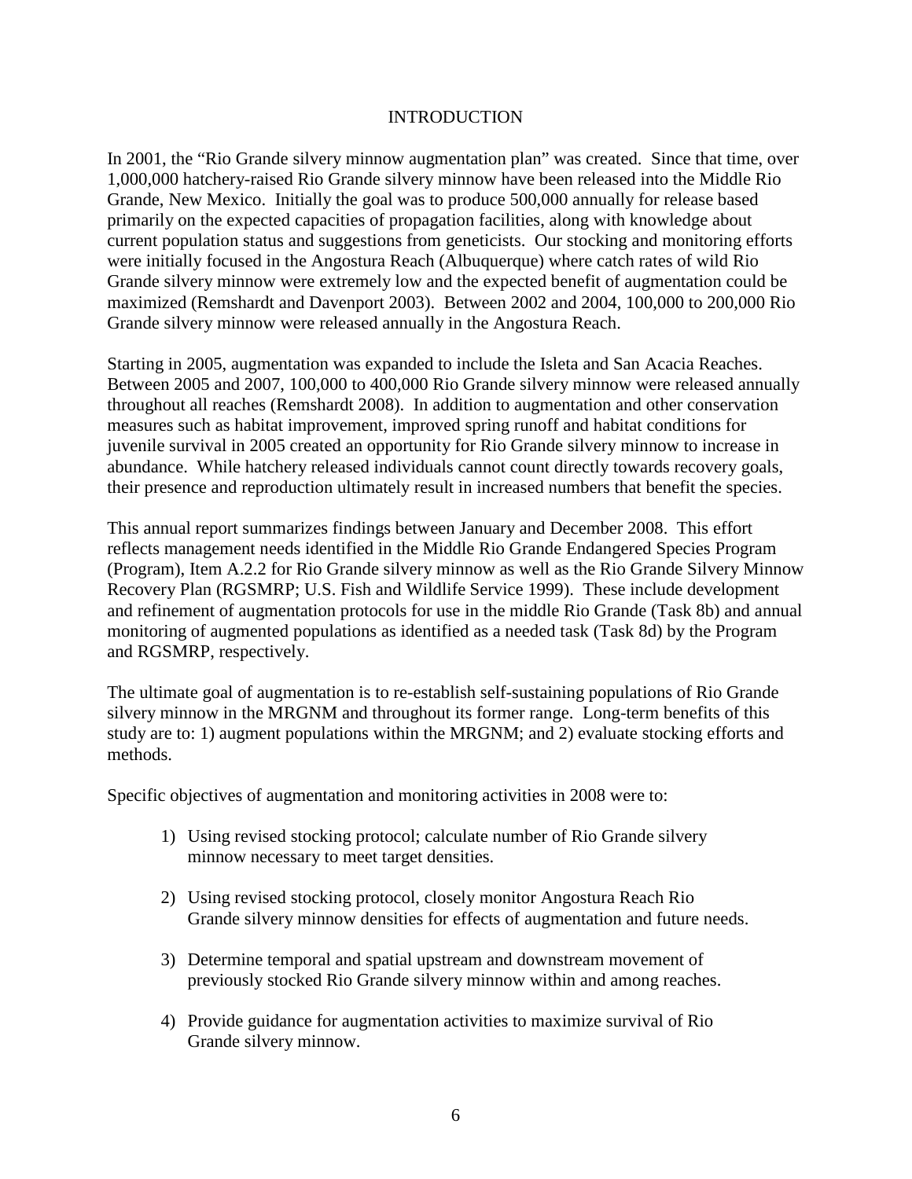# INTRODUCTION

In 2001, the "Rio Grande silvery minnow augmentation plan" was created. Since that time, over 1,000,000 hatchery-raised Rio Grande silvery minnow have been released into the Middle Rio Grande, New Mexico. Initially the goal was to produce 500,000 annually for release based primarily on the expected capacities of propagation facilities, along with knowledge about current population status and suggestions from geneticists. Our stocking and monitoring efforts were initially focused in the Angostura Reach (Albuquerque) where catch rates of wild Rio Grande silvery minnow were extremely low and the expected benefit of augmentation could be maximized (Remshardt and Davenport 2003). Between 2002 and 2004, 100,000 to 200,000 Rio Grande silvery minnow were released annually in the Angostura Reach.

Starting in 2005, augmentation was expanded to include the Isleta and San Acacia Reaches. Between 2005 and 2007, 100,000 to 400,000 Rio Grande silvery minnow were released annually throughout all reaches (Remshardt 2008). In addition to augmentation and other conservation measures such as habitat improvement, improved spring runoff and habitat conditions for juvenile survival in 2005 created an opportunity for Rio Grande silvery minnow to increase in abundance. While hatchery released individuals cannot count directly towards recovery goals, their presence and reproduction ultimately result in increased numbers that benefit the species.

This annual report summarizes findings between January and December 2008. This effort reflects management needs identified in the Middle Rio Grande Endangered Species Program (Program), Item A.2.2 for Rio Grande silvery minnow as well as the Rio Grande Silvery Minnow Recovery Plan (RGSMRP; U.S. Fish and Wildlife Service 1999). These include development and refinement of augmentation protocols for use in the middle Rio Grande (Task 8b) and annual monitoring of augmented populations as identified as a needed task (Task 8d) by the Program and RGSMRP, respectively.

The ultimate goal of augmentation is to re-establish self-sustaining populations of Rio Grande silvery minnow in the MRGNM and throughout its former range. Long-term benefits of this study are to: 1) augment populations within the MRGNM; and 2) evaluate stocking efforts and methods.

Specific objectives of augmentation and monitoring activities in 2008 were to:

1) Using revised stocking protocol; calculate number of Rio Grande silvery minnow necessary to meet target densities.

2) Using revised stocking protocol, closely monitor Angostura Reach Rio Grande silvery minnow densities for effects of augmentation and future needs.

3) Determine temporal and spatial upstream and downstream movement of previously stocked Rio Grande silvery minnow within and among reaches.

4) Provide guidance for augmentation activities to maximize survival of Rio Grande silvery minnow.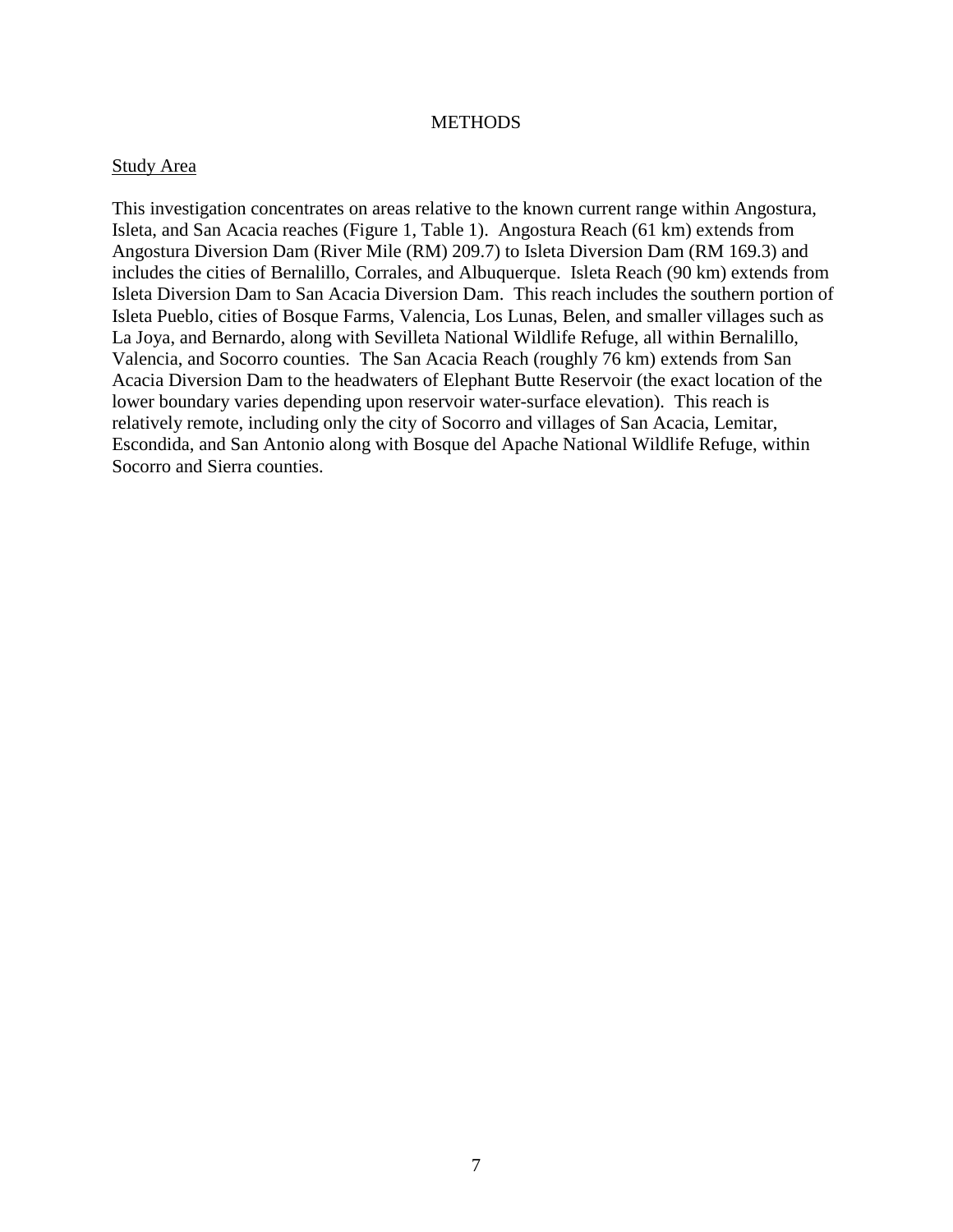# METHODS

## Study Area

This investigation concentrates on areas relative to the known current range within Angostura, Isleta, and San Acacia reaches (Figure 1, Table 1). Angostura Reach (61 km) extends from Angostura Diversion Dam (River Mile (RM) 209.7) to Isleta Diversion Dam (RM 169.3) and includes the cities of Bernalillo, Corrales, and Albuquerque. Isleta Reach (90 km) extends from Isleta Diversion Dam to San Acacia Diversion Dam. This reach includes the southern portion of Isleta Pueblo, cities of Bosque Farms, Valencia, Los Lunas, Belen, and smaller villages such as La Joya, and Bernardo, along with Sevilleta National Wildlife Refuge, all within Bernalillo, Valencia, and Socorro counties. The San Acacia Reach (roughly 76 km) extends from San Acacia Diversion Dam to the headwaters of Elephant Butte Reservoir (the exact location of the lower boundary varies depending upon reservoir water-surface elevation). This reach is relatively remote, including only the city of Socorro and villages of San Acacia, Lemitar, Escondida, and San Antonio along with Bosque del Apache National Wildlife Refuge, within Socorro and Sierra counties.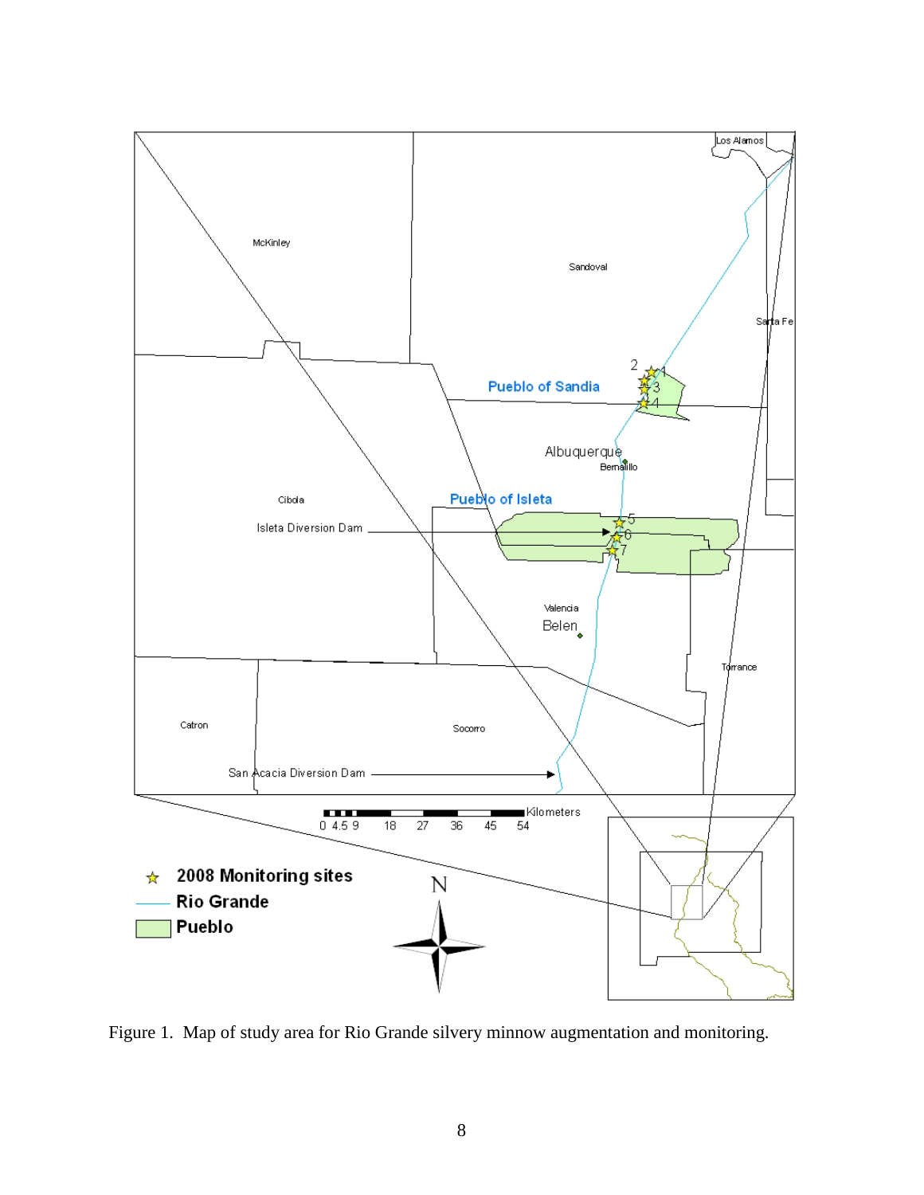Los Alamos

McKinley

Sandoval

Santa Fe

2

1

3

4

Pueblo of Sandia

Albuquerque

Bernalillo

Cibola

Pueblo of Isleta

Isleta Diversion Dam

5

6

7

Valencia

Belen

Torrance

Catron

Socorro

San Acacia Diversion Dam

0 4.5 9 18 27 36 45 54 Kilometers

2008 Monitoring sites

Rio Grande

Pueblo

N

Figure 1. Map of study area for Rio Grande silvery minnow augmentation and monitoring.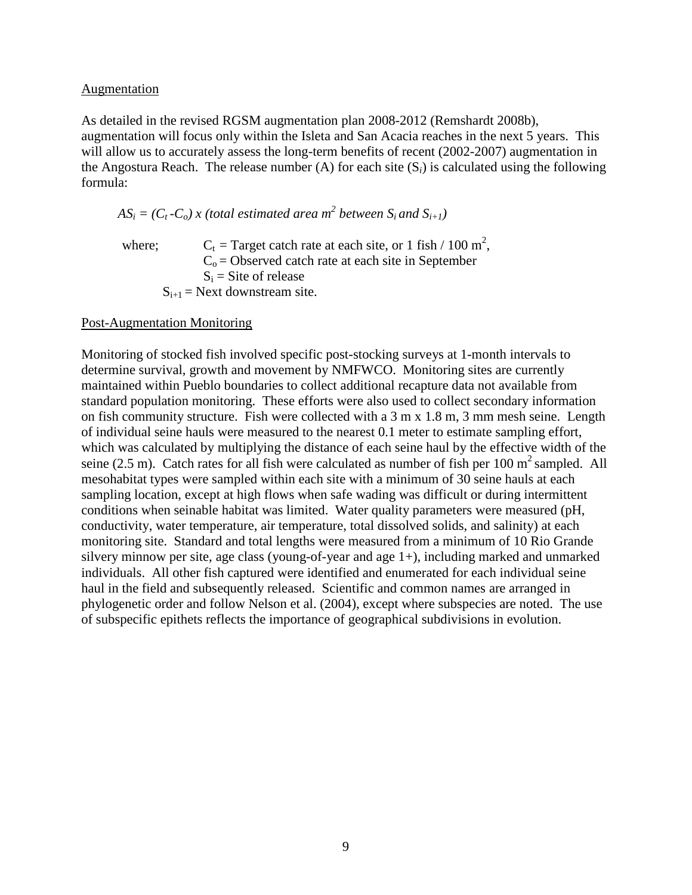Augmentation

As detailed in the revised RGSM augmentation plan 2008-2012 (Remshardt 2008b), augmentation will focus only within the Isleta and San Acacia reaches in the next 5 years. This will allow us to accurately assess the long-term benefits of recent (2002-2007) augmentation in the Angostura Reach. The release number (A) for each site ($S_i$) is calculated using the following formula:

$$AS_i = (C_t - C_o) \times (\text{total estimated area } m^2 \text{ between } S_i \text{ and } S_{i+1})$$

where;
$C_t$ = Target catch rate at each site, or 1 fish / 100 $m^2$,
$C_o$ = Observed catch rate at each site in September
$S_i$ = Site of release
$S_{i+1}$ = Next downstream site.

Post-Augmentation Monitoring

Monitoring of stocked fish involved specific post-stocking surveys at 1-month intervals to determine survival, growth and movement by NMFWCO. Monitoring sites are currently maintained within Pueblo boundaries to collect additional recapture data not available from standard population monitoring. These efforts were also used to collect secondary information on fish community structure. Fish were collected with a 3 m x 1.8 m, 3 mm mesh seine. Length of individual seine hauls were measured to the nearest 0.1 meter to estimate sampling effort, which was calculated by multiplying the distance of each seine haul by the effective width of the seine (2.5 m). Catch rates for all fish were calculated as number of fish per 100 $m^2$ sampled. All mesohabitat types were sampled within each site with a minimum of 30 seine hauls at each sampling location, except at high flows when safe wading was difficult or during intermittent conditions when seinable habitat was limited. Water quality parameters were measured (pH, conductivity, water temperature, air temperature, total dissolved solids, and salinity) at each monitoring site. Standard and total lengths were measured from a minimum of 10 Rio Grande silvery minnow per site, age class (young-of-year and age 1+), including marked and unmarked individuals. All other fish captured were identified and enumerated for each individual seine haul in the field and subsequently released. Scientific and common names are arranged in phylogenetic order and follow Nelson et al. (2004), except where subspecies are noted. The use of subspecific epithets reflects the importance of geographical subdivisions in evolution.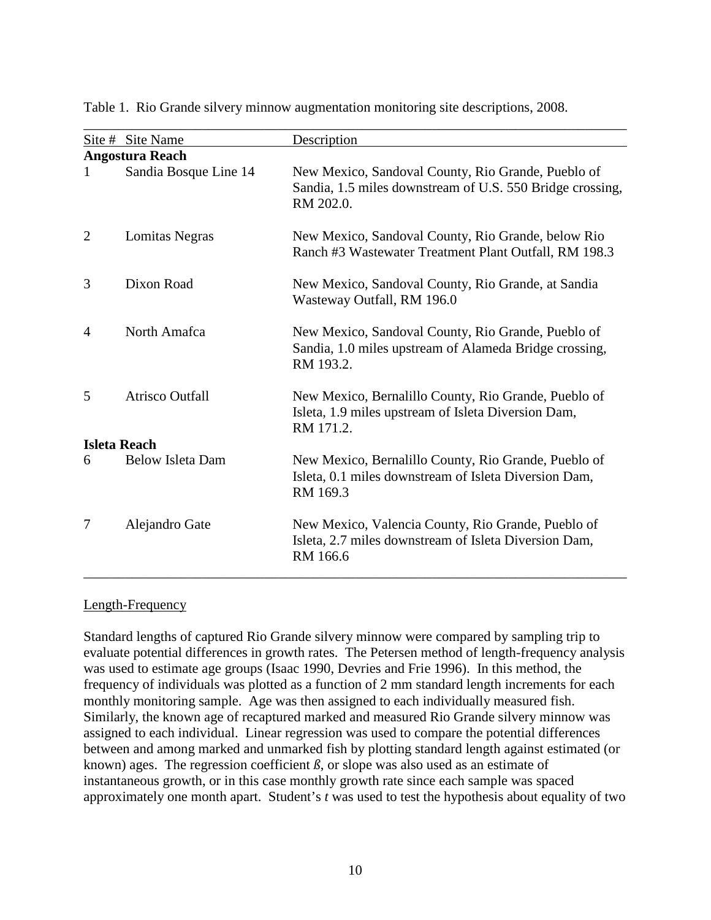Table 1. Rio Grande silvery minnow augmentation monitoring site descriptions, 2008.

| Site # | Site Name | Description |
|---|---|---|
| **Angostura Reach** | | |
| 1 | Sandia Bosque Line 14 | New Mexico, Sandoval County, Rio Grande, Pueblo of Sandia, 1.5 miles downstream of U.S. 550 Bridge crossing, RM 202.0. |
| 2 | Lomitas Negras | New Mexico, Sandoval County, Rio Grande, below Rio Ranch #3 Wastewater Treatment Plant Outfall, RM 198.3 |
| 3 | Dixon Road | New Mexico, Sandoval County, Rio Grande, at Sandia Wasteway Outfall, RM 196.0 |
| 4 | North Amafca | New Mexico, Sandoval County, Rio Grande, Pueblo of Sandia, 1.0 miles upstream of Alameda Bridge crossing, RM 193.2. |
| 5 | Atrisco Outfall | New Mexico, Bernalillo County, Rio Grande, Pueblo of Isleta, 1.9 miles upstream of Isleta Diversion Dam, RM 171.2. |
| **Isleta Reach** | | |
| 6 | Below Isleta Dam | New Mexico, Bernalillo County, Rio Grande, Pueblo of Isleta, 0.1 miles downstream of Isleta Diversion Dam, RM 169.3 |
| 7 | Alejandro Gate | New Mexico, Valencia County, Rio Grande, Pueblo of Isleta, 2.7 miles downstream of Isleta Diversion Dam, RM 166.6 |

Length-Frequency

Standard lengths of captured Rio Grande silvery minnow were compared by sampling trip to evaluate potential differences in growth rates. The Petersen method of length-frequency analysis was used to estimate age groups (Isaac 1990, Devries and Frie 1996). In this method, the frequency of individuals was plotted as a function of 2 mm standard length increments for each monthly monitoring sample. Age was then assigned to each individually measured fish. Similarly, the known age of recaptured marked and measured Rio Grande silvery minnow was assigned to each individual. Linear regression was used to compare the potential differences between and among marked and unmarked fish by plotting standard length against estimated (or known) ages. The regression coefficient $\beta$, or slope was also used as an estimate of instantaneous growth, or in this case monthly growth rate since each sample was spaced approximately one month apart. Student's $t$ was used to test the hypothesis about equality of two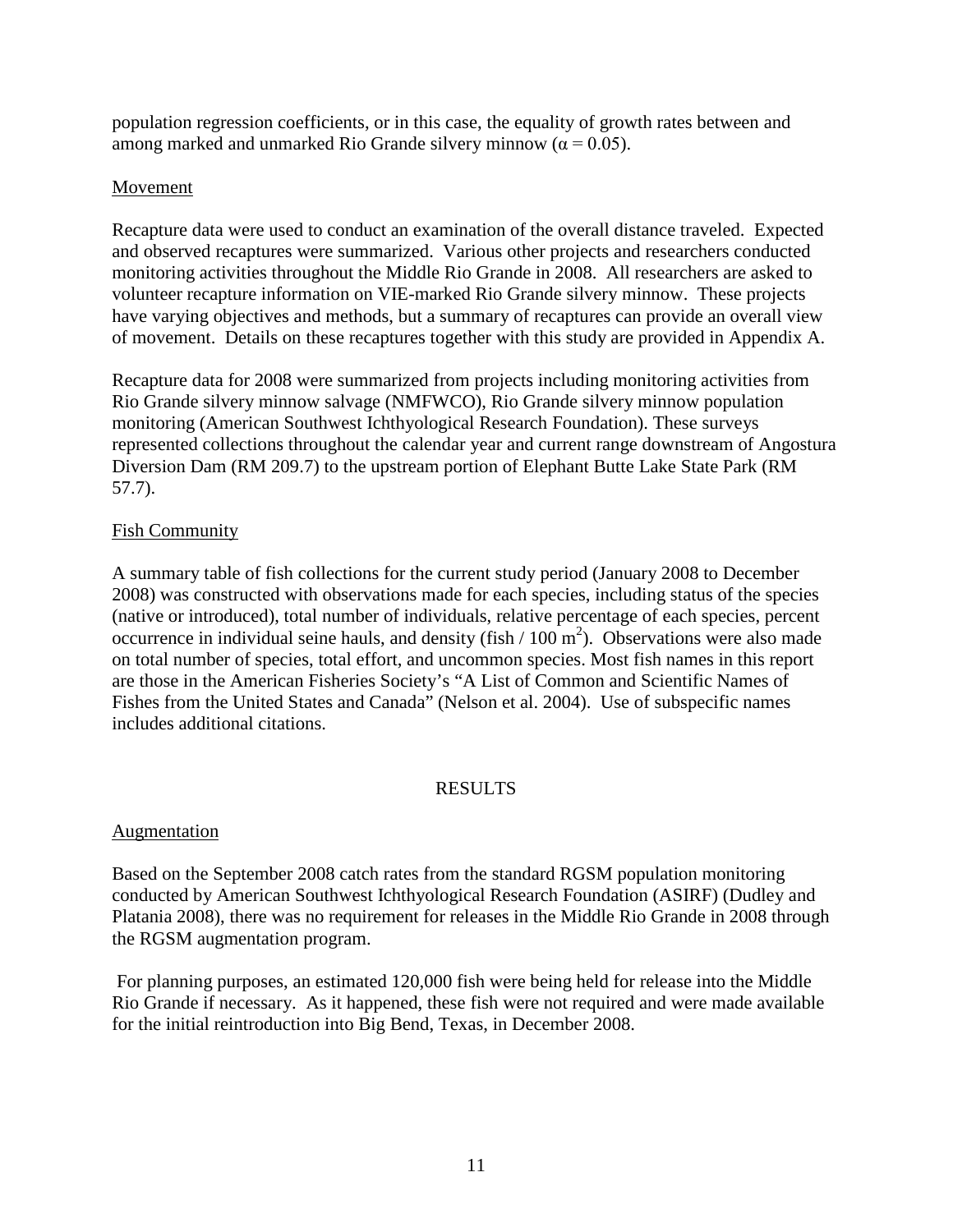population regression coefficients, or in this case, the equality of growth rates between and among marked and unmarked Rio Grande silvery minnow ($\alpha = 0.05$).

### Movement

Recapture data were used to conduct an examination of the overall distance traveled. Expected and observed recaptures were summarized. Various other projects and researchers conducted monitoring activities throughout the Middle Rio Grande in 2008. All researchers are asked to volunteer recapture information on VIE-marked Rio Grande silvery minnow. These projects have varying objectives and methods, but a summary of recaptures can provide an overall view of movement. Details on these recaptures together with this study are provided in Appendix A.

Recapture data for 2008 were summarized from projects including monitoring activities from Rio Grande silvery minnow salvage (NMFWCO), Rio Grande silvery minnow population monitoring (American Southwest Ichthyological Research Foundation). These surveys represented collections throughout the calendar year and current range downstream of Angostura Diversion Dam (RM 209.7) to the upstream portion of Elephant Butte Lake State Park (RM 57.7).

### Fish Community

A summary table of fish collections for the current study period (January 2008 to December 2008) was constructed with observations made for each species, including status of the species (native or introduced), total number of individuals, relative percentage of each species, percent occurrence in individual seine hauls, and density (fish / 100 $m^2$). Observations were also made on total number of species, total effort, and uncommon species. Most fish names in this report are those in the American Fisheries Society's "A List of Common and Scientific Names of Fishes from the United States and Canada" (Nelson et al. 2004). Use of subspecific names includes additional citations.

## RESULTS

### Augmentation

Based on the September 2008 catch rates from the standard RGSM population monitoring conducted by American Southwest Ichthyological Research Foundation (ASIRF) (Dudley and Platania 2008), there was no requirement for releases in the Middle Rio Grande in 2008 through the RGSM augmentation program.

For planning purposes, an estimated 120,000 fish were being held for release into the Middle Rio Grande if necessary. As it happened, these fish were not required and were made available for the initial reintroduction into Big Bend, Texas, in December 2008.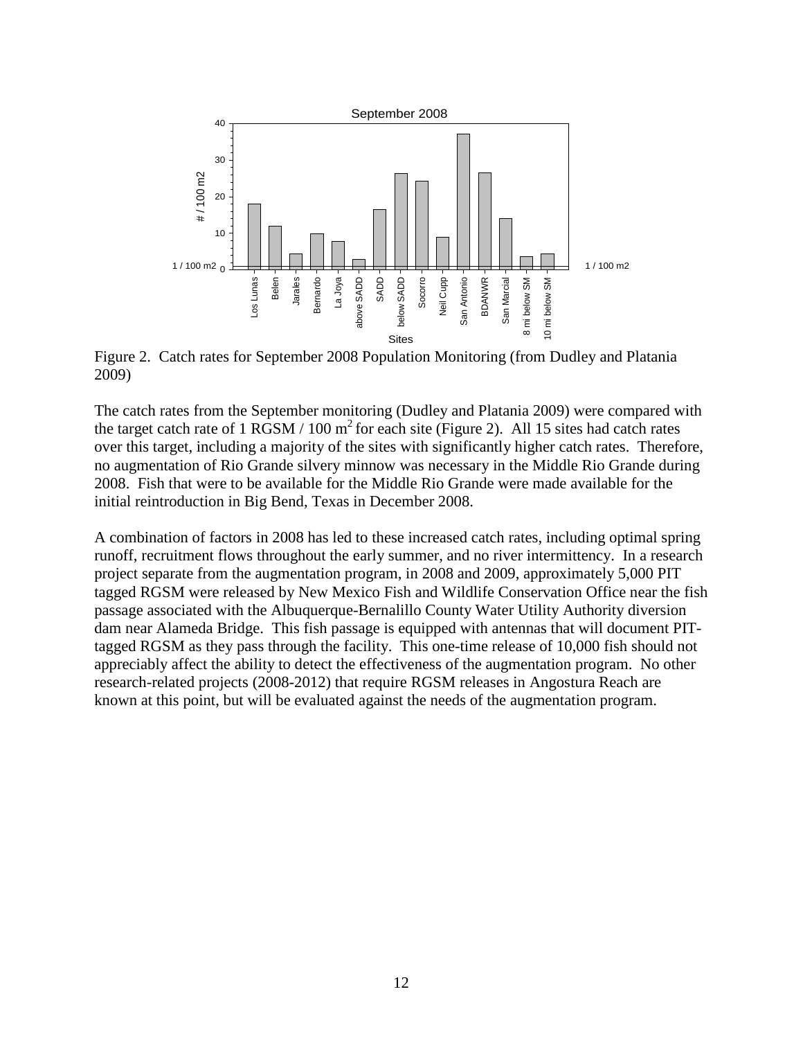September 2008

40
30
20
10
0

# / 100 m2

1 / 100 m2

1 / 100 m2

Los Lunas
Belen
Jarales
Bernardo
La Joya
above SADD
SADD
below SADD
Socorro
Neil Cupp
San Antonio
BDANWR
San Marcial
8 mi below SM
10 mi below SM

Sites

Figure 2. Catch rates for September 2008 Population Monitoring (from Dudley and Platania 2009)

The catch rates from the September monitoring (Dudley and Platania 2009) were compared with the target catch rate of 1 RGSM / 100 $m^2$ for each site (Figure 2). All 15 sites had catch rates over this target, including a majority of the sites with significantly higher catch rates. Therefore, no augmentation of Rio Grande silvery minnow was necessary in the Middle Rio Grande during 2008. Fish that were to be available for the Middle Rio Grande were made available for the initial reintroduction in Big Bend, Texas in December 2008.

A combination of factors in 2008 has led to these increased catch rates, including optimal spring runoff, recruitment flows throughout the early summer, and no river intermittency. In a research project separate from the augmentation program, in 2008 and 2009, approximately 5,000 PIT tagged RGSM were released by New Mexico Fish and Wildlife Conservation Office near the fish passage associated with the Albuquerque-Bernalillo County Water Utility Authority diversion dam near Alameda Bridge. This fish passage is equipped with antennas that will document PIT-tagged RGSM as they pass through the facility. This one-time release of 10,000 fish should not appreciably affect the ability to detect the effectiveness of the augmentation program. No other research-related projects (2008-2012) that require RGSM releases in Angostura Reach are known at this point, but will be evaluated against the needs of the augmentation program.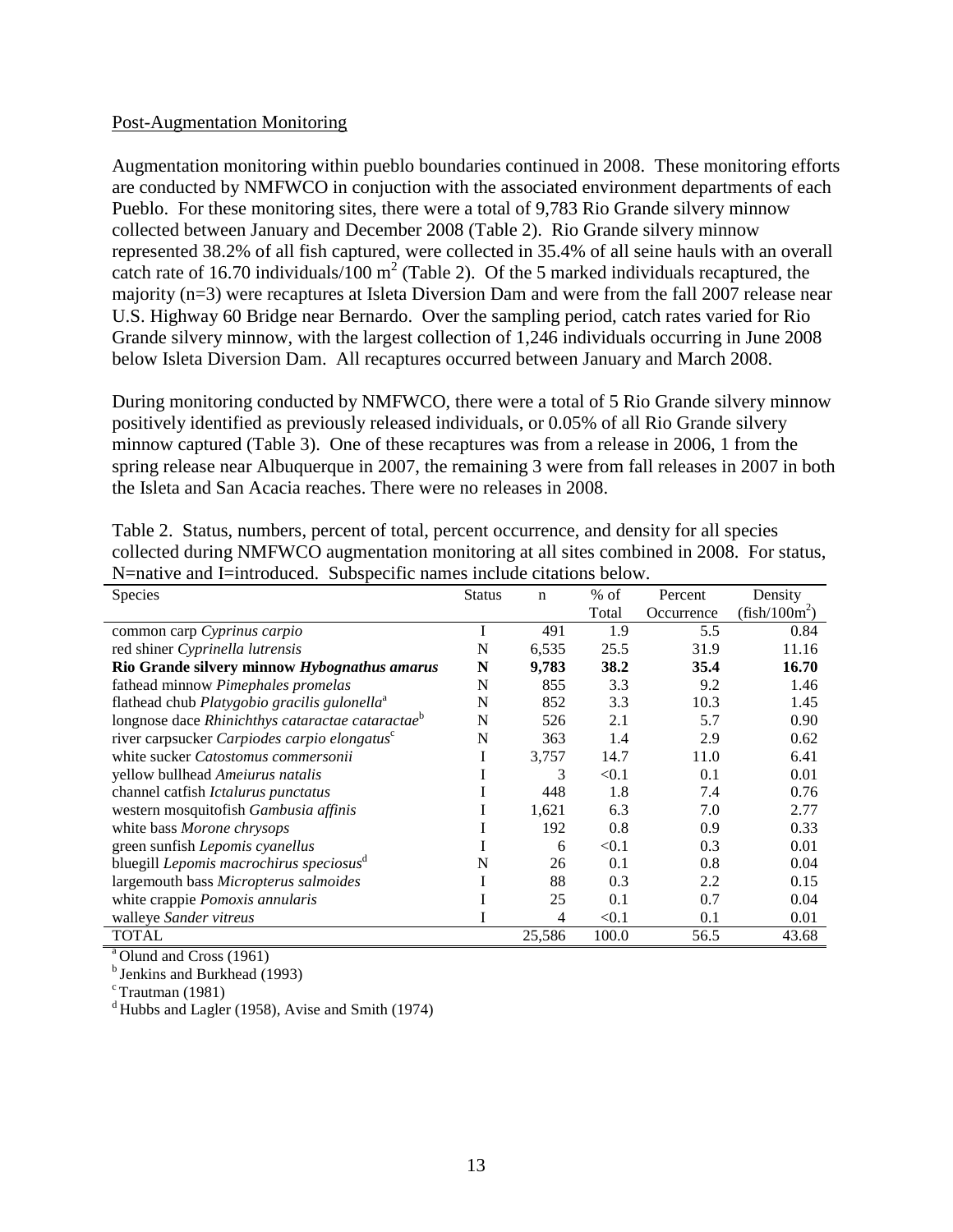Post-Augmentation Monitoring

Augmentation monitoring within pueblo boundaries continued in 2008. These monitoring efforts are conducted by NMFWCO in conjuction with the associated environment departments of each Pueblo. For these monitoring sites, there were a total of 9,783 Rio Grande silvery minnow collected between January and December 2008 (Table 2). Rio Grande silvery minnow represented 38.2% of all fish captured, were collected in 35.4% of all seine hauls with an overall catch rate of 16.70 individuals/100 $m^2$ (Table 2). Of the 5 marked individuals recaptured, the majority (n=3) were recaptures at Isleta Diversion Dam and were from the fall 2007 release near U.S. Highway 60 Bridge near Bernardo. Over the sampling period, catch rates varied for Rio Grande silvery minnow, with the largest collection of 1,246 individuals occurring in June 2008 below Isleta Diversion Dam. All recaptures occurred between January and March 2008.

During monitoring conducted by NMFWCO, there were a total of 5 Rio Grande silvery minnow positively identified as previously released individuals, or 0.05% of all Rio Grande silvery minnow captured (Table 3). One of these recaptures was from a release in 2006, 1 from the spring release near Albuquerque in 2007, the remaining 3 were from fall releases in 2007 in both the Isleta and San Acacia reaches. There were no releases in 2008.

Table 2. Status, numbers, percent of total, percent occurrence, and density for all species collected during NMFWCO augmentation monitoring at all sites combined in 2008. For status, N=native and I=introduced. Subspecific names include citations below.

| Species | Status | n | % of Total | Percent Occurrence | Density (fish/100m$^2$) |
|---|---|---|---|---|---|
| common carp *Cyprinus carpio* | I | 491 | 1.9 | 5.5 | 0.84 |
| red shiner *Cyprinella lutrensis* | N | 6,535 | 25.5 | 31.9 | 11.16 |
| **Rio Grande silvery minnow *Hybognathus amarus*** | **N** | **9,783** | **38.2** | **35.4** | **16.70** |
| fathead minnow *Pimephales promelas* | N | 855 | 3.3 | 9.2 | 1.46 |
| flathead chub *Platygobio gracilis gulonella*[a] | N | 852 | 3.3 | 10.3 | 1.45 |
| longnose dace *Rhinichthys cataractae cataractae*[b] | N | 526 | 2.1 | 5.7 | 0.90 |
| river carpsucker *Carpiodes carpio elongatus*[c] | N | 363 | 1.4 | 2.9 | 0.62 |
| white sucker *Catostomus commersonii* | I | 3,757 | 14.7 | 11.0 | 6.41 |
| yellow bullhead *Ameiurus natalis* | I | 3 | <0.1 | 0.1 | 0.01 |
| channel catfish *Ictalurus punctatus* | I | 448 | 1.8 | 7.4 | 0.76 |
| western mosquitofish *Gambusia affinis* | I | 1,621 | 6.3 | 7.0 | 2.77 |
| white bass *Morone chrysops* | I | 192 | 0.8 | 0.9 | 0.33 |
| green sunfish *Lepomis cyanellus* | I | 6 | <0.1 | 0.3 | 0.01 |
| bluegill *Lepomis macrochirus speciosus*[d] | N | 26 | 0.1 | 0.8 | 0.04 |
| largemouth bass *Micropterus salmoides* | I | 88 | 0.3 | 2.2 | 0.15 |
| white crappie *Pomoxis annularis* | I | 25 | 0.1 | 0.7 | 0.04 |
| walleye *Sander vitreus* | I | 4 | <0.1 | 0.1 | 0.01 |
| TOTAL | | 25,586 | 100.0 | 56.5 | 43.68 |

[a] Olund and Cross (1961)
[b] Jenkins and Burkhead (1993)
[c] Trautman (1981)
[d] Hubbs and Lagler (1958), Avise and Smith (1974)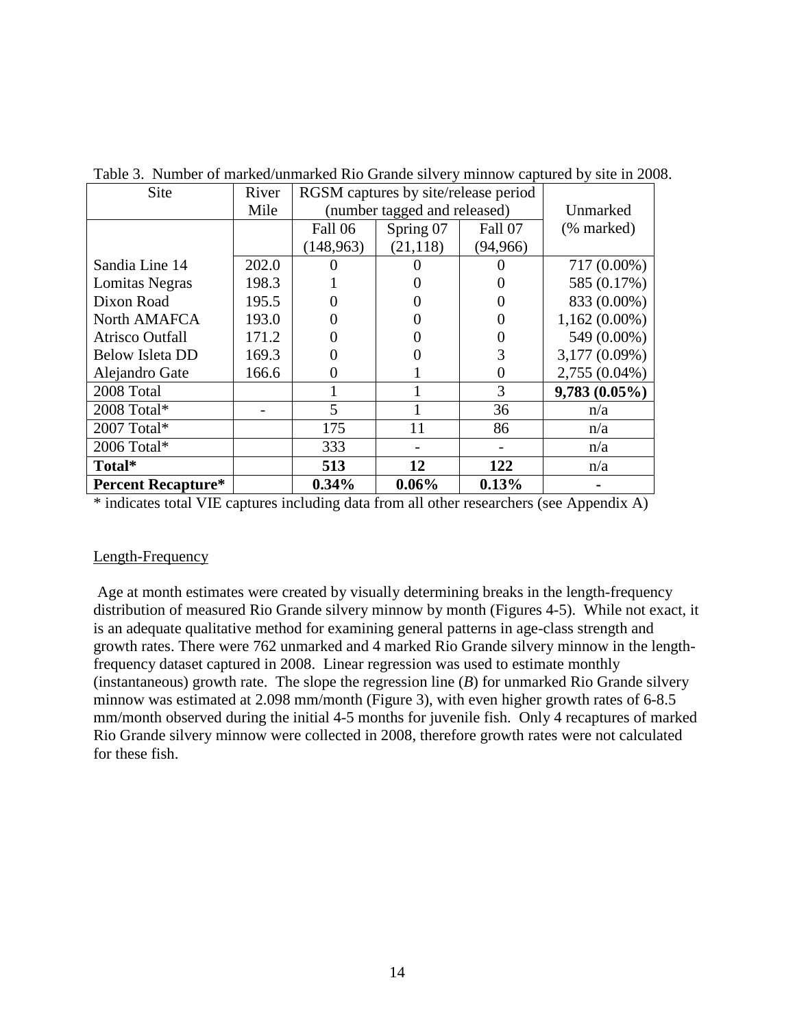Table 3. Number of marked/unmarked Rio Grande silvery minnow captured by site in 2008.

| Site | River Mile | RGSM captures by site/release period (number tagged and released) | | | Unmarked (% marked) |
|---|---|---|---|---|---|
| | | Fall 06 (148,963) | Spring 07 (21,118) | Fall 07 (94,966) | |
| Sandia Line 14 | 202.0 | 0 | 0 | 0 | 717 (0.00%) |
| Lomitas Negras | 198.3 | 1 | 0 | 0 | 585 (0.17%) |
| Dixon Road | 195.5 | 0 | 0 | 0 | 833 (0.00%) |
| North AMAFCA | 193.0 | 0 | 0 | 0 | 1,162 (0.00%) |
| Atrisco Outfall | 171.2 | 0 | 0 | 0 | 549 (0.00%) |
| Below Isleta DD | 169.3 | 0 | 0 | 3 | 3,177 (0.09%) |
| Alejandro Gate | 166.6 | 0 | 1 | 0 | 2,755 (0.04%) |
| 2008 Total | | 1 | 1 | 3 | **9,783 (0.05%)** |
| 2008 Total* | - | 5 | 1 | 36 | n/a |
| 2007 Total* | | 175 | 11 | 86 | n/a |
| 2006 Total* | | 333 | - | - | n/a |
| **Total*** | | **513** | **12** | **122** | n/a |
| **Percent Recapture*** | | **0.34%** | **0.06%** | **0.13%** | - |

* indicates total VIE captures including data from all other researchers (see Appendix A)

## Length-Frequency

Age at month estimates were created by visually determining breaks in the length-frequency distribution of measured Rio Grande silvery minnow by month (Figures 4-5). While not exact, it is an adequate qualitative method for examining general patterns in age-class strength and growth rates. There were 762 unmarked and 4 marked Rio Grande silvery minnow in the length-frequency dataset captured in 2008. Linear regression was used to estimate monthly (instantaneous) growth rate. The slope the regression line ($B$) for unmarked Rio Grande silvery minnow was estimated at 2.098 mm/month (Figure 3), with even higher growth rates of 6-8.5 mm/month observed during the initial 4-5 months for juvenile fish. Only 4 recaptures of marked Rio Grande silvery minnow were collected in 2008, therefore growth rates were not calculated for these fish.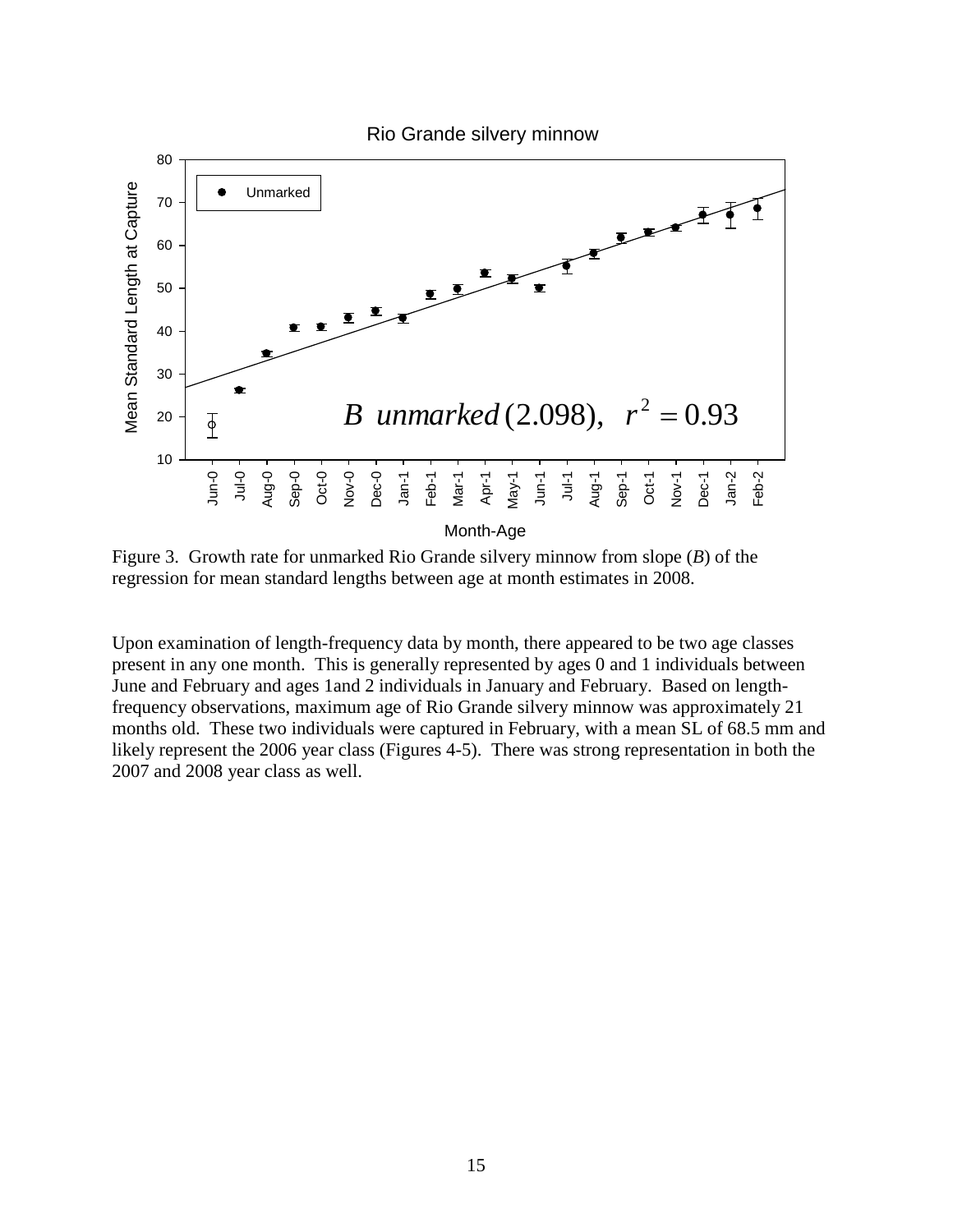Rio Grande silvery minnow

Mean Standard Length at Capture

80
70
60
50
40
30
20
10

Unmarked

$B\ unmarked(2.098),\quad r^2 = 0.93$

Jun-0
Jul-0
Aug-0
Sep-0
Oct-0
Nov-0
Dec-0
Jan-1
Feb-1
Mar-1
Apr-1
May-1
Jun-1
Jul-1
Aug-1
Sep-1
Oct-1
Nov-1
Dec-1
Jan-2
Feb-2

Month-Age

Figure 3. Growth rate for unmarked Rio Grande silvery minnow from slope (*B*) of the regression for mean standard lengths between age at month estimates in 2008.

Upon examination of length-frequency data by month, there appeared to be two age classes present in any one month. This is generally represented by ages 0 and 1 individuals between June and February and ages 1and 2 individuals in January and February. Based on length-frequency observations, maximum age of Rio Grande silvery minnow was approximately 21 months old. These two individuals were captured in February, with a mean SL of 68.5 mm and likely represent the 2006 year class (Figures 4-5). There was strong representation in both the 2007 and 2008 year class as well.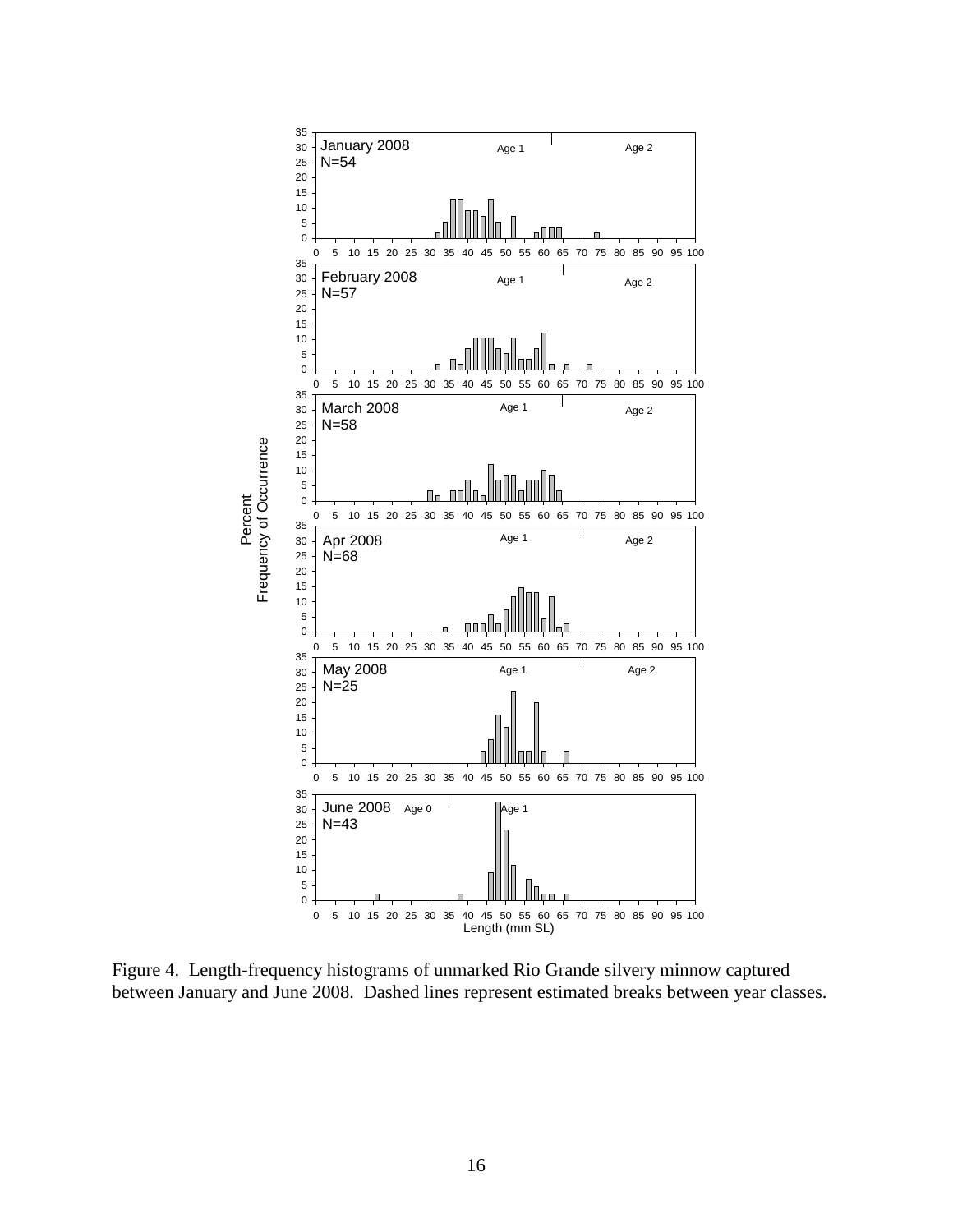January 2008
N=54
Age 1
Age 2

February 2008
N=57
Age 1
Age 2

March 2008
N=58
Age 1
Age 2

Apr 2008
N=68
Age 1
Age 2

May 2008
N=25
Age 1
Age 2

June 2008
N=43
Age 0
Age 1

Percent
Frequency of Occurrence

0 5 10 15 20 25 30 35 40 45 50 55 60 65 70 75 80 85 90 95 100
Length (mm SL)

Figure 4. Length-frequency histograms of unmarked Rio Grande silvery minnow captured between January and June 2008. Dashed lines represent estimated breaks between year classes.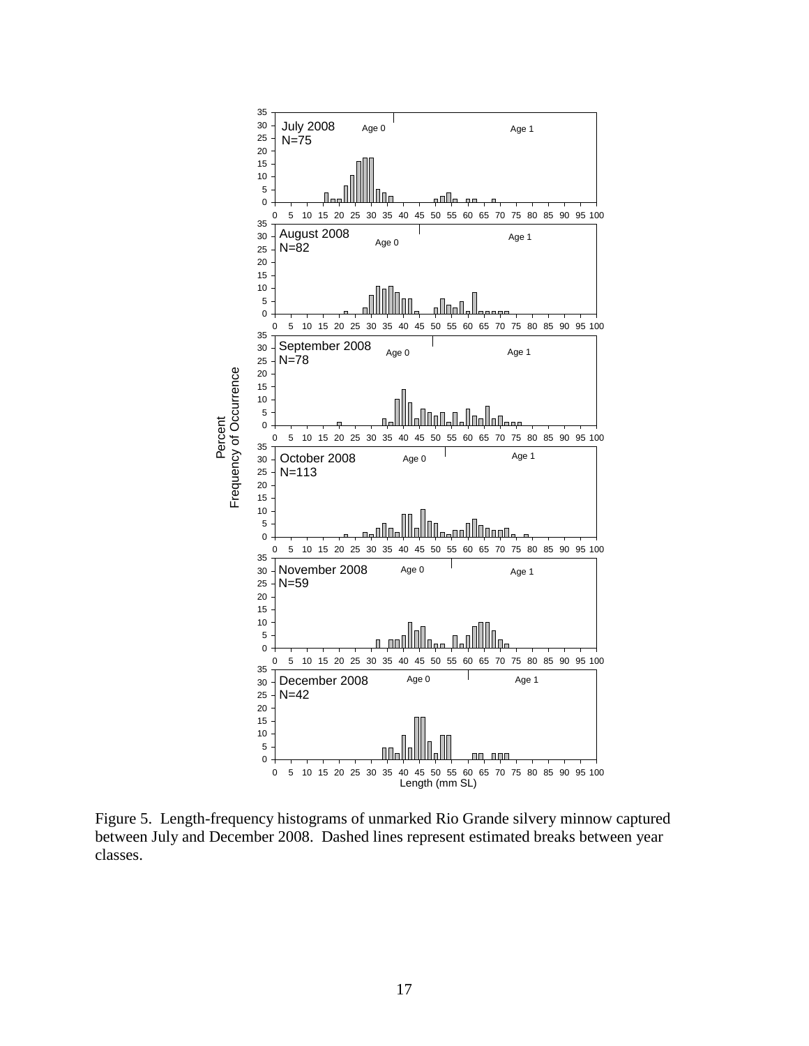Percent
Frequency of Occurrence

July 2008
N=75
Age 0
Age 1

August 2008
N=82
Age 0
Age 1

September 2008
N=78
Age 0
Age 1

October 2008
N=113
Age 0
Age 1

November 2008
N=59
Age 0
Age 1

December 2008
N=42
Age 0
Age 1

0 5 10 15 20 25 30 35
0 5 10 15 20 25 30 35 40 45 50 55 60 65 70 75 80 85 90 95 100
Length (mm SL)

Figure 5. Length-frequency histograms of unmarked Rio Grande silvery minnow captured between July and December 2008. Dashed lines represent estimated breaks between year classes.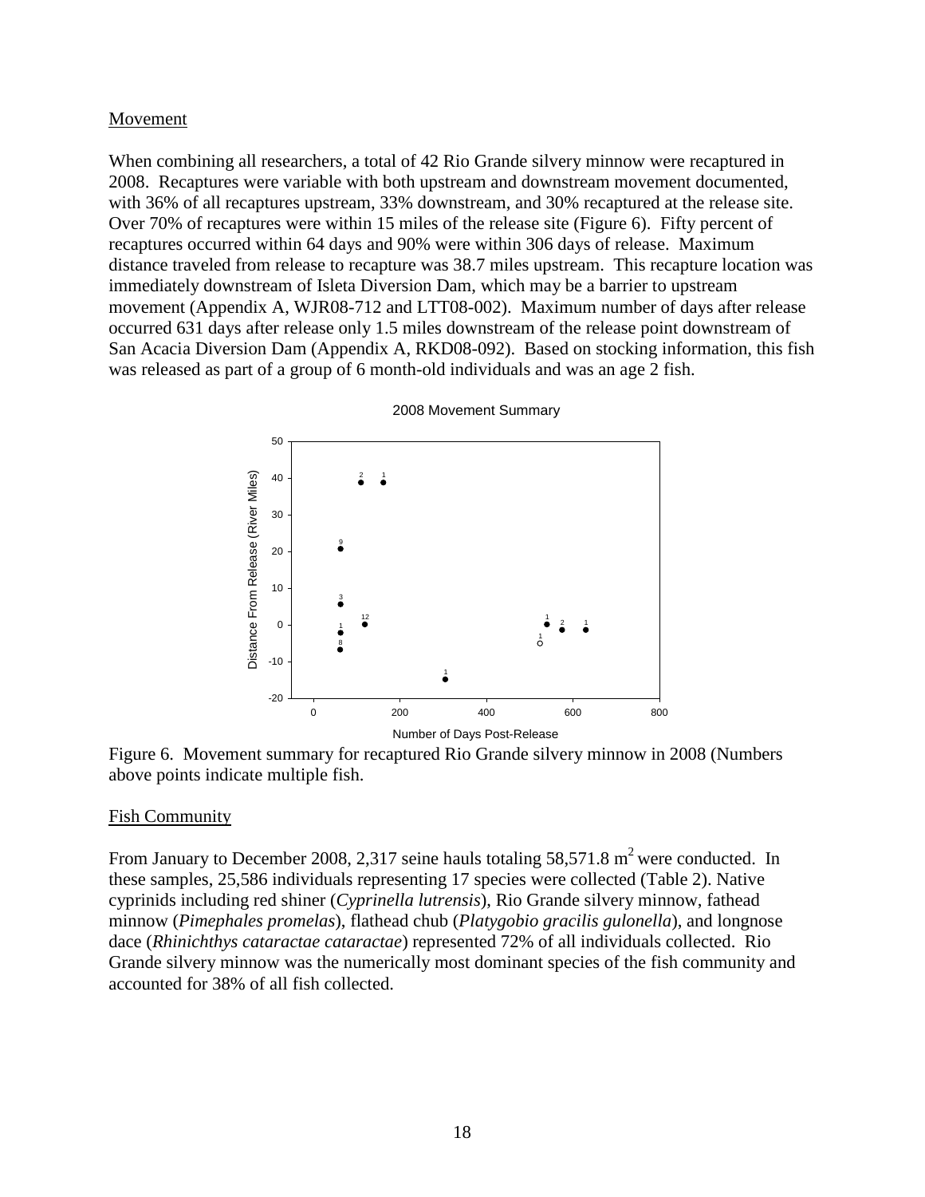## Movement

When combining all researchers, a total of 42 Rio Grande silvery minnow were recaptured in 2008. Recaptures were variable with both upstream and downstream movement documented, with 36% of all recaptures upstream, 33% downstream, and 30% recaptured at the release site. Over 70% of recaptures were within 15 miles of the release site (Figure 6). Fifty percent of recaptures occurred within 64 days and 90% were within 306 days of release. Maximum distance traveled from release to recapture was 38.7 miles upstream. This recapture location was immediately downstream of Isleta Diversion Dam, which may be a barrier to upstream movement (Appendix A, WJR08-712 and LTT08-002). Maximum number of days after release occurred 631 days after release only 1.5 miles downstream of the release point downstream of San Acacia Diversion Dam (Appendix A, RKD08-092). Based on stocking information, this fish was released as part of a group of 6 month-old individuals and was an age 2 fish.

2008 Movement Summary

Distance From Release (River Miles)

50
40
30
20
10
0
-10
-20

0
200
400
600
800

Number of Days Post-Release

2 1 9 3 12 1 8 1 1 2 1 1 1

Figure 6. Movement summary for recaptured Rio Grande silvery minnow in 2008 (Numbers above points indicate multiple fish.

## Fish Community

From January to December 2008, 2,317 seine hauls totaling 58,571.8 $m^2$ were conducted. In these samples, 25,586 individuals representing 17 species were collected (Table 2). Native cyprinids including red shiner (*Cyprinella lutrensis*), Rio Grande silvery minnow, fathead minnow (*Pimephales promelas*), flathead chub (*Platygobio gracilis gulonella*), and longnose dace (*Rhinichthys cataractae cataractae*) represented 72% of all individuals collected. Rio Grande silvery minnow was the numerically most dominant species of the fish community and accounted for 38% of all fish collected.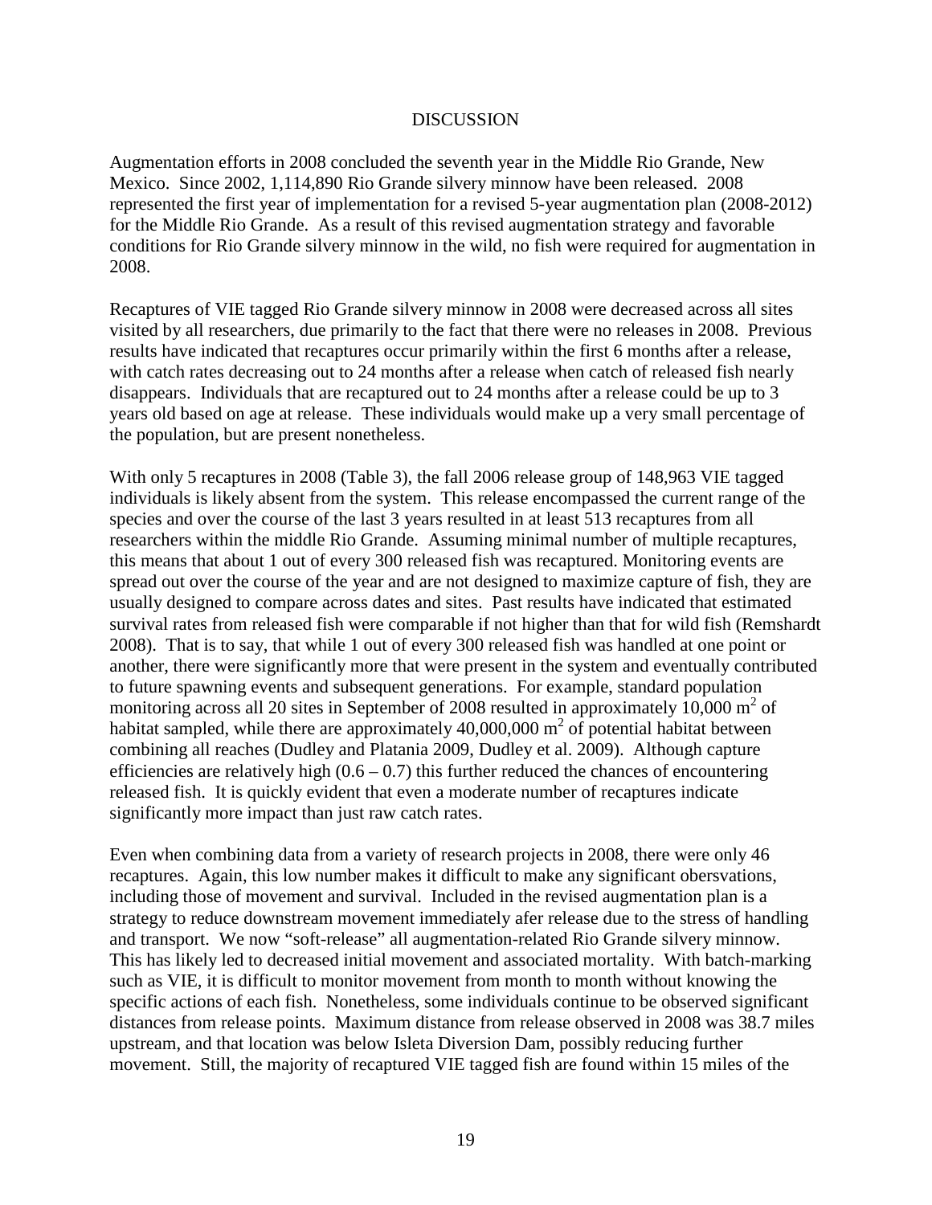# DISCUSSION

Augmentation efforts in 2008 concluded the seventh year in the Middle Rio Grande, New Mexico. Since 2002, 1,114,890 Rio Grande silvery minnow have been released. 2008 represented the first year of implementation for a revised 5-year augmentation plan (2008-2012) for the Middle Rio Grande. As a result of this revised augmentation strategy and favorable conditions for Rio Grande silvery minnow in the wild, no fish were required for augmentation in 2008.

Recaptures of VIE tagged Rio Grande silvery minnow in 2008 were decreased across all sites visited by all researchers, due primarily to the fact that there were no releases in 2008. Previous results have indicated that recaptures occur primarily within the first 6 months after a release, with catch rates decreasing out to 24 months after a release when catch of released fish nearly disappears. Individuals that are recaptured out to 24 months after a release could be up to 3 years old based on age at release. These individuals would make up a very small percentage of the population, but are present nonetheless.

With only 5 recaptures in 2008 (Table 3), the fall 2006 release group of 148,963 VIE tagged individuals is likely absent from the system. This release encompassed the current range of the species and over the course of the last 3 years resulted in at least 513 recaptures from all researchers within the middle Rio Grande. Assuming minimal number of multiple recaptures, this means that about 1 out of every 300 released fish was recaptured. Monitoring events are spread out over the course of the year and are not designed to maximize capture of fish, they are usually designed to compare across dates and sites. Past results have indicated that estimated survival rates from released fish were comparable if not higher than that for wild fish (Remshardt 2008). That is to say, that while 1 out of every 300 released fish was handled at one point or another, there were significantly more that were present in the system and eventually contributed to future spawning events and subsequent generations. For example, standard population monitoring across all 20 sites in September of 2008 resulted in approximately 10,000 $m^2$ of habitat sampled, while there are approximately 40,000,000 $m^2$ of potential habitat between combining all reaches (Dudley and Platania 2009, Dudley et al. 2009). Although capture efficiencies are relatively high (0.6 – 0.7) this further reduced the chances of encountering released fish. It is quickly evident that even a moderate number of recaptures indicate significantly more impact than just raw catch rates.

Even when combining data from a variety of research projects in 2008, there were only 46 recaptures. Again, this low number makes it difficult to make any significant obersvations, including those of movement and survival. Included in the revised augmentation plan is a strategy to reduce downstream movement immediately afer release due to the stress of handling and transport. We now "soft-release" all augmentation-related Rio Grande silvery minnow. This has likely led to decreased initial movement and associated mortality. With batch-marking such as VIE, it is difficult to monitor movement from month to month without knowing the specific actions of each fish. Nonetheless, some individuals continue to be observed significant distances from release points. Maximum distance from release observed in 2008 was 38.7 miles upstream, and that location was below Isleta Diversion Dam, possibly reducing further movement. Still, the majority of recaptured VIE tagged fish are found within 15 miles of the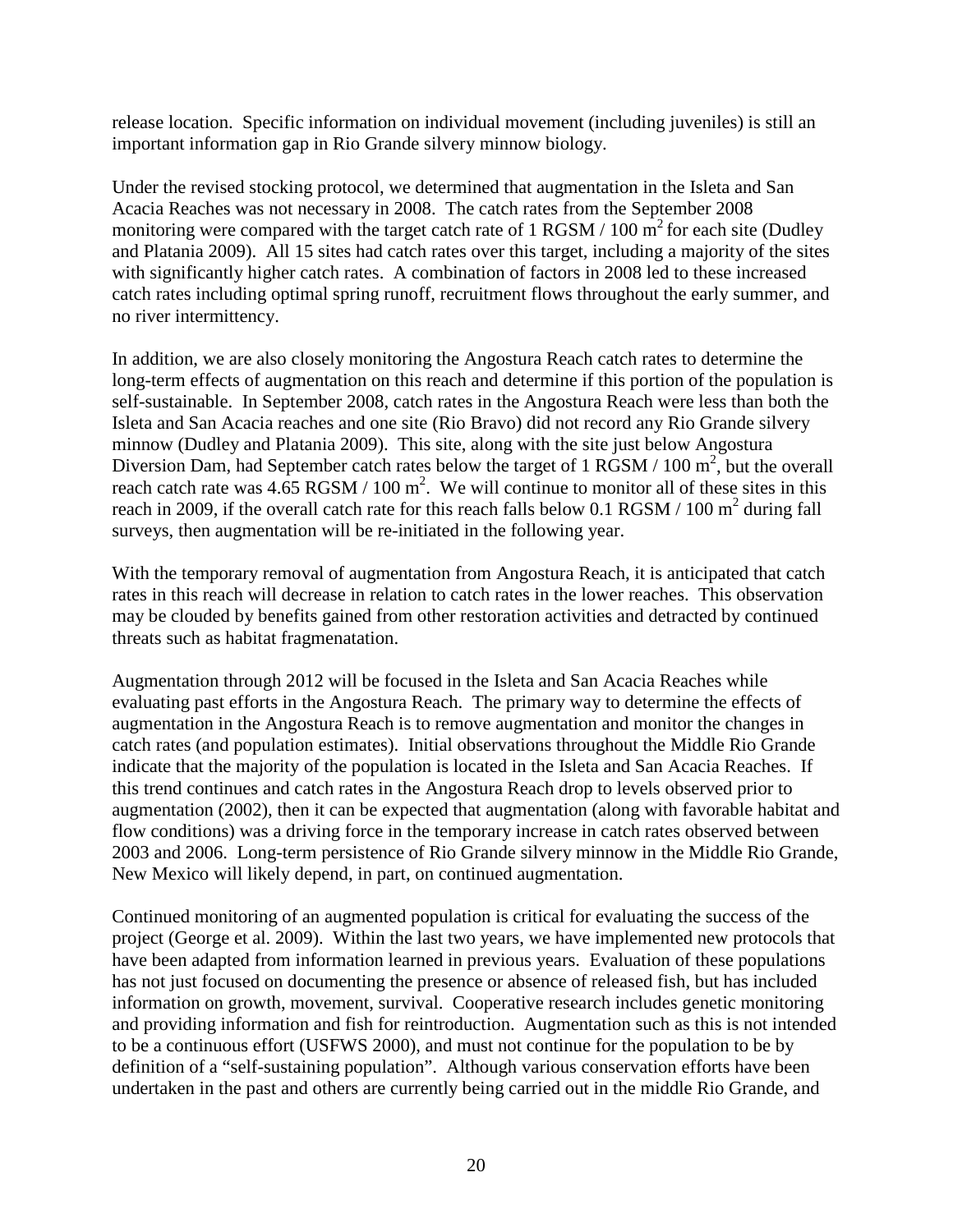release location. Specific information on individual movement (including juveniles) is still an important information gap in Rio Grande silvery minnow biology.

Under the revised stocking protocol, we determined that augmentation in the Isleta and San Acacia Reaches was not necessary in 2008. The catch rates from the September 2008 monitoring were compared with the target catch rate of 1 RGSM / 100 $m^2$ for each site (Dudley and Platania 2009). All 15 sites had catch rates over this target, including a majority of the sites with significantly higher catch rates. A combination of factors in 2008 led to these increased catch rates including optimal spring runoff, recruitment flows throughout the early summer, and no river intermittency.

In addition, we are also closely monitoring the Angostura Reach catch rates to determine the long-term effects of augmentation on this reach and determine if this portion of the population is self-sustainable. In September 2008, catch rates in the Angostura Reach were less than both the Isleta and San Acacia reaches and one site (Rio Bravo) did not record any Rio Grande silvery minnow (Dudley and Platania 2009). This site, along with the site just below Angostura Diversion Dam, had September catch rates below the target of 1 RGSM / 100 $m^2$, but the overall reach catch rate was 4.65 RGSM / 100 $m^2$. We will continue to monitor all of these sites in this reach in 2009, if the overall catch rate for this reach falls below 0.1 RGSM / 100 $m^2$ during fall surveys, then augmentation will be re-initiated in the following year.

With the temporary removal of augmentation from Angostura Reach, it is anticipated that catch rates in this reach will decrease in relation to catch rates in the lower reaches. This observation may be clouded by benefits gained from other restoration activities and detracted by continued threats such as habitat fragmenatation.

Augmentation through 2012 will be focused in the Isleta and San Acacia Reaches while evaluating past efforts in the Angostura Reach. The primary way to determine the effects of augmentation in the Angostura Reach is to remove augmentation and monitor the changes in catch rates (and population estimates). Initial observations throughout the Middle Rio Grande indicate that the majority of the population is located in the Isleta and San Acacia Reaches. If this trend continues and catch rates in the Angostura Reach drop to levels observed prior to augmentation (2002), then it can be expected that augmentation (along with favorable habitat and flow conditions) was a driving force in the temporary increase in catch rates observed between 2003 and 2006. Long-term persistence of Rio Grande silvery minnow in the Middle Rio Grande, New Mexico will likely depend, in part, on continued augmentation.

Continued monitoring of an augmented population is critical for evaluating the success of the project (George et al. 2009). Within the last two years, we have implemented new protocols that have been adapted from information learned in previous years. Evaluation of these populations has not just focused on documenting the presence or absence of released fish, but has included information on growth, movement, survival. Cooperative research includes genetic monitoring and providing information and fish for reintroduction. Augmentation such as this is not intended to be a continuous effort (USFWS 2000), and must not continue for the population to be by definition of a "self-sustaining population". Although various conservation efforts have been undertaken in the past and others are currently being carried out in the middle Rio Grande, and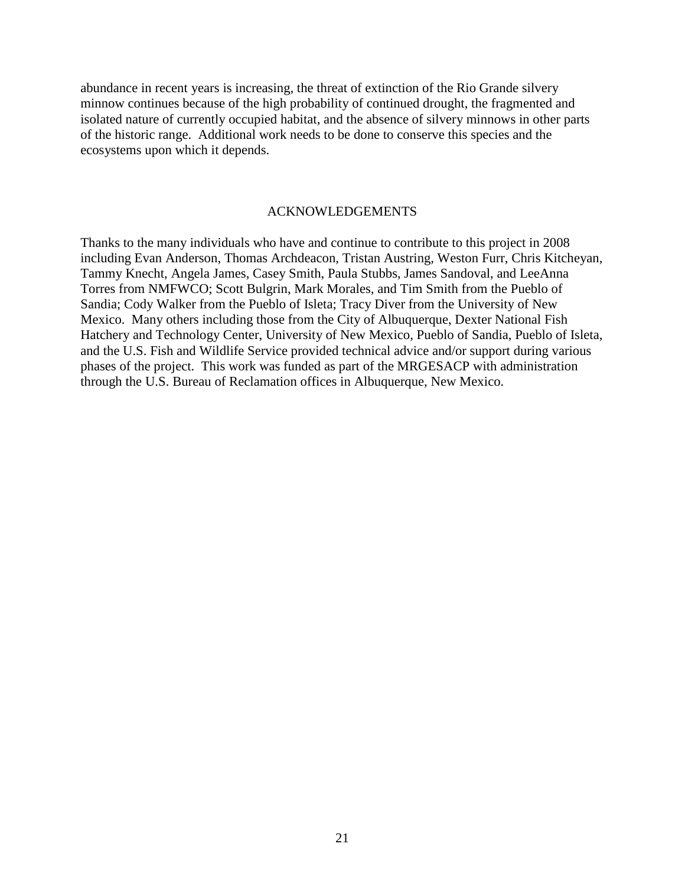abundance in recent years is increasing, the threat of extinction of the Rio Grande silvery minnow continues because of the high probability of continued drought, the fragmented and isolated nature of currently occupied habitat, and the absence of silvery minnows in other parts of the historic range. Additional work needs to be done to conserve this species and the ecosystems upon which it depends.

## ACKNOWLEDGEMENTS

Thanks to the many individuals who have and continue to contribute to this project in 2008 including Evan Anderson, Thomas Archdeacon, Tristan Austring, Weston Furr, Chris Kitcheyan, Tammy Knecht, Angela James, Casey Smith, Paula Stubbs, James Sandoval, and LeeAnna Torres from NMFWCO; Scott Bulgrin, Mark Morales, and Tim Smith from the Pueblo of Sandia; Cody Walker from the Pueblo of Isleta; Tracy Diver from the University of New Mexico. Many others including those from the City of Albuquerque, Dexter National Fish Hatchery and Technology Center, University of New Mexico, Pueblo of Sandia, Pueblo of Isleta, and the U.S. Fish and Wildlife Service provided technical advice and/or support during various phases of the project. This work was funded as part of the MRGESACP with administration through the U.S. Bureau of Reclamation offices in Albuquerque, New Mexico.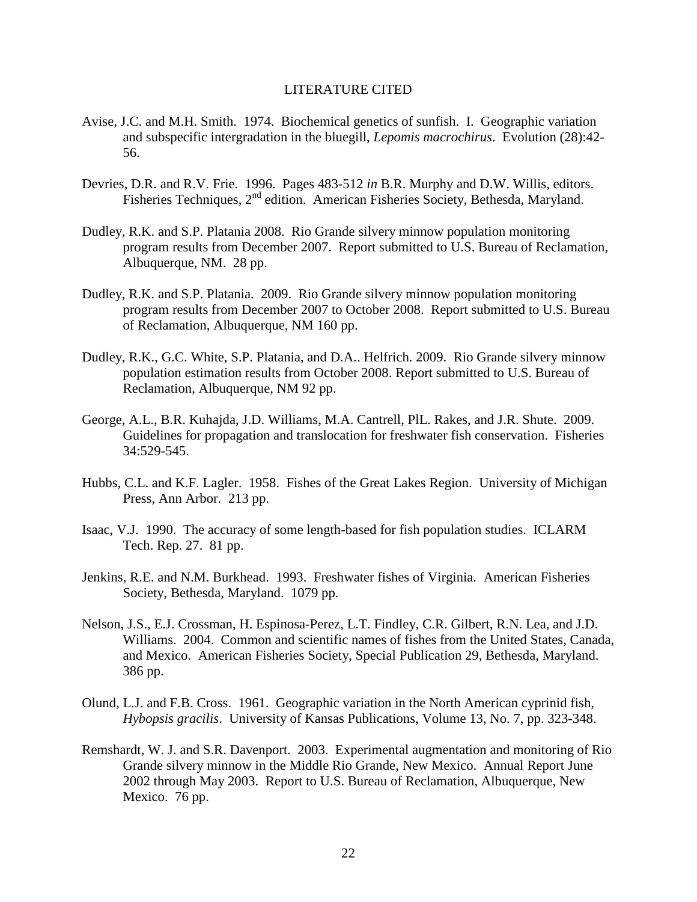## LITERATURE CITED

Avise, J.C. and M.H. Smith. 1974. Biochemical genetics of sunfish. I. Geographic variation and subspecific intergradation in the bluegill, *Lepomis macrochirus*. Evolution (28):42-56.

Devries, D.R. and R.V. Frie. 1996. Pages 483-512 *in* B.R. Murphy and D.W. Willis, editors. Fisheries Techniques, 2nd edition. American Fisheries Society, Bethesda, Maryland.

Dudley, R.K. and S.P. Platania 2008. Rio Grande silvery minnow population monitoring program results from December 2007. Report submitted to U.S. Bureau of Reclamation, Albuquerque, NM. 28 pp.

Dudley, R.K. and S.P. Platania. 2009. Rio Grande silvery minnow population monitoring program results from December 2007 to October 2008. Report submitted to U.S. Bureau of Reclamation, Albuquerque, NM 160 pp.

Dudley, R.K., G.C. White, S.P. Platania, and D.A.. Helfrich. 2009. Rio Grande silvery minnow population estimation results from October 2008. Report submitted to U.S. Bureau of Reclamation, Albuquerque, NM 92 pp.

George, A.L., B.R. Kuhajda, J.D. Williams, M.A. Cantrell, PlL. Rakes, and J.R. Shute. 2009. Guidelines for propagation and translocation for freshwater fish conservation. Fisheries 34:529-545.

Hubbs, C.L. and K.F. Lagler. 1958. Fishes of the Great Lakes Region. University of Michigan Press, Ann Arbor. 213 pp.

Isaac, V.J. 1990. The accuracy of some length-based for fish population studies. ICLARM Tech. Rep. 27. 81 pp.

Jenkins, R.E. and N.M. Burkhead. 1993. Freshwater fishes of Virginia. American Fisheries Society, Bethesda, Maryland. 1079 pp.

Nelson, J.S., E.J. Crossman, H. Espinosa-Perez, L.T. Findley, C.R. Gilbert, R.N. Lea, and J.D. Williams. 2004. Common and scientific names of fishes from the United States, Canada, and Mexico. American Fisheries Society, Special Publication 29, Bethesda, Maryland. 386 pp.

Olund, L.J. and F.B. Cross. 1961. Geographic variation in the North American cyprinid fish, *Hybopsis gracilis*. University of Kansas Publications, Volume 13, No. 7, pp. 323-348.

Remshardt, W. J. and S.R. Davenport. 2003. Experimental augmentation and monitoring of Rio Grande silvery minnow in the Middle Rio Grande, New Mexico. Annual Report June 2002 through May 2003. Report to U.S. Bureau of Reclamation, Albuquerque, New Mexico. 76 pp.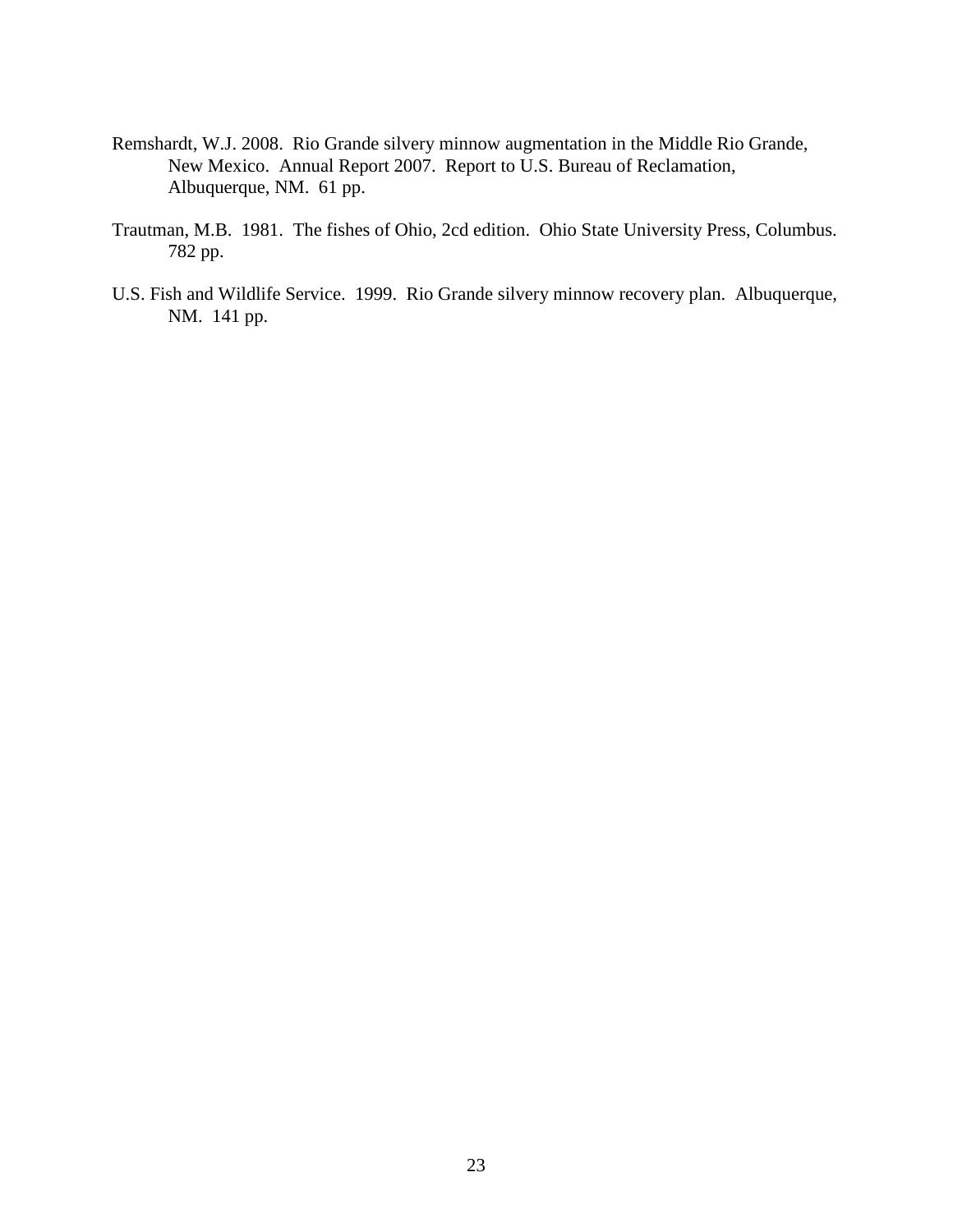Remshardt, W.J. 2008. Rio Grande silvery minnow augmentation in the Middle Rio Grande, New Mexico. Annual Report 2007. Report to U.S. Bureau of Reclamation, Albuquerque, NM. 61 pp.

Trautman, M.B. 1981. The fishes of Ohio, 2cd edition. Ohio State University Press, Columbus. 782 pp.

U.S. Fish and Wildlife Service. 1999. Rio Grande silvery minnow recovery plan. Albuquerque, NM. 141 pp.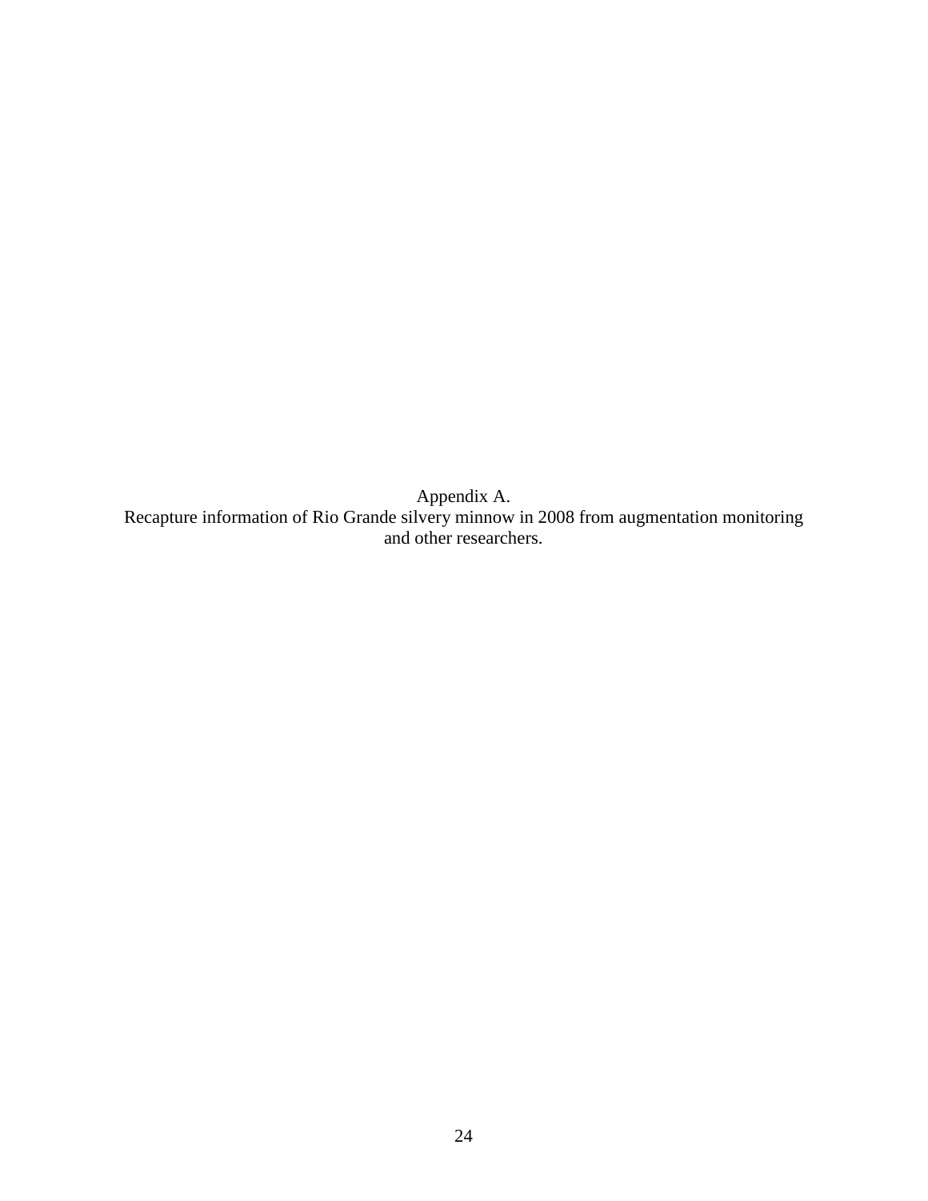# Appendix A.

Recapture information of Rio Grande silvery minnow in 2008 from augmentation monitoring and other researchers.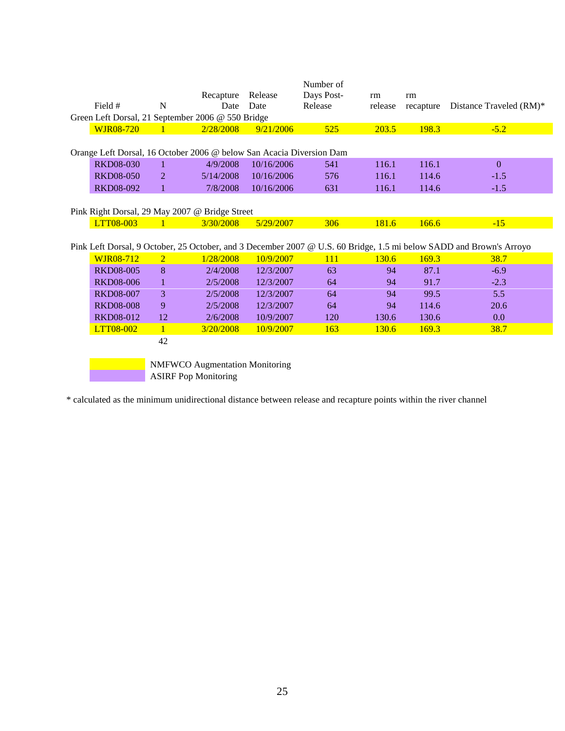| Field # | N | Recapture Date | Release Date | Number of Days Post-Release | rm release | rm recapture | Distance Traveled (RM)* |
|---|---|---|---|---|---|---|---|
| Green Left Dorsal, 21 September 2006 @ 550 Bridge | | | | | | | |
| WJR08-720 | 1 | 2/28/2008 | 9/21/2006 | 525 | 203.5 | 198.3 | -5.2 |
| Orange Left Dorsal, 16 October 2006 @ below San Acacia Diversion Dam | | | | | | | |
| RKD08-030 | 1 | 4/9/2008 | 10/16/2006 | 541 | 116.1 | 116.1 | 0 |
| RKD08-050 | 2 | 5/14/2008 | 10/16/2006 | 576 | 116.1 | 114.6 | -1.5 |
| RKD08-092 | 1 | 7/8/2008 | 10/16/2006 | 631 | 116.1 | 114.6 | -1.5 |
| Pink Right Dorsal, 29 May 2007 @ Bridge Street | | | | | | | |
| LTT08-003 | 1 | 3/30/2008 | 5/29/2007 | 306 | 181.6 | 166.6 | -15 |
| Pink Left Dorsal, 9 October, 25 October, and 3 December 2007 @ U.S. 60 Bridge, 1.5 mi below SADD and Brown's Arroyo | | | | | | | |
| WJR08-712 | 2 | 1/28/2008 | 10/9/2007 | 111 | 130.6 | 169.3 | 38.7 |
| RKD08-005 | 8 | 2/4/2008 | 12/3/2007 | 63 | 94 | 87.1 | -6.9 |
| RKD08-006 | 1 | 2/5/2008 | 12/3/2007 | 64 | 94 | 91.7 | -2.3 |
| RKD08-007 | 3 | 2/5/2008 | 12/3/2007 | 64 | 94 | 99.5 | 5.5 |
| RKD08-008 | 9 | 2/5/2008 | 12/3/2007 | 64 | 94 | 114.6 | 20.6 |
| RKD08-012 | 12 | 2/6/2008 | 10/9/2007 | 120 | 130.6 | 130.6 | 0.0 |
| LTT08-002 | 1 | 3/20/2008 | 10/9/2007 | 163 | 130.6 | 169.3 | 38.7 |
| | 42 | | | | | | |

Yellow: NMFWCO Augmentation Monitoring (WJR08-720, LTT08-003, WJR08-712, LTT08-002)

Purple: ASIRF Pop Monitoring (RKD08-030, RKD08-050, RKD08-092, RKD08-005, RKD08-006, RKD08-007, RKD08-008, RKD08-012)

* calculated as the minimum unidirectional distance between release and recapture points within the river channel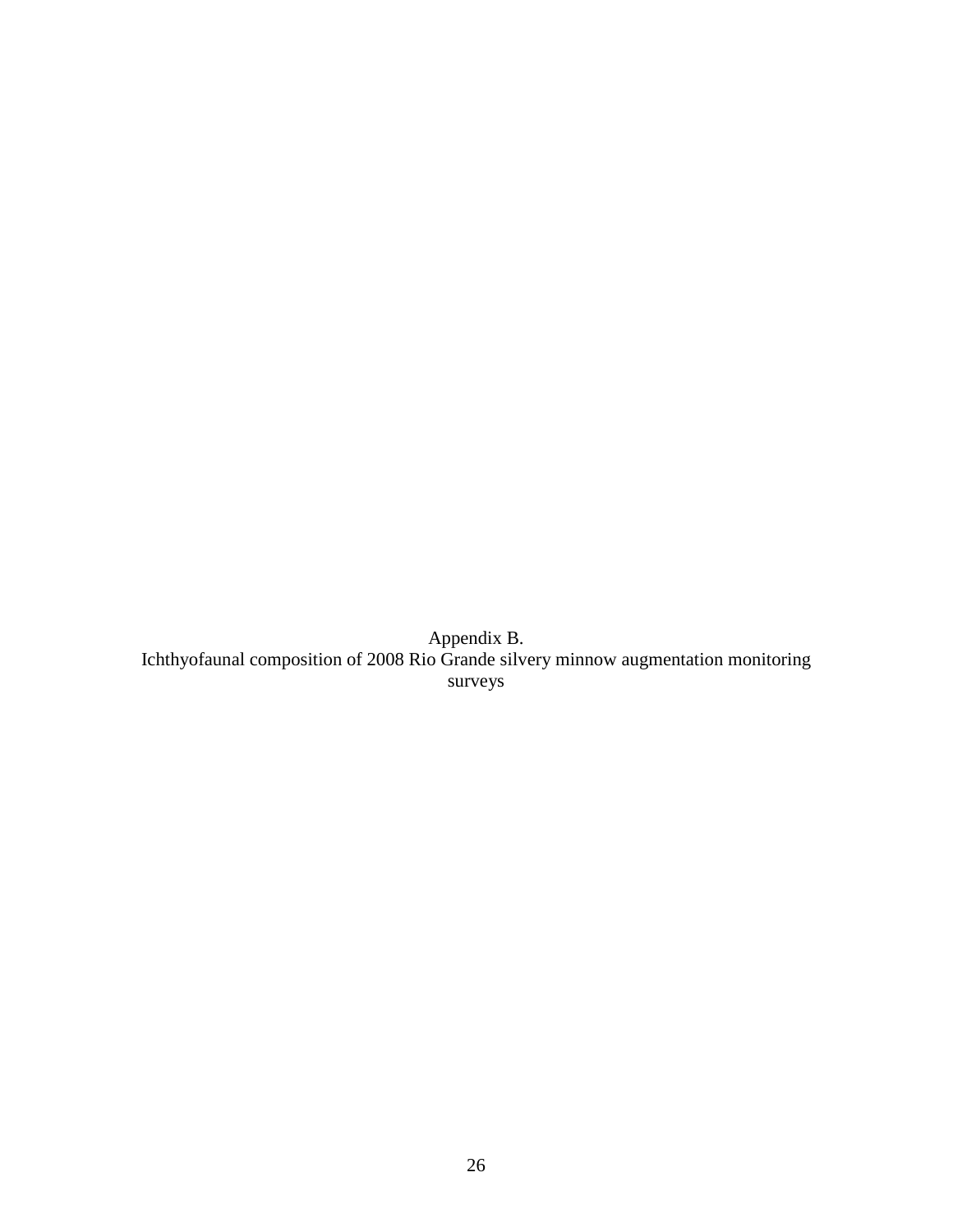# Appendix B.
## Ichthyofaunal composition of 2008 Rio Grande silvery minnow augmentation monitoring surveys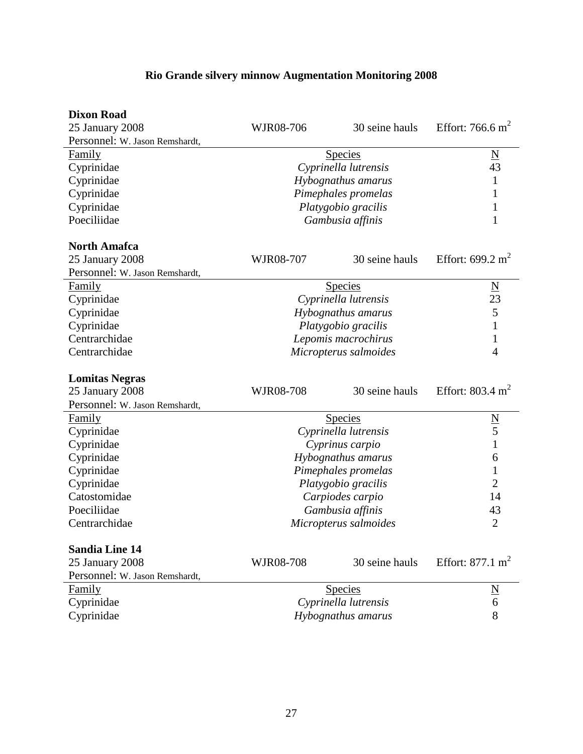# Rio Grande silvery minnow Augmentation Monitoring 2008

**Dixon Road**

25 January 2008 WJR08-706 30 seine hauls Effort: 766.6 m$^2$

Personnel: W. Jason Remshardt,

| Family | Species | N |
|---|---|---|
| Cyprinidae | *Cyprinella lutrensis* | 43 |
| Cyprinidae | *Hybognathus amarus* | 1 |
| Cyprinidae | *Pimephales promelas* | 1 |
| Cyprinidae | *Platygobio gracilis* | 1 |
| Poeciliidae | *Gambusia affinis* | 1 |

**North Amafca**

25 January 2008 WJR08-707 30 seine hauls Effort: 699.2 m$^2$

Personnel: W. Jason Remshardt,

| Family | Species | N |
|---|---|---|
| Cyprinidae | *Cyprinella lutrensis* | 23 |
| Cyprinidae | *Hybognathus amarus* | 5 |
| Cyprinidae | *Platygobio gracilis* | 1 |
| Centrarchidae | *Lepomis macrochirus* | 1 |
| Centrarchidae | *Micropterus salmoides* | 4 |

**Lomitas Negras**

25 January 2008 WJR08-708 30 seine hauls Effort: 803.4 m$^2$

Personnel: W. Jason Remshardt,

| Family | Species | N |
|---|---|---|
| Cyprinidae | *Cyprinella lutrensis* | 5 |
| Cyprinidae | *Cyprinus carpio* | 1 |
| Cyprinidae | *Hybognathus amarus* | 6 |
| Cyprinidae | *Pimephales promelas* | 1 |
| Cyprinidae | *Platygobio gracilis* | 2 |
| Catostomidae | *Carpiodes carpio* | 14 |
| Poeciliidae | *Gambusia affinis* | 43 |
| Centrarchidae | *Micropterus salmoides* | 2 |

**Sandia Line 14**

25 January 2008 WJR08-708 30 seine hauls Effort: 877.1 m$^2$

Personnel: W. Jason Remshardt,

| Family | Species | N |
|---|---|---|
| Cyprinidae | *Cyprinella lutrensis* | 6 |
| Cyprinidae | *Hybognathus amarus* | 8 |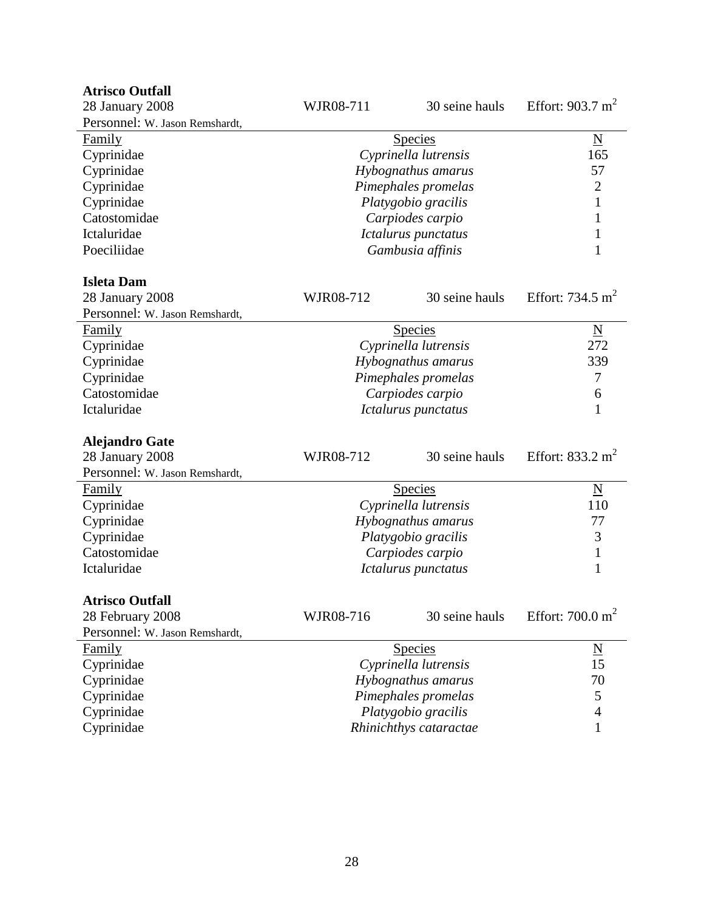**Atrisco Outfall**

| 28 January 2008 | WJR08-711 | 30 seine hauls | Effort: 903.7 $m^2$ |
|---|---|---|---|

Personnel: W. Jason Remshardt,

| Family | Species | N |
|---|---|---|
| Cyprinidae | *Cyprinella lutrensis* | 165 |
| Cyprinidae | *Hybognathus amarus* | 57 |
| Cyprinidae | *Pimephales promelas* | 2 |
| Cyprinidae | *Platygobio gracilis* | 1 |
| Catostomidae | *Carpiodes carpio* | 1 |
| Ictaluridae | *Ictalurus punctatus* | 1 |
| Poeciliidae | *Gambusia affinis* | 1 |

**Isleta Dam**

| 28 January 2008 | WJR08-712 | 30 seine hauls | Effort: 734.5 $m^2$ |
|---|---|---|---|

Personnel: W. Jason Remshardt,

| Family | Species | N |
|---|---|---|
| Cyprinidae | *Cyprinella lutrensis* | 272 |
| Cyprinidae | *Hybognathus amarus* | 339 |
| Cyprinidae | *Pimephales promelas* | 7 |
| Catostomidae | *Carpiodes carpio* | 6 |
| Ictaluridae | *Ictalurus punctatus* | 1 |

**Alejandro Gate**

| 28 January 2008 | WJR08-712 | 30 seine hauls | Effort: 833.2 $m^2$ |
|---|---|---|---|

Personnel: W. Jason Remshardt,

| Family | Species | N |
|---|---|---|
| Cyprinidae | *Cyprinella lutrensis* | 110 |
| Cyprinidae | *Hybognathus amarus* | 77 |
| Cyprinidae | *Platygobio gracilis* | 3 |
| Catostomidae | *Carpiodes carpio* | 1 |
| Ictaluridae | *Ictalurus punctatus* | 1 |

**Atrisco Outfall**

| 28 February 2008 | WJR08-716 | 30 seine hauls | Effort: 700.0 $m^2$ |
|---|---|---|---|

Personnel: W. Jason Remshardt,

| Family | Species | N |
|---|---|---|
| Cyprinidae | *Cyprinella lutrensis* | 15 |
| Cyprinidae | *Hybognathus amarus* | 70 |
| Cyprinidae | *Pimephales promelas* | 5 |
| Cyprinidae | *Platygobio gracilis* | 4 |
| Cyprinidae | *Rhinichthys cataractae* | 1 |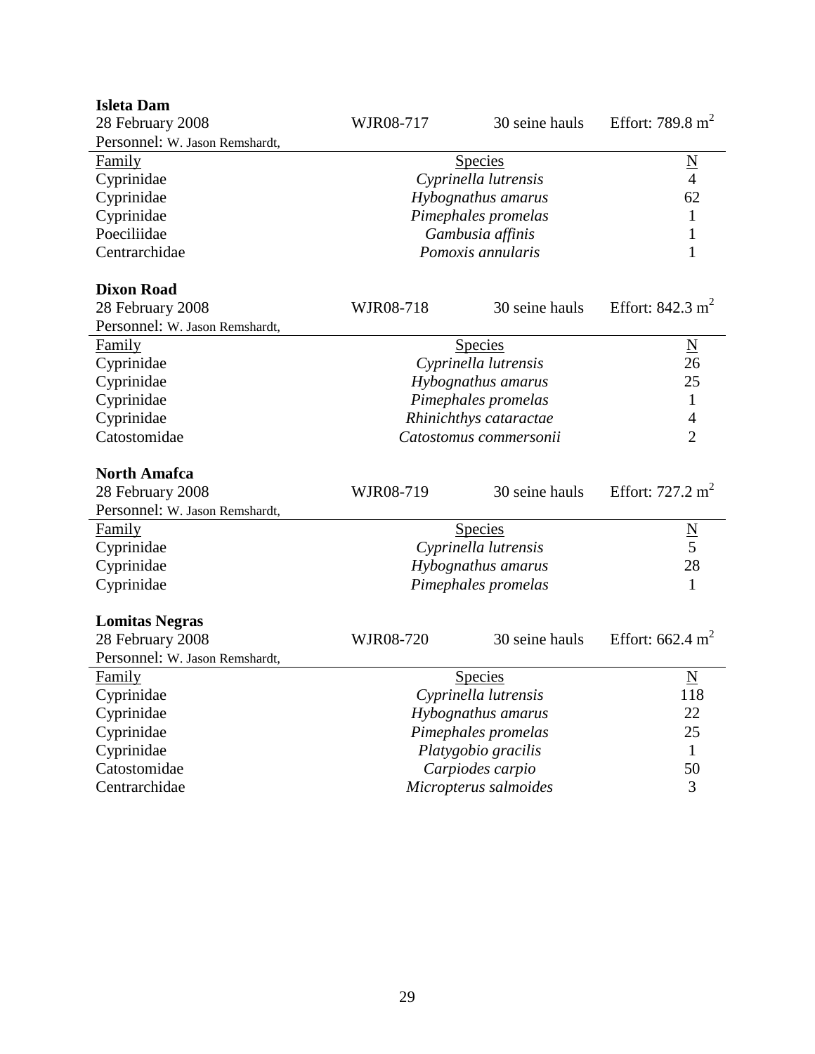**Isleta Dam**

28 February 2008 WJR08-717 30 seine hauls Effort: 789.8 $m^2$

Personnel: W. Jason Remshardt,

| Family | Species | N |
|---|---|---|
| Cyprinidae | *Cyprinella lutrensis* | 4 |
| Cyprinidae | *Hybognathus amarus* | 62 |
| Cyprinidae | *Pimephales promelas* | 1 |
| Poeciliidae | *Gambusia affinis* | 1 |
| Centrarchidae | *Pomoxis annularis* | 1 |

**Dixon Road**

28 February 2008 WJR08-718 30 seine hauls Effort: 842.3 $m^2$

Personnel: W. Jason Remshardt,

| Family | Species | N |
|---|---|---|
| Cyprinidae | *Cyprinella lutrensis* | 26 |
| Cyprinidae | *Hybognathus amarus* | 25 |
| Cyprinidae | *Pimephales promelas* | 1 |
| Cyprinidae | *Rhinichthys cataractae* | 4 |
| Catostomidae | *Catostomus commersonii* | 2 |

**North Amafca**

28 February 2008 WJR08-719 30 seine hauls Effort: 727.2 $m^2$

Personnel: W. Jason Remshardt,

| Family | Species | N |
|---|---|---|
| Cyprinidae | *Cyprinella lutrensis* | 5 |
| Cyprinidae | *Hybognathus amarus* | 28 |
| Cyprinidae | *Pimephales promelas* | 1 |

**Lomitas Negras**

28 February 2008 WJR08-720 30 seine hauls Effort: 662.4 $m^2$

Personnel: W. Jason Remshardt,

| Family | Species | N |
|---|---|---|
| Cyprinidae | *Cyprinella lutrensis* | 118 |
| Cyprinidae | *Hybognathus amarus* | 22 |
| Cyprinidae | *Pimephales promelas* | 25 |
| Cyprinidae | *Platygobio gracilis* | 1 |
| Catostomidae | *Carpiodes carpio* | 50 |
| Centrarchidae | *Micropterus salmoides* | 3 |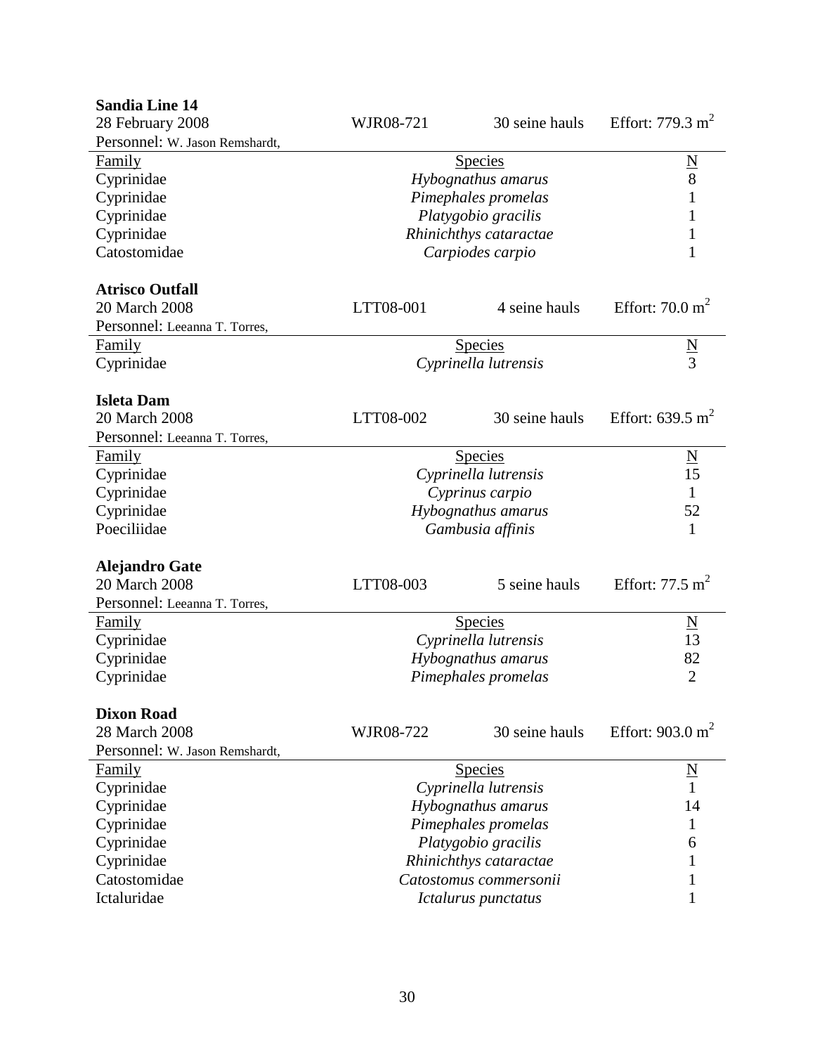**Sandia Line 14**
28 February 2008 WJR08-721 30 seine hauls Effort: 779.3 $m^2$
Personnel: W. Jason Remshardt,

| Family | Species | N |
|---|---|---|
| Cyprinidae | *Hybognathus amarus* | 8 |
| Cyprinidae | *Pimephales promelas* | 1 |
| Cyprinidae | *Platygobio gracilis* | 1 |
| Cyprinidae | *Rhinichthys cataractae* | 1 |
| Catostomidae | *Carpiodes carpio* | 1 |

**Atrisco Outfall**
20 March 2008 LTT08-001 4 seine hauls Effort: 70.0 $m^2$
Personnel: Leeanna T. Torres,

| Family | Species | N |
|---|---|---|
| Cyprinidae | *Cyprinella lutrensis* | 3 |

**Isleta Dam**
20 March 2008 LTT08-002 30 seine hauls Effort: 639.5 $m^2$
Personnel: Leeanna T. Torres,

| Family | Species | N |
|---|---|---|
| Cyprinidae | *Cyprinella lutrensis* | 15 |
| Cyprinidae | *Cyprinus carpio* | 1 |
| Cyprinidae | *Hybognathus amarus* | 52 |
| Poeciliidae | *Gambusia affinis* | 1 |

**Alejandro Gate**
20 March 2008 LTT08-003 5 seine hauls Effort: 77.5 $m^2$
Personnel: Leeanna T. Torres,

| Family | Species | N |
|---|---|---|
| Cyprinidae | *Cyprinella lutrensis* | 13 |
| Cyprinidae | *Hybognathus amarus* | 82 |
| Cyprinidae | *Pimephales promelas* | 2 |

**Dixon Road**
28 March 2008 WJR08-722 30 seine hauls Effort: 903.0 $m^2$
Personnel: W. Jason Remshardt,

| Family | Species | N |
|---|---|---|
| Cyprinidae | *Cyprinella lutrensis* | 1 |
| Cyprinidae | *Hybognathus amarus* | 14 |
| Cyprinidae | *Pimephales promelas* | 1 |
| Cyprinidae | *Platygobio gracilis* | 6 |
| Cyprinidae | *Rhinichthys cataractae* | 1 |
| Catostomidae | *Catostomus commersonii* | 1 |
| Ictaluridae | *Ictalurus punctatus* | 1 |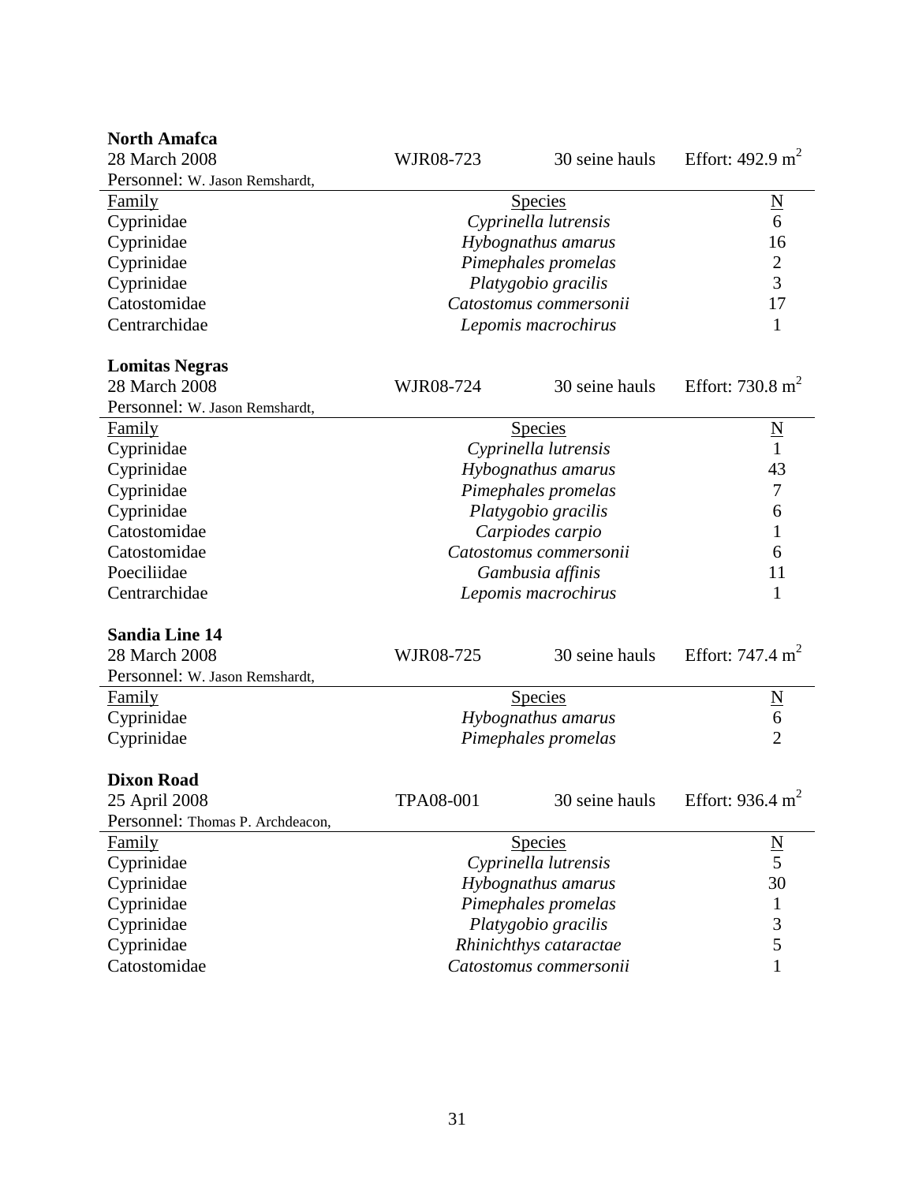**North Amafca**

28 March 2008 | WJR08-723 | 30 seine hauls | Effort: 492.9 $m^2$

Personnel: W. Jason Remshardt,

| Family | Species | N |
|---|---|---|
| Cyprinidae | *Cyprinella lutrensis* | 6 |
| Cyprinidae | *Hybognathus amarus* | 16 |
| Cyprinidae | *Pimephales promelas* | 2 |
| Cyprinidae | *Platygobio gracilis* | 3 |
| Catostomidae | *Catostomus commersonii* | 17 |
| Centrarchidae | *Lepomis macrochirus* | 1 |

**Lomitas Negras**

28 March 2008 | WJR08-724 | 30 seine hauls | Effort: 730.8 $m^2$

Personnel: W. Jason Remshardt,

| Family | Species | N |
|---|---|---|
| Cyprinidae | *Cyprinella lutrensis* | 1 |
| Cyprinidae | *Hybognathus amarus* | 43 |
| Cyprinidae | *Pimephales promelas* | 7 |
| Cyprinidae | *Platygobio gracilis* | 6 |
| Catostomidae | *Carpiodes carpio* | 1 |
| Catostomidae | *Catostomus commersonii* | 6 |
| Poeciliidae | *Gambusia affinis* | 11 |
| Centrarchidae | *Lepomis macrochirus* | 1 |

**Sandia Line 14**

28 March 2008 | WJR08-725 | 30 seine hauls | Effort: 747.4 $m^2$

Personnel: W. Jason Remshardt,

| Family | Species | N |
|---|---|---|
| Cyprinidae | *Hybognathus amarus* | 6 |
| Cyprinidae | *Pimephales promelas* | 2 |

**Dixon Road**

25 April 2008 | TPA08-001 | 30 seine hauls | Effort: 936.4 $m^2$

Personnel: Thomas P. Archdeacon,

| Family | Species | N |
|---|---|---|
| Cyprinidae | *Cyprinella lutrensis* | 5 |
| Cyprinidae | *Hybognathus amarus* | 30 |
| Cyprinidae | *Pimephales promelas* | 1 |
| Cyprinidae | *Platygobio gracilis* | 3 |
| Cyprinidae | *Rhinichthys cataractae* | 5 |
| Catostomidae | *Catostomus commersonii* | 1 |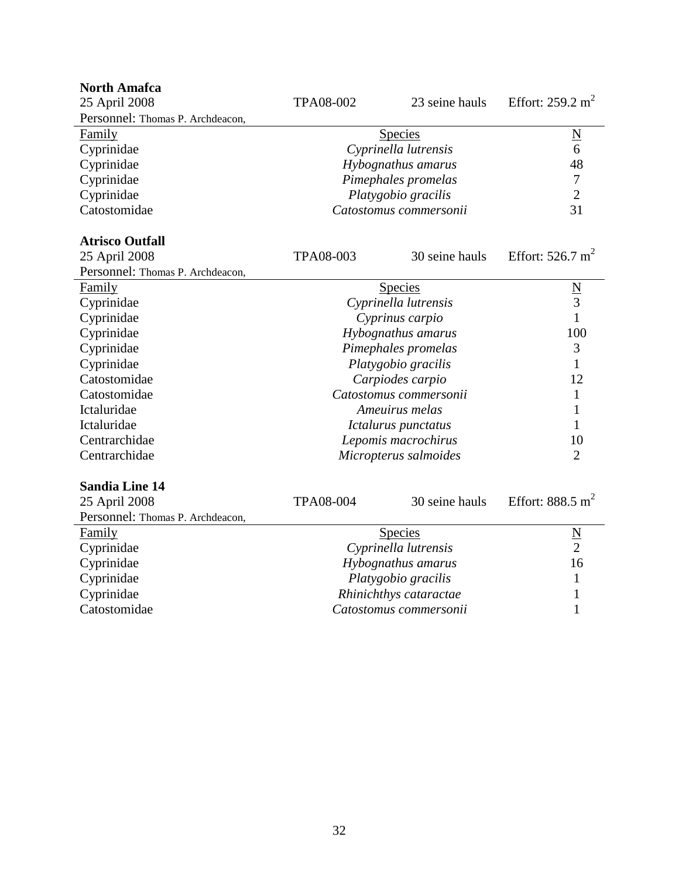**North Amafca**

25 April 2008 TPA08-002 23 seine hauls Effort: 259.2 $m^2$

Personnel: Thomas P. Archdeacon,

| Family | Species | N |
|---|---|---|
| Cyprinidae | *Cyprinella lutrensis* | 6 |
| Cyprinidae | *Hybognathus amarus* | 48 |
| Cyprinidae | *Pimephales promelas* | 7 |
| Cyprinidae | *Platygobio gracilis* | 2 |
| Catostomidae | *Catostomus commersonii* | 31 |

**Atrisco Outfall**

25 April 2008 TPA08-003 30 seine hauls Effort: 526.7 $m^2$

Personnel: Thomas P. Archdeacon,

| Family | Species | N |
|---|---|---|
| Cyprinidae | *Cyprinella lutrensis* | 3 |
| Cyprinidae | *Cyprinus carpio* | 1 |
| Cyprinidae | *Hybognathus amarus* | 100 |
| Cyprinidae | *Pimephales promelas* | 3 |
| Cyprinidae | *Platygobio gracilis* | 1 |
| Catostomidae | *Carpiodes carpio* | 12 |
| Catostomidae | *Catostomus commersonii* | 1 |
| Ictaluridae | *Ameuirus melas* | 1 |
| Ictaluridae | *Ictalurus punctatus* | 1 |
| Centrarchidae | *Lepomis macrochirus* | 10 |
| Centrarchidae | *Micropterus salmoides* | 2 |

**Sandia Line 14**

25 April 2008 TPA08-004 30 seine hauls Effort: 888.5 $m^2$

Personnel: Thomas P. Archdeacon,

| Family | Species | N |
|---|---|---|
| Cyprinidae | *Cyprinella lutrensis* | 2 |
| Cyprinidae | *Hybognathus amarus* | 16 |
| Cyprinidae | *Platygobio gracilis* | 1 |
| Cyprinidae | *Rhinichthys cataractae* | 1 |
| Catostomidae | *Catostomus commersonii* | 1 |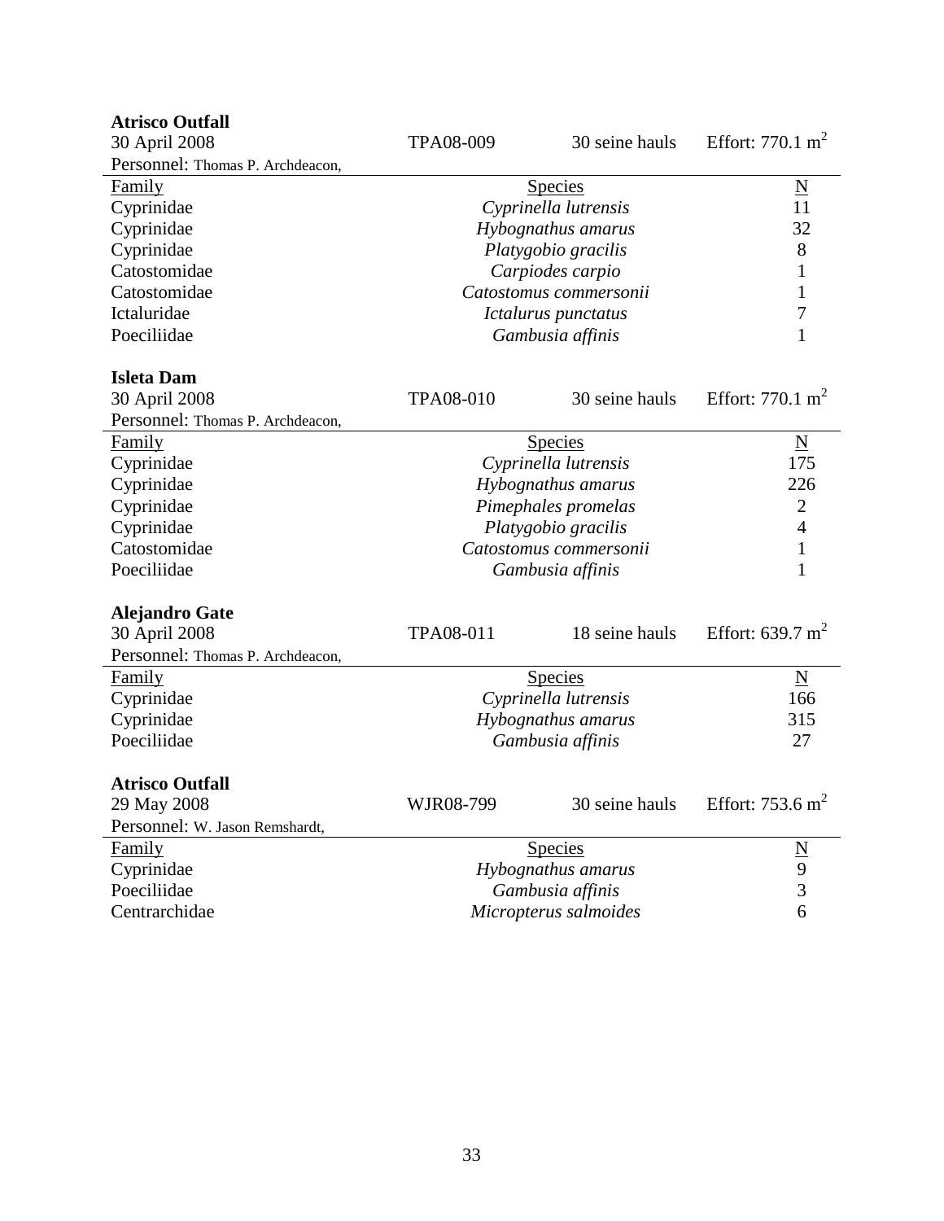**Atrisco Outfall**

30 April 2008 | TPA08-009 | 30 seine hauls | Effort: 770.1 $m^2$

Personnel: Thomas P. Archdeacon,

| Family | Species | N |
|---|---|---|
| Cyprinidae | *Cyprinella lutrensis* | 11 |
| Cyprinidae | *Hybognathus amarus* | 32 |
| Cyprinidae | *Platygobio gracilis* | 8 |
| Catostomidae | *Carpiodes carpio* | 1 |
| Catostomidae | *Catostomus commersonii* | 1 |
| Ictaluridae | *Ictalurus punctatus* | 7 |
| Poeciliidae | *Gambusia affinis* | 1 |

**Isleta Dam**

30 April 2008 | TPA08-010 | 30 seine hauls | Effort: 770.1 $m^2$

Personnel: Thomas P. Archdeacon,

| Family | Species | N |
|---|---|---|
| Cyprinidae | *Cyprinella lutrensis* | 175 |
| Cyprinidae | *Hybognathus amarus* | 226 |
| Cyprinidae | *Pimephales promelas* | 2 |
| Cyprinidae | *Platygobio gracilis* | 4 |
| Catostomidae | *Catostomus commersonii* | 1 |
| Poeciliidae | *Gambusia affinis* | 1 |

**Alejandro Gate**

30 April 2008 | TPA08-011 | 18 seine hauls | Effort: 639.7 $m^2$

Personnel: Thomas P. Archdeacon,

| Family | Species | N |
|---|---|---|
| Cyprinidae | *Cyprinella lutrensis* | 166 |
| Cyprinidae | *Hybognathus amarus* | 315 |
| Poeciliidae | *Gambusia affinis* | 27 |

**Atrisco Outfall**

29 May 2008 | WJR08-799 | 30 seine hauls | Effort: 753.6 $m^2$

Personnel: W. Jason Remshardt,

| Family | Species | N |
|---|---|---|
| Cyprinidae | *Hybognathus amarus* | 9 |
| Poeciliidae | *Gambusia affinis* | 3 |
| Centrarchidae | *Micropterus salmoides* | 6 |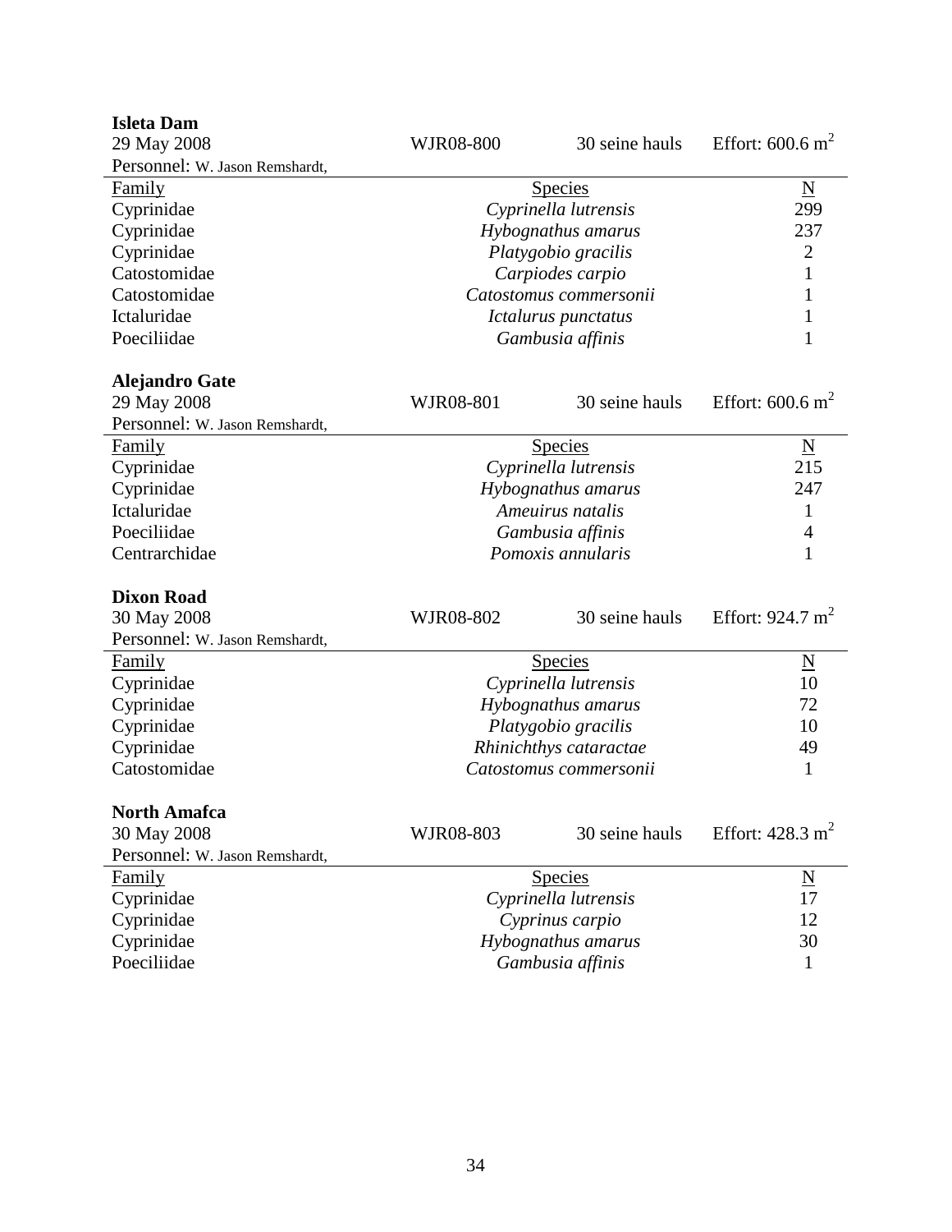**Isleta Dam**

29 May 2008 WJR08-800 30 seine hauls Effort: 600.6 $m^2$

Personnel: W. Jason Remshardt,

| Family | Species | N |
|---|---|---|
| Cyprinidae | *Cyprinella lutrensis* | 299 |
| Cyprinidae | *Hybognathus amarus* | 237 |
| Cyprinidae | *Platygobio gracilis* | 2 |
| Catostomidae | *Carpiodes carpio* | 1 |
| Catostomidae | *Catostomus commersonii* | 1 |
| Ictaluridae | *Ictalurus punctatus* | 1 |
| Poeciliidae | *Gambusia affinis* | 1 |

**Alejandro Gate**

29 May 2008 WJR08-801 30 seine hauls Effort: 600.6 $m^2$

Personnel: W. Jason Remshardt,

| Family | Species | N |
|---|---|---|
| Cyprinidae | *Cyprinella lutrensis* | 215 |
| Cyprinidae | *Hybognathus amarus* | 247 |
| Ictaluridae | *Ameuirus natalis* | 1 |
| Poeciliidae | *Gambusia affinis* | 4 |
| Centrarchidae | *Pomoxis annularis* | 1 |

**Dixon Road**

30 May 2008 WJR08-802 30 seine hauls Effort: 924.7 $m^2$

Personnel: W. Jason Remshardt,

| Family | Species | N |
|---|---|---|
| Cyprinidae | *Cyprinella lutrensis* | 10 |
| Cyprinidae | *Hybognathus amarus* | 72 |
| Cyprinidae | *Platygobio gracilis* | 10 |
| Cyprinidae | *Rhinichthys cataractae* | 49 |
| Catostomidae | *Catostomus commersonii* | 1 |

**North Amafca**

30 May 2008 WJR08-803 30 seine hauls Effort: 428.3 $m^2$

Personnel: W. Jason Remshardt,

| Family | Species | N |
|---|---|---|
| Cyprinidae | *Cyprinella lutrensis* | 17 |
| Cyprinidae | *Cyprinus carpio* | 12 |
| Cyprinidae | *Hybognathus amarus* | 30 |
| Poeciliidae | *Gambusia affinis* | 1 |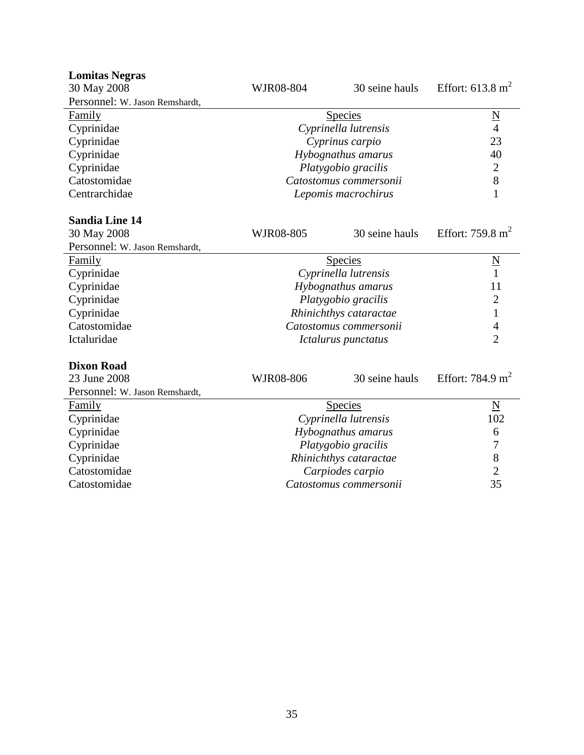**Lomitas Negras**

30 May 2008 | WJR08-804 | 30 seine hauls | Effort: 613.8 $m^2$

Personnel: W. Jason Remshardt,

| Family | Species | N |
|---|---|---|
| Cyprinidae | *Cyprinella lutrensis* | 4 |
| Cyprinidae | *Cyprinus carpio* | 23 |
| Cyprinidae | *Hybognathus amarus* | 40 |
| Cyprinidae | *Platygobio gracilis* | 2 |
| Catostomidae | *Catostomus commersonii* | 8 |
| Centrarchidae | *Lepomis macrochirus* | 1 |

**Sandia Line 14**

30 May 2008 | WJR08-805 | 30 seine hauls | Effort: 759.8 $m^2$

Personnel: W. Jason Remshardt,

| Family | Species | N |
|---|---|---|
| Cyprinidae | *Cyprinella lutrensis* | 1 |
| Cyprinidae | *Hybognathus amarus* | 11 |
| Cyprinidae | *Platygobio gracilis* | 2 |
| Cyprinidae | *Rhinichthys cataractae* | 1 |
| Catostomidae | *Catostomus commersonii* | 4 |
| Ictaluridae | *Ictalurus punctatus* | 2 |

**Dixon Road**

23 June 2008 | WJR08-806 | 30 seine hauls | Effort: 784.9 $m^2$

Personnel: W. Jason Remshardt,

| Family | Species | N |
|---|---|---|
| Cyprinidae | *Cyprinella lutrensis* | 102 |
| Cyprinidae | *Hybognathus amarus* | 6 |
| Cyprinidae | *Platygobio gracilis* | 7 |
| Cyprinidae | *Rhinichthys cataractae* | 8 |
| Catostomidae | *Carpiodes carpio* | 2 |
| Catostomidae | *Catostomus commersonii* | 35 |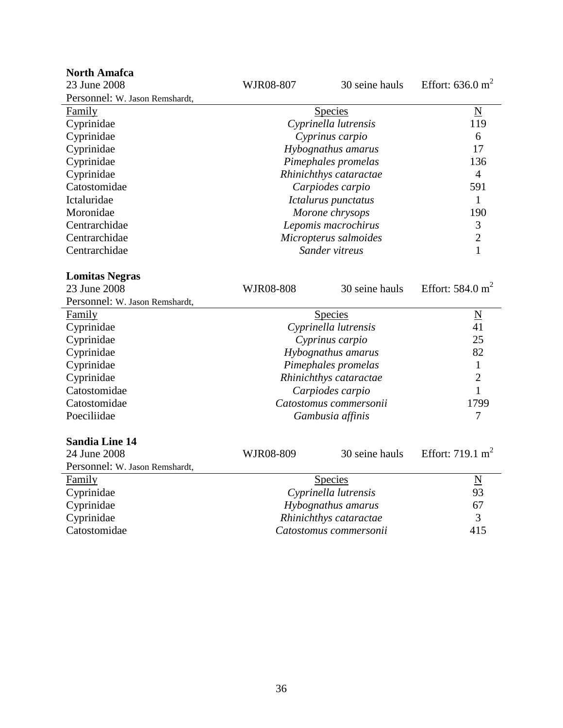**North Amafca**

23 June 2008 | WJR08-807 | 30 seine hauls | Effort: 636.0 $m^2$

Personnel: W. Jason Remshardt,

| Family | Species | N |
|---|---|---|
| Cyprinidae | *Cyprinella lutrensis* | 119 |
| Cyprinidae | *Cyprinus carpio* | 6 |
| Cyprinidae | *Hybognathus amarus* | 17 |
| Cyprinidae | *Pimephales promelas* | 136 |
| Cyprinidae | *Rhinichthys cataractae* | 4 |
| Catostomidae | *Carpiodes carpio* | 591 |
| Ictaluridae | *Ictalurus punctatus* | 1 |
| Moronidae | *Morone chrysops* | 190 |
| Centrarchidae | *Lepomis macrochirus* | 3 |
| Centrarchidae | *Micropterus salmoides* | 2 |
| Centrarchidae | *Sander vitreus* | 1 |

**Lomitas Negras**

23 June 2008 | WJR08-808 | 30 seine hauls | Effort: 584.0 $m^2$

Personnel: W. Jason Remshardt,

| Family | Species | N |
|---|---|---|
| Cyprinidae | *Cyprinella lutrensis* | 41 |
| Cyprinidae | *Cyprinus carpio* | 25 |
| Cyprinidae | *Hybognathus amarus* | 82 |
| Cyprinidae | *Pimephales promelas* | 1 |
| Cyprinidae | *Rhinichthys cataractae* | 2 |
| Catostomidae | *Carpiodes carpio* | 1 |
| Catostomidae | *Catostomus commersonii* | 1799 |
| Poeciliidae | *Gambusia affinis* | 7 |

**Sandia Line 14**

24 June 2008 | WJR08-809 | 30 seine hauls | Effort: 719.1 $m^2$

Personnel: W. Jason Remshardt,

| Family | Species | N |
|---|---|---|
| Cyprinidae | *Cyprinella lutrensis* | 93 |
| Cyprinidae | *Hybognathus amarus* | 67 |
| Cyprinidae | *Rhinichthys cataractae* | 3 |
| Catostomidae | *Catostomus commersonii* | 415 |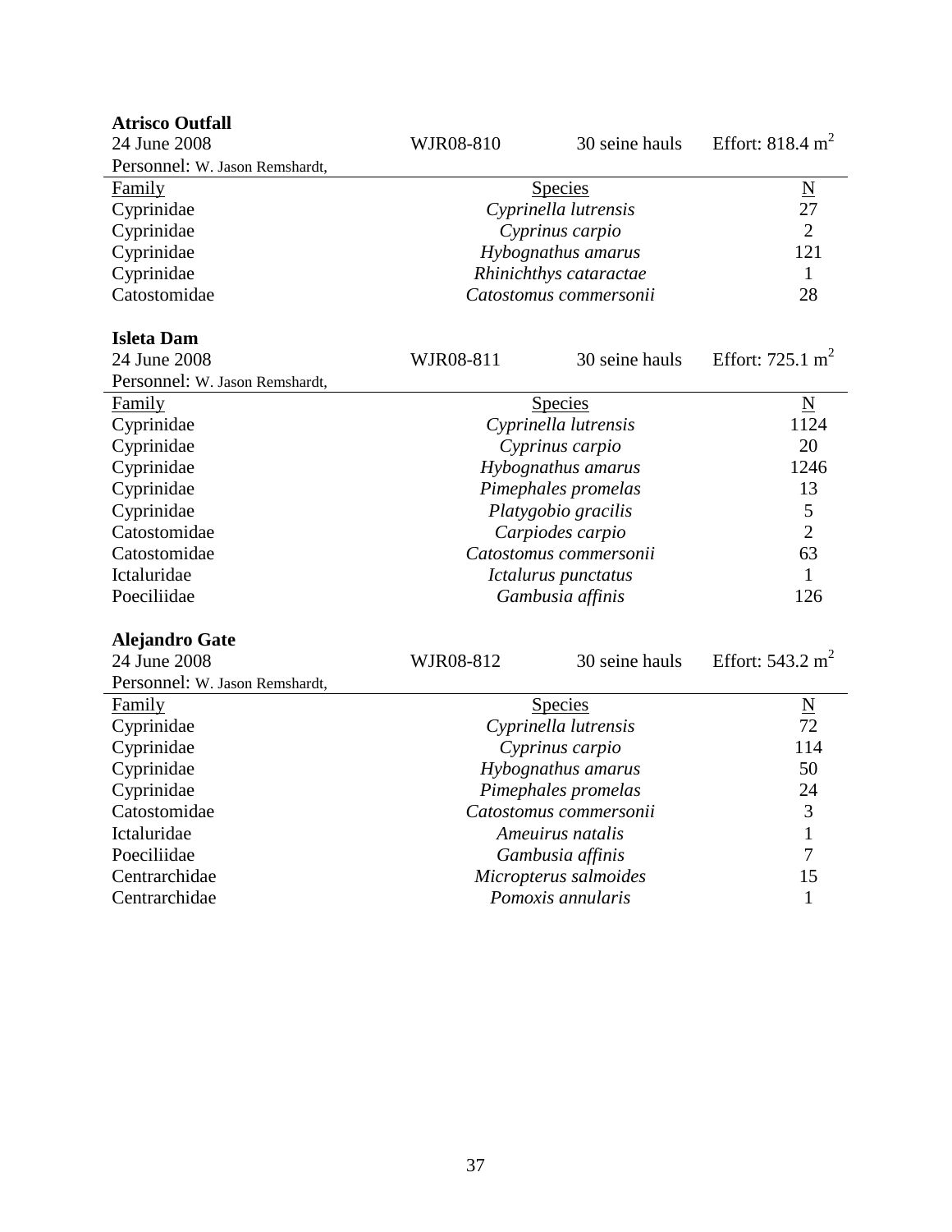**Atrisco Outfall**

24 June 2008 WJR08-810 30 seine hauls Effort: 818.4 $m^2$

Personnel: W. Jason Remshardt,

| Family | Species | N |
|---|---|---|
| Cyprinidae | *Cyprinella lutrensis* | 27 |
| Cyprinidae | *Cyprinus carpio* | 2 |
| Cyprinidae | *Hybognathus amarus* | 121 |
| Cyprinidae | *Rhinichthys cataractae* | 1 |
| Catostomidae | *Catostomus commersonii* | 28 |

**Isleta Dam**

24 June 2008 WJR08-811 30 seine hauls Effort: 725.1 $m^2$

Personnel: W. Jason Remshardt,

| Family | Species | N |
|---|---|---|
| Cyprinidae | *Cyprinella lutrensis* | 1124 |
| Cyprinidae | *Cyprinus carpio* | 20 |
| Cyprinidae | *Hybognathus amarus* | 1246 |
| Cyprinidae | *Pimephales promelas* | 13 |
| Cyprinidae | *Platygobio gracilis* | 5 |
| Catostomidae | *Carpiodes carpio* | 2 |
| Catostomidae | *Catostomus commersonii* | 63 |
| Ictaluridae | *Ictalurus punctatus* | 1 |
| Poeciliidae | *Gambusia affinis* | 126 |

**Alejandro Gate**

24 June 2008 WJR08-812 30 seine hauls Effort: 543.2 $m^2$

Personnel: W. Jason Remshardt,

| Family | Species | N |
|---|---|---|
| Cyprinidae | *Cyprinella lutrensis* | 72 |
| Cyprinidae | *Cyprinus carpio* | 114 |
| Cyprinidae | *Hybognathus amarus* | 50 |
| Cyprinidae | *Pimephales promelas* | 24 |
| Catostomidae | *Catostomus commersonii* | 3 |
| Ictaluridae | *Ameuirus natalis* | 1 |
| Poeciliidae | *Gambusia affinis* | 7 |
| Centrarchidae | *Micropterus salmoides* | 15 |
| Centrarchidae | *Pomoxis annularis* | 1 |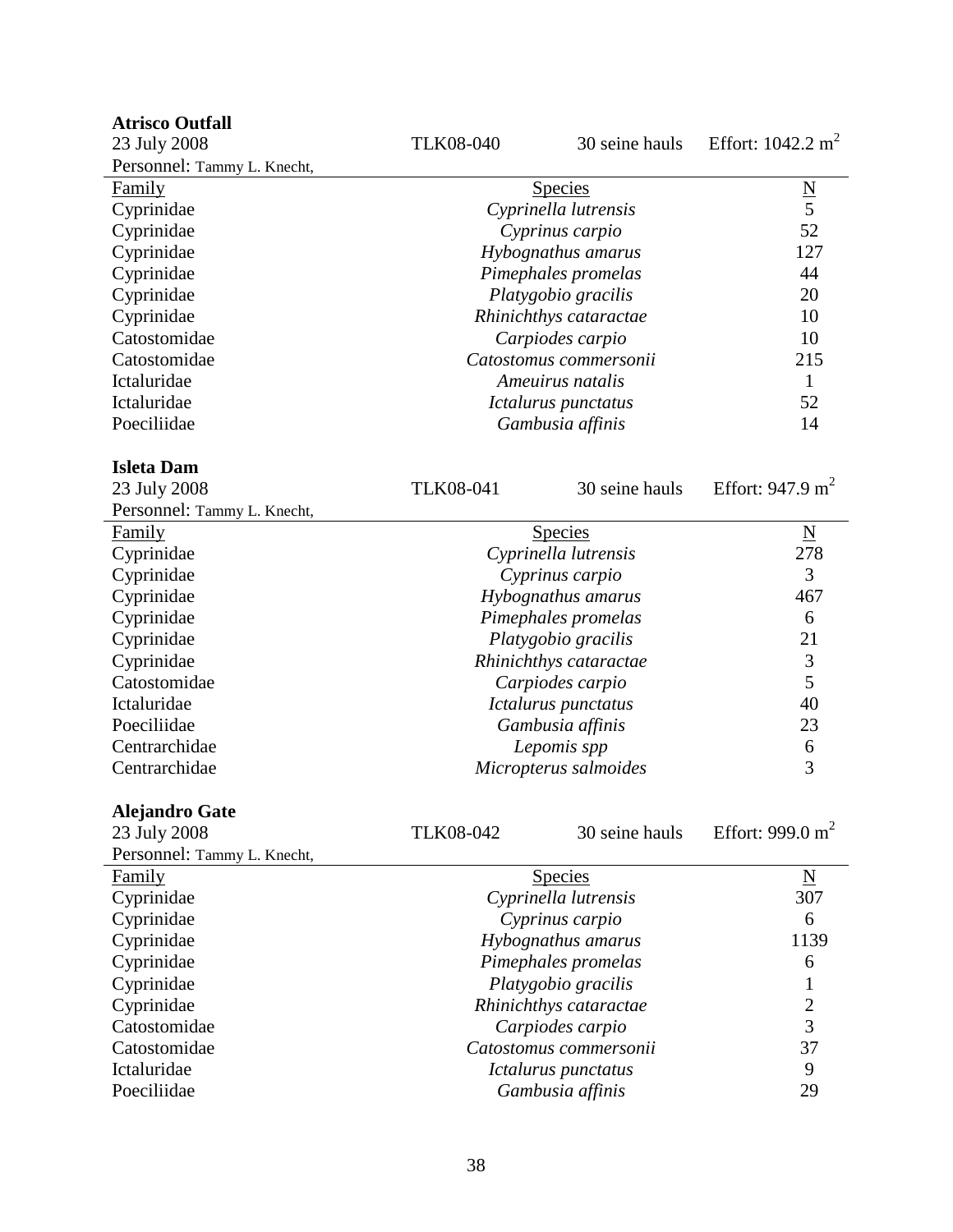**Atrisco Outfall**

23 July 2008 | TLK08-040 | 30 seine hauls | Effort: 1042.2 $m^2$

Personnel: Tammy L. Knecht,

| Family | Species | N |
|---|---|---|
| Cyprinidae | *Cyprinella lutrensis* | 5 |
| Cyprinidae | *Cyprinus carpio* | 52 |
| Cyprinidae | *Hybognathus amarus* | 127 |
| Cyprinidae | *Pimephales promelas* | 44 |
| Cyprinidae | *Platygobio gracilis* | 20 |
| Cyprinidae | *Rhinichthys cataractae* | 10 |
| Catostomidae | *Carpiodes carpio* | 10 |
| Catostomidae | *Catostomus commersonii* | 215 |
| Ictaluridae | *Ameuirus natalis* | 1 |
| Ictaluridae | *Ictalurus punctatus* | 52 |
| Poeciliidae | *Gambusia affinis* | 14 |

**Isleta Dam**

23 July 2008 | TLK08-041 | 30 seine hauls | Effort: 947.9 $m^2$

Personnel: Tammy L. Knecht,

| Family | Species | N |
|---|---|---|
| Cyprinidae | *Cyprinella lutrensis* | 278 |
| Cyprinidae | *Cyprinus carpio* | 3 |
| Cyprinidae | *Hybognathus amarus* | 467 |
| Cyprinidae | *Pimephales promelas* | 6 |
| Cyprinidae | *Platygobio gracilis* | 21 |
| Cyprinidae | *Rhinichthys cataractae* | 3 |
| Catostomidae | *Carpiodes carpio* | 5 |
| Ictaluridae | *Ictalurus punctatus* | 40 |
| Poeciliidae | *Gambusia affinis* | 23 |
| Centrarchidae | *Lepomis spp* | 6 |
| Centrarchidae | *Micropterus salmoides* | 3 |

**Alejandro Gate**

23 July 2008 | TLK08-042 | 30 seine hauls | Effort: 999.0 $m^2$

Personnel: Tammy L. Knecht,

| Family | Species | N |
|---|---|---|
| Cyprinidae | *Cyprinella lutrensis* | 307 |
| Cyprinidae | *Cyprinus carpio* | 6 |
| Cyprinidae | *Hybognathus amarus* | 1139 |
| Cyprinidae | *Pimephales promelas* | 6 |
| Cyprinidae | *Platygobio gracilis* | 1 |
| Cyprinidae | *Rhinichthys cataractae* | 2 |
| Catostomidae | *Carpiodes carpio* | 3 |
| Catostomidae | *Catostomus commersonii* | 37 |
| Ictaluridae | *Ictalurus punctatus* | 9 |
| Poeciliidae | *Gambusia affinis* | 29 |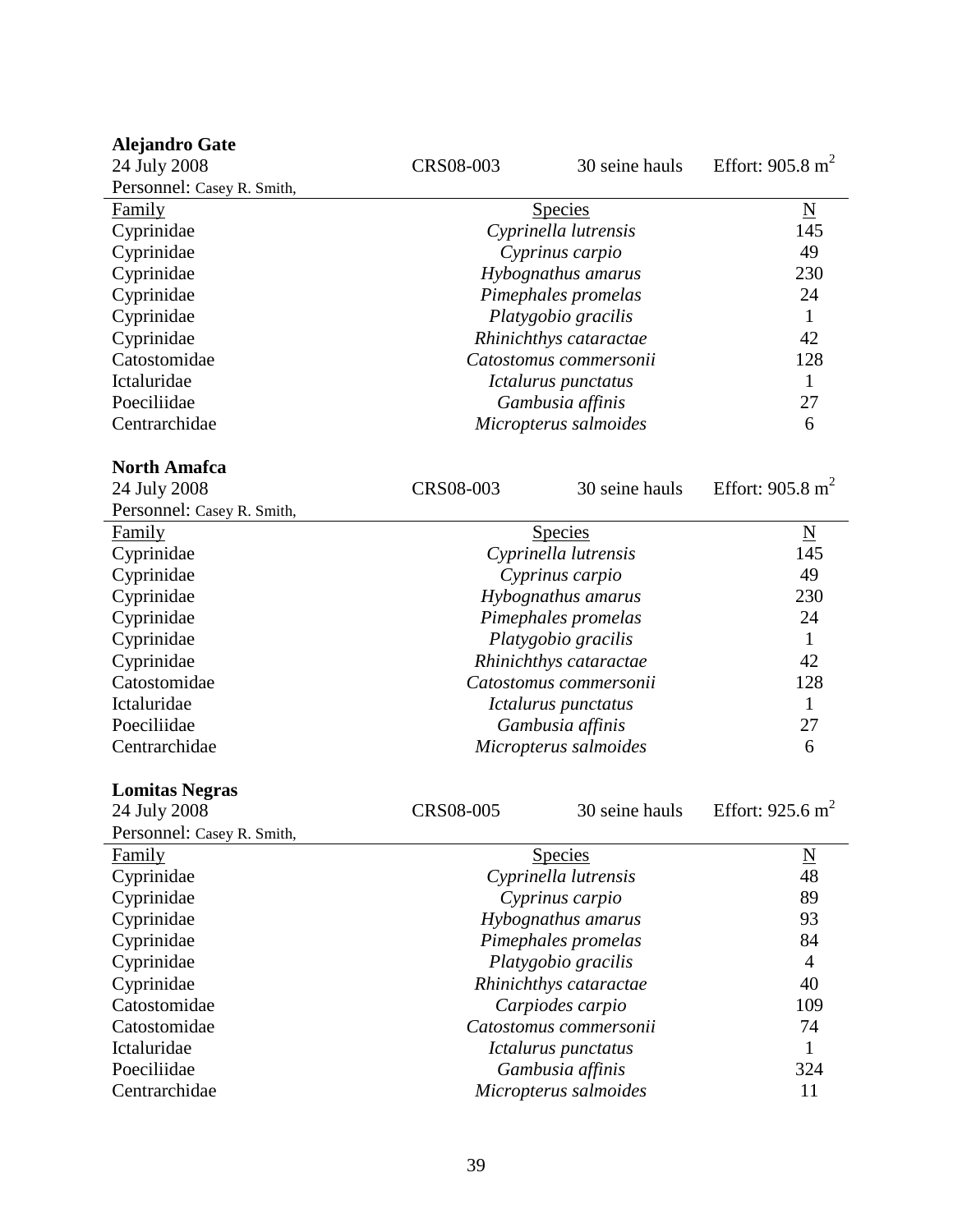**Alejandro Gate**

24 July 2008 CRS08-003 30 seine hauls Effort: 905.8 $m^2$

Personnel: Casey R. Smith,

| Family | Species | N |
|---|---|---|
| Cyprinidae | *Cyprinella lutrensis* | 145 |
| Cyprinidae | *Cyprinus carpio* | 49 |
| Cyprinidae | *Hybognathus amarus* | 230 |
| Cyprinidae | *Pimephales promelas* | 24 |
| Cyprinidae | *Platygobio gracilis* | 1 |
| Cyprinidae | *Rhinichthys cataractae* | 42 |
| Catostomidae | *Catostomus commersonii* | 128 |
| Ictaluridae | *Ictalurus punctatus* | 1 |
| Poeciliidae | *Gambusia affinis* | 27 |
| Centrarchidae | *Micropterus salmoides* | 6 |

**North Amafca**

24 July 2008 CRS08-003 30 seine hauls Effort: 905.8 $m^2$

Personnel: Casey R. Smith,

| Family | Species | N |
|---|---|---|
| Cyprinidae | *Cyprinella lutrensis* | 145 |
| Cyprinidae | *Cyprinus carpio* | 49 |
| Cyprinidae | *Hybognathus amarus* | 230 |
| Cyprinidae | *Pimephales promelas* | 24 |
| Cyprinidae | *Platygobio gracilis* | 1 |
| Cyprinidae | *Rhinichthys cataractae* | 42 |
| Catostomidae | *Catostomus commersonii* | 128 |
| Ictaluridae | *Ictalurus punctatus* | 1 |
| Poeciliidae | *Gambusia affinis* | 27 |
| Centrarchidae | *Micropterus salmoides* | 6 |

**Lomitas Negras**

24 July 2008 CRS08-005 30 seine hauls Effort: 925.6 $m^2$

Personnel: Casey R. Smith,

| Family | Species | N |
|---|---|---|
| Cyprinidae | *Cyprinella lutrensis* | 48 |
| Cyprinidae | *Cyprinus carpio* | 89 |
| Cyprinidae | *Hybognathus amarus* | 93 |
| Cyprinidae | *Pimephales promelas* | 84 |
| Cyprinidae | *Platygobio gracilis* | 4 |
| Cyprinidae | *Rhinichthys cataractae* | 40 |
| Catostomidae | *Carpiodes carpio* | 109 |
| Catostomidae | *Catostomus commersonii* | 74 |
| Ictaluridae | *Ictalurus punctatus* | 1 |
| Poeciliidae | *Gambusia affinis* | 324 |
| Centrarchidae | *Micropterus salmoides* | 11 |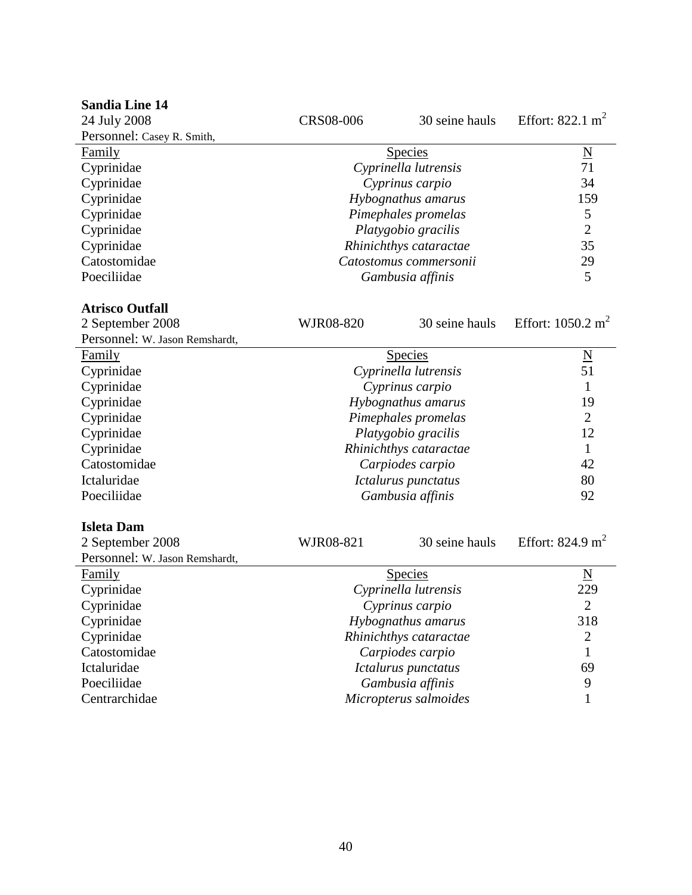**Sandia Line 14**

24 July 2008 | CRS08-006 | 30 seine hauls | Effort: 822.1 $m^2$

Personnel: Casey R. Smith,

| Family | Species | N |
|---|---|---|
| Cyprinidae | *Cyprinella lutrensis* | 71 |
| Cyprinidae | *Cyprinus carpio* | 34 |
| Cyprinidae | *Hybognathus amarus* | 159 |
| Cyprinidae | *Pimephales promelas* | 5 |
| Cyprinidae | *Platygobio gracilis* | 2 |
| Cyprinidae | *Rhinichthys cataractae* | 35 |
| Catostomidae | *Catostomus commersonii* | 29 |
| Poeciliidae | *Gambusia affinis* | 5 |

**Atrisco Outfall**

2 September 2008 | WJR08-820 | 30 seine hauls | Effort: 1050.2 $m^2$

Personnel: W. Jason Remshardt,

| Family | Species | N |
|---|---|---|
| Cyprinidae | *Cyprinella lutrensis* | 51 |
| Cyprinidae | *Cyprinus carpio* | 1 |
| Cyprinidae | *Hybognathus amarus* | 19 |
| Cyprinidae | *Pimephales promelas* | 2 |
| Cyprinidae | *Platygobio gracilis* | 12 |
| Cyprinidae | *Rhinichthys cataractae* | 1 |
| Catostomidae | *Carpiodes carpio* | 42 |
| Ictaluridae | *Ictalurus punctatus* | 80 |
| Poeciliidae | *Gambusia affinis* | 92 |

**Isleta Dam**

2 September 2008 | WJR08-821 | 30 seine hauls | Effort: 824.9 $m^2$

Personnel: W. Jason Remshardt,

| Family | Species | N |
|---|---|---|
| Cyprinidae | *Cyprinella lutrensis* | 229 |
| Cyprinidae | *Cyprinus carpio* | 2 |
| Cyprinidae | *Hybognathus amarus* | 318 |
| Cyprinidae | *Rhinichthys cataractae* | 2 |
| Catostomidae | *Carpiodes carpio* | 1 |
| Ictaluridae | *Ictalurus punctatus* | 69 |
| Poeciliidae | *Gambusia affinis* | 9 |
| Centrarchidae | *Micropterus salmoides* | 1 |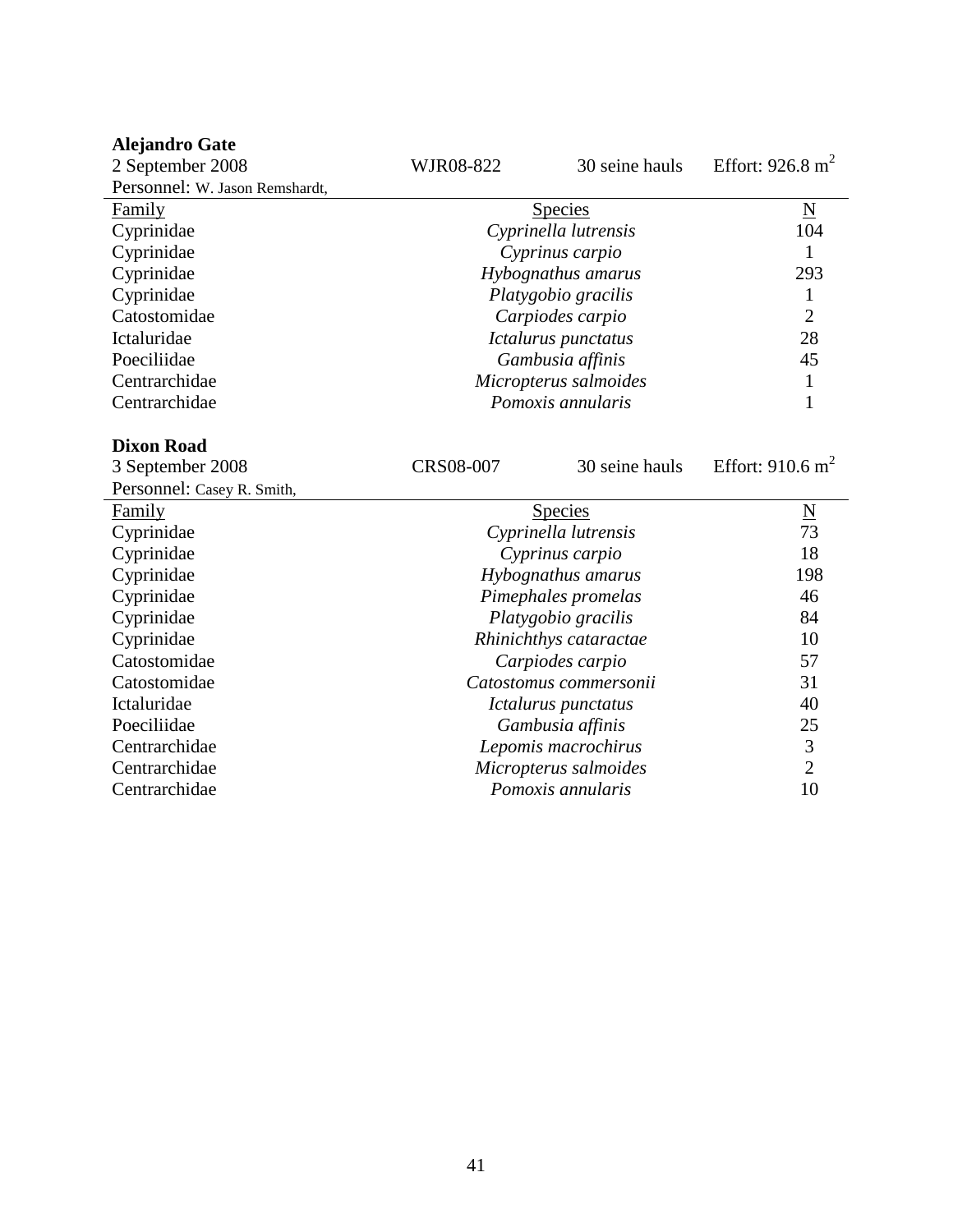**Alejandro Gate**

2 September 2008 WJR08-822 30 seine hauls Effort: 926.8 $m^2$

Personnel: W. Jason Remshardt,

| Family | Species | N |
|---|---|---|
| Cyprinidae | *Cyprinella lutrensis* | 104 |
| Cyprinidae | *Cyprinus carpio* | 1 |
| Cyprinidae | *Hybognathus amarus* | 293 |
| Cyprinidae | *Platygobio gracilis* | 1 |
| Catostomidae | *Carpiodes carpio* | 2 |
| Ictaluridae | *Ictalurus punctatus* | 28 |
| Poeciliidae | *Gambusia affinis* | 45 |
| Centrarchidae | *Micropterus salmoides* | 1 |
| Centrarchidae | *Pomoxis annularis* | 1 |

**Dixon Road**

3 September 2008 CRS08-007 30 seine hauls Effort: 910.6 $m^2$

Personnel: Casey R. Smith,

| Family | Species | N |
|---|---|---|
| Cyprinidae | *Cyprinella lutrensis* | 73 |
| Cyprinidae | *Cyprinus carpio* | 18 |
| Cyprinidae | *Hybognathus amarus* | 198 |
| Cyprinidae | *Pimephales promelas* | 46 |
| Cyprinidae | *Platygobio gracilis* | 84 |
| Cyprinidae | *Rhinichthys cataractae* | 10 |
| Catostomidae | *Carpiodes carpio* | 57 |
| Catostomidae | *Catostomus commersonii* | 31 |
| Ictaluridae | *Ictalurus punctatus* | 40 |
| Poeciliidae | *Gambusia affinis* | 25 |
| Centrarchidae | *Lepomis macrochirus* | 3 |
| Centrarchidae | *Micropterus salmoides* | 2 |
| Centrarchidae | *Pomoxis annularis* | 10 |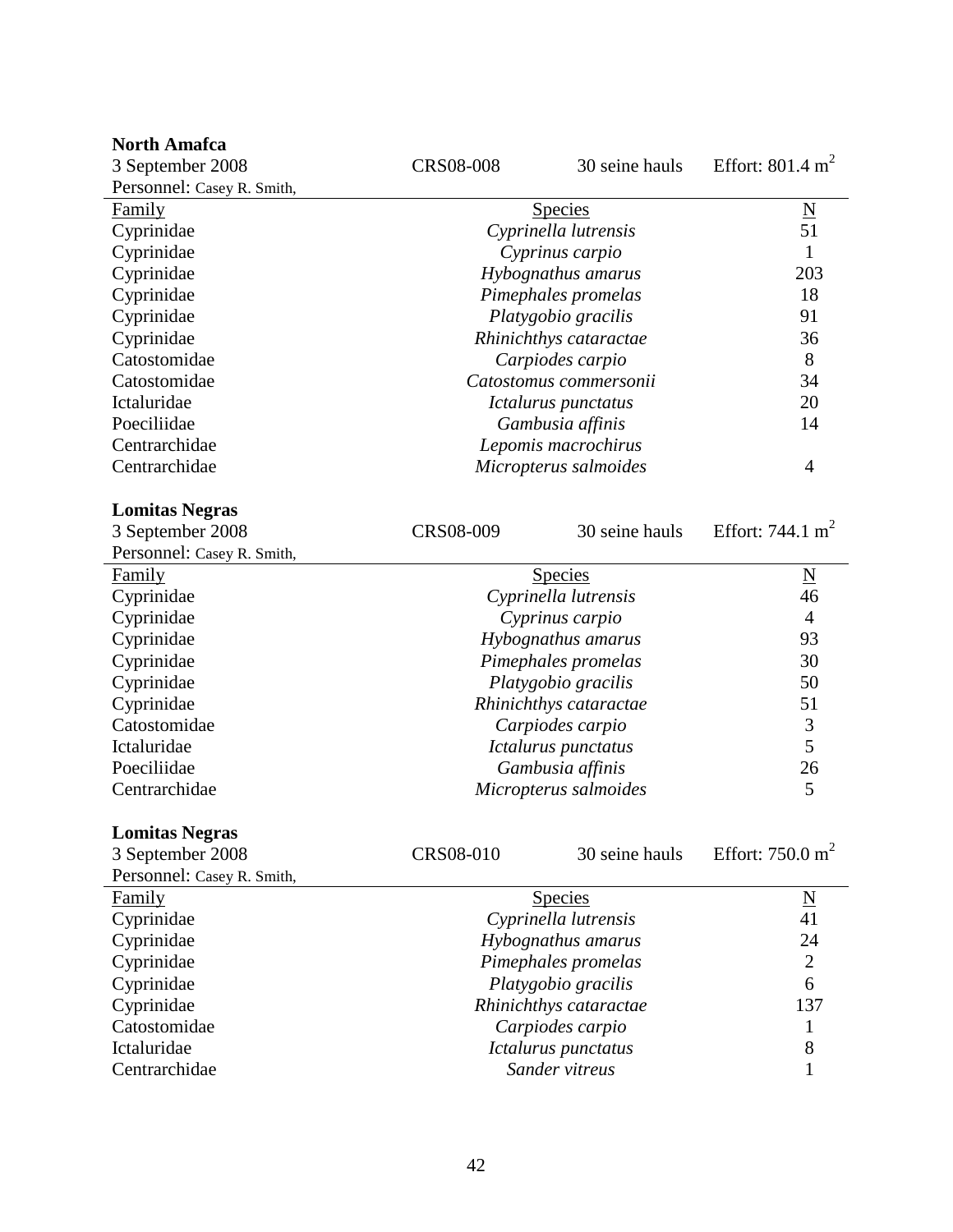**North Amafca**

3 September 2008 | CRS08-008 | 30 seine hauls | Effort: 801.4 $m^2$

Personnel: Casey R. Smith,

| Family | Species | N |
|---|---|---|
| Cyprinidae | *Cyprinella lutrensis* | 51 |
| Cyprinidae | *Cyprinus carpio* | 1 |
| Cyprinidae | *Hybognathus amarus* | 203 |
| Cyprinidae | *Pimephales promelas* | 18 |
| Cyprinidae | *Platygobio gracilis* | 91 |
| Cyprinidae | *Rhinichthys cataractae* | 36 |
| Catostomidae | *Carpiodes carpio* | 8 |
| Catostomidae | *Catostomus commersonii* | 34 |
| Ictaluridae | *Ictalurus punctatus* | 20 |
| Poeciliidae | *Gambusia affinis* | 14 |
| Centrarchidae | *Lepomis macrochirus* | |
| Centrarchidae | *Micropterus salmoides* | 4 |

**Lomitas Negras**

3 September 2008 | CRS08-009 | 30 seine hauls | Effort: 744.1 $m^2$

Personnel: Casey R. Smith,

| Family | Species | N |
|---|---|---|
| Cyprinidae | *Cyprinella lutrensis* | 46 |
| Cyprinidae | *Cyprinus carpio* | 4 |
| Cyprinidae | *Hybognathus amarus* | 93 |
| Cyprinidae | *Pimephales promelas* | 30 |
| Cyprinidae | *Platygobio gracilis* | 50 |
| Cyprinidae | *Rhinichthys cataractae* | 51 |
| Catostomidae | *Carpiodes carpio* | 3 |
| Ictaluridae | *Ictalurus punctatus* | 5 |
| Poeciliidae | *Gambusia affinis* | 26 |
| Centrarchidae | *Micropterus salmoides* | 5 |

**Lomitas Negras**

3 September 2008 | CRS08-010 | 30 seine hauls | Effort: 750.0 $m^2$

Personnel: Casey R. Smith,

| Family | Species | N |
|---|---|---|
| Cyprinidae | *Cyprinella lutrensis* | 41 |
| Cyprinidae | *Hybognathus amarus* | 24 |
| Cyprinidae | *Pimephales promelas* | 2 |
| Cyprinidae | *Platygobio gracilis* | 6 |
| Cyprinidae | *Rhinichthys cataractae* | 137 |
| Catostomidae | *Carpiodes carpio* | 1 |
| Ictaluridae | *Ictalurus punctatus* | 8 |
| Centrarchidae | *Sander vitreus* | 1 |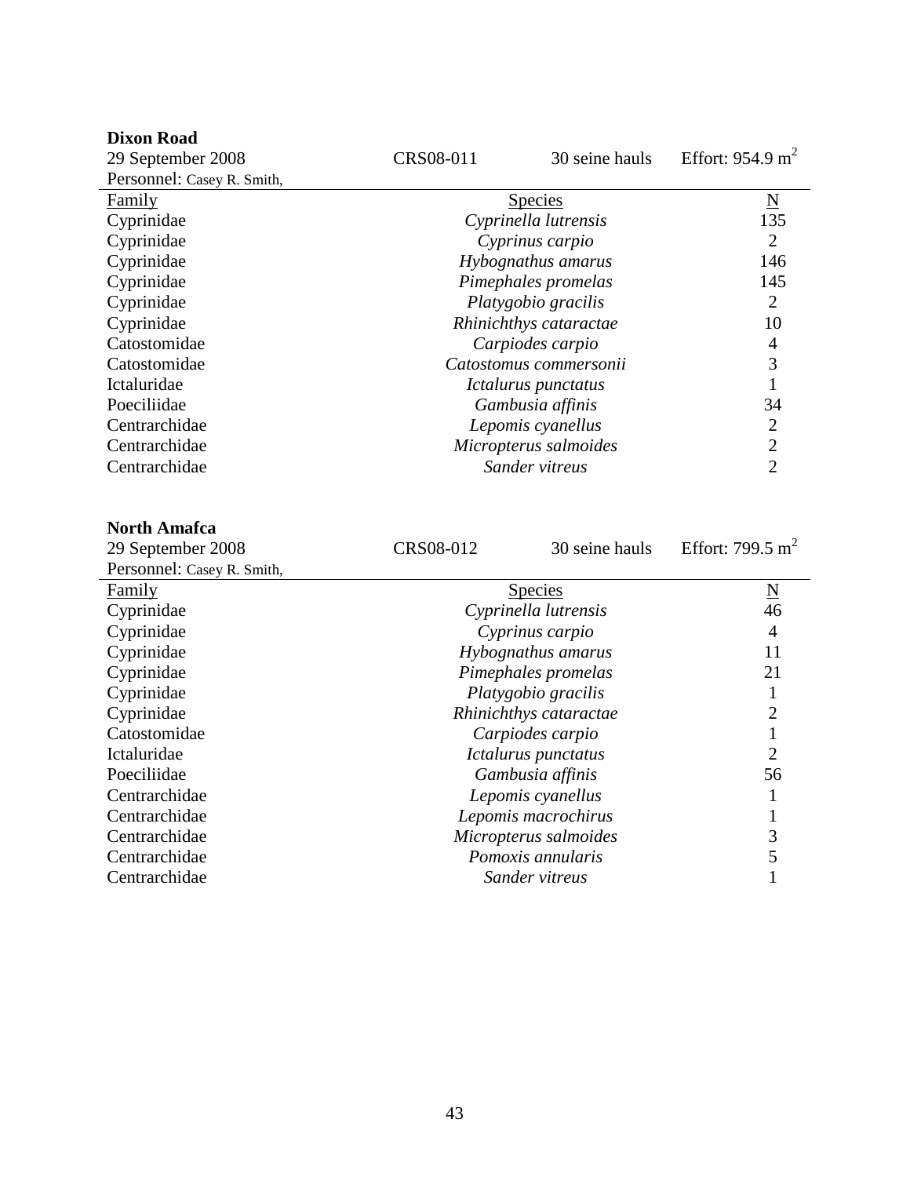**Dixon Road**

29 September 2008 CRS08-011 30 seine hauls Effort: 954.9 $m^2$

Personnel: Casey R. Smith,

| Family | Species | N |
|---|---|---|
| Cyprinidae | *Cyprinella lutrensis* | 135 |
| Cyprinidae | *Cyprinus carpio* | 2 |
| Cyprinidae | *Hybognathus amarus* | 146 |
| Cyprinidae | *Pimephales promelas* | 145 |
| Cyprinidae | *Platygobio gracilis* | 2 |
| Cyprinidae | *Rhinichthys cataractae* | 10 |
| Catostomidae | *Carpiodes carpio* | 4 |
| Catostomidae | *Catostomus commersonii* | 3 |
| Ictaluridae | *Ictalurus punctatus* | 1 |
| Poeciliidae | *Gambusia affinis* | 34 |
| Centrarchidae | *Lepomis cyanellus* | 2 |
| Centrarchidae | *Micropterus salmoides* | 2 |
| Centrarchidae | *Sander vitreus* | 2 |

**North Amafca**

29 September 2008 CRS08-012 30 seine hauls Effort: 799.5 $m^2$

Personnel: Casey R. Smith,

| Family | Species | N |
|---|---|---|
| Cyprinidae | *Cyprinella lutrensis* | 46 |
| Cyprinidae | *Cyprinus carpio* | 4 |
| Cyprinidae | *Hybognathus amarus* | 11 |
| Cyprinidae | *Pimephales promelas* | 21 |
| Cyprinidae | *Platygobio gracilis* | 1 |
| Cyprinidae | *Rhinichthys cataractae* | 2 |
| Catostomidae | *Carpiodes carpio* | 1 |
| Ictaluridae | *Ictalurus punctatus* | 2 |
| Poeciliidae | *Gambusia affinis* | 56 |
| Centrarchidae | *Lepomis cyanellus* | 1 |
| Centrarchidae | *Lepomis macrochirus* | 1 |
| Centrarchidae | *Micropterus salmoides* | 3 |
| Centrarchidae | *Pomoxis annularis* | 5 |
| Centrarchidae | *Sander vitreus* | 1 |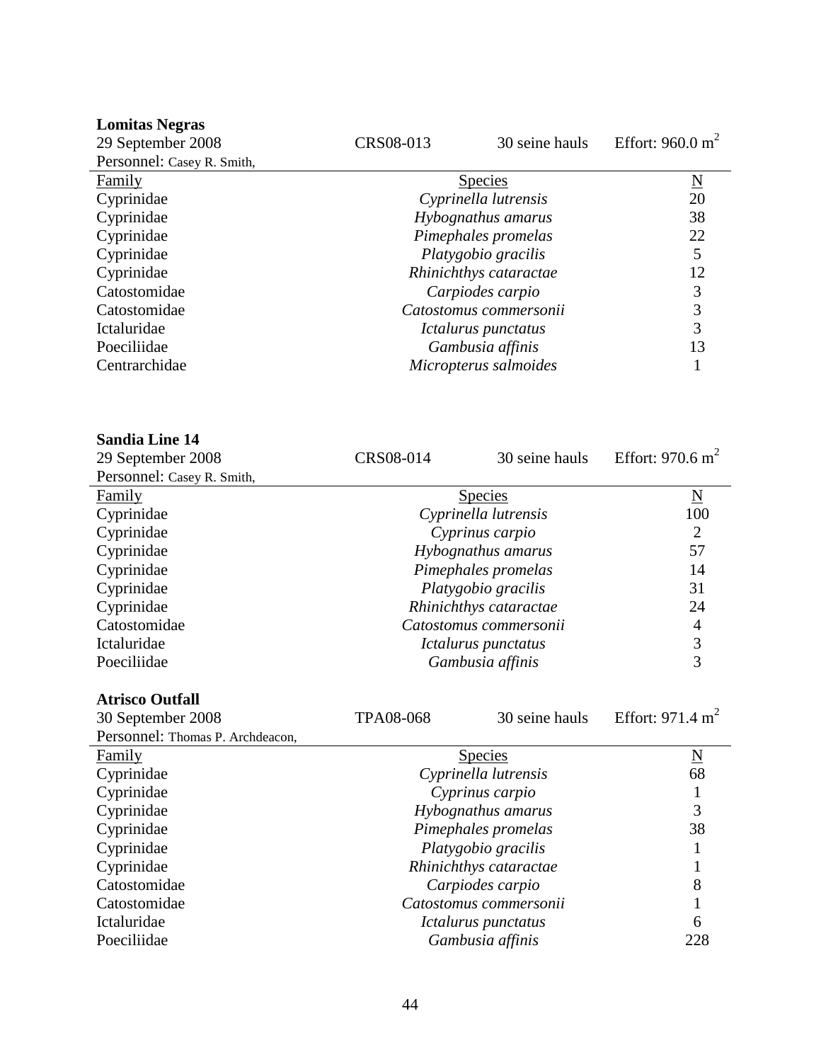**Lomitas Negras**

29 September 2008 CRS08-013 30 seine hauls Effort: 960.0 $m^2$

Personnel: Casey R. Smith,

| Family | Species | N |
|---|---|---|
| Cyprinidae | *Cyprinella lutrensis* | 20 |
| Cyprinidae | *Hybognathus amarus* | 38 |
| Cyprinidae | *Pimephales promelas* | 22 |
| Cyprinidae | *Platygobio gracilis* | 5 |
| Cyprinidae | *Rhinichthys cataractae* | 12 |
| Catostomidae | *Carpiodes carpio* | 3 |
| Catostomidae | *Catostomus commersonii* | 3 |
| Ictaluridae | *Ictalurus punctatus* | 3 |
| Poeciliidae | *Gambusia affinis* | 13 |
| Centrarchidae | *Micropterus salmoides* | 1 |

**Sandia Line 14**

29 September 2008 CRS08-014 30 seine hauls Effort: 970.6 $m^2$

Personnel: Casey R. Smith,

| Family | Species | N |
|---|---|---|
| Cyprinidae | *Cyprinella lutrensis* | 100 |
| Cyprinidae | *Cyprinus carpio* | 2 |
| Cyprinidae | *Hybognathus amarus* | 57 |
| Cyprinidae | *Pimephales promelas* | 14 |
| Cyprinidae | *Platygobio gracilis* | 31 |
| Cyprinidae | *Rhinichthys cataractae* | 24 |
| Catostomidae | *Catostomus commersonii* | 4 |
| Ictaluridae | *Ictalurus punctatus* | 3 |
| Poeciliidae | *Gambusia affinis* | 3 |

**Atrisco Outfall**

30 September 2008 TPA08-068 30 seine hauls Effort: 971.4 $m^2$

Personnel: Thomas P. Archdeacon,

| Family | Species | N |
|---|---|---|
| Cyprinidae | *Cyprinella lutrensis* | 68 |
| Cyprinidae | *Cyprinus carpio* | 1 |
| Cyprinidae | *Hybognathus amarus* | 3 |
| Cyprinidae | *Pimephales promelas* | 38 |
| Cyprinidae | *Platygobio gracilis* | 1 |
| Cyprinidae | *Rhinichthys cataractae* | 1 |
| Catostomidae | *Carpiodes carpio* | 8 |
| Catostomidae | *Catostomus commersonii* | 1 |
| Ictaluridae | *Ictalurus punctatus* | 6 |
| Poeciliidae | *Gambusia affinis* | 228 |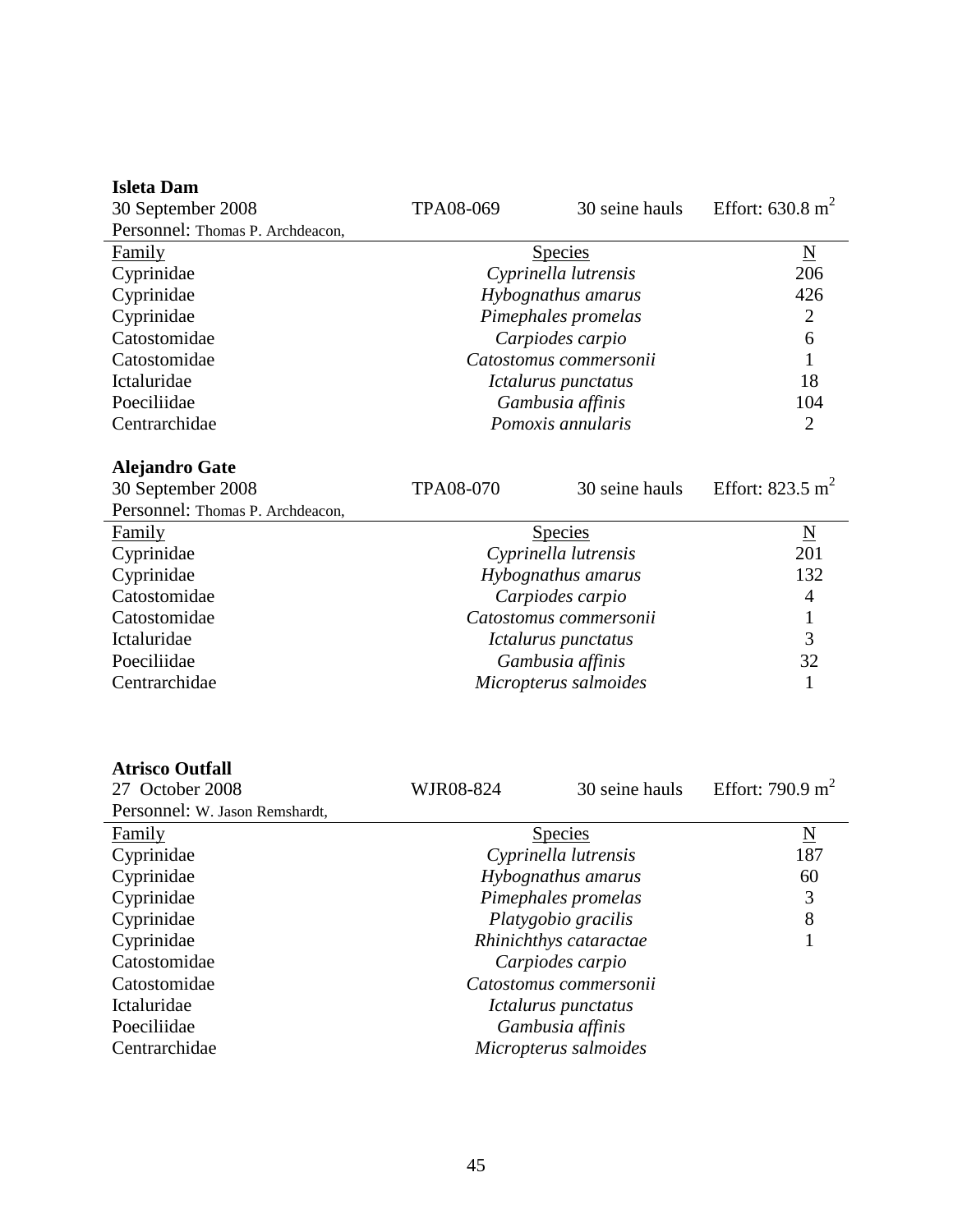**Isleta Dam**

30 September 2008 TPA08-069 30 seine hauls Effort: 630.8 $m^2$

Personnel: Thomas P. Archdeacon,

| Family | Species | N |
|---|---|---|
| Cyprinidae | *Cyprinella lutrensis* | 206 |
| Cyprinidae | *Hybognathus amarus* | 426 |
| Cyprinidae | *Pimephales promelas* | 2 |
| Catostomidae | *Carpiodes carpio* | 6 |
| Catostomidae | *Catostomus commersonii* | 1 |
| Ictaluridae | *Ictalurus punctatus* | 18 |
| Poeciliidae | *Gambusia affinis* | 104 |
| Centrarchidae | *Pomoxis annularis* | 2 |

**Alejandro Gate**

30 September 2008 TPA08-070 30 seine hauls Effort: 823.5 $m^2$

Personnel: Thomas P. Archdeacon,

| Family | Species | N |
|---|---|---|
| Cyprinidae | *Cyprinella lutrensis* | 201 |
| Cyprinidae | *Hybognathus amarus* | 132 |
| Catostomidae | *Carpiodes carpio* | 4 |
| Catostomidae | *Catostomus commersonii* | 1 |
| Ictaluridae | *Ictalurus punctatus* | 3 |
| Poeciliidae | *Gambusia affinis* | 32 |
| Centrarchidae | *Micropterus salmoides* | 1 |

**Atrisco Outfall**

27 October 2008 WJR08-824 30 seine hauls Effort: 790.9 $m^2$

Personnel: W. Jason Remshardt,

| Family | Species | N |
|---|---|---|
| Cyprinidae | *Cyprinella lutrensis* | 187 |
| Cyprinidae | *Hybognathus amarus* | 60 |
| Cyprinidae | *Pimephales promelas* | 3 |
| Cyprinidae | *Platygobio gracilis* | 8 |
| Cyprinidae | *Rhinichthys cataractae* | 1 |
| Catostomidae | *Carpiodes carpio* | |
| Catostomidae | *Catostomus commersonii* | |
| Ictaluridae | *Ictalurus punctatus* | |
| Poeciliidae | *Gambusia affinis* | |
| Centrarchidae | *Micropterus salmoides* | |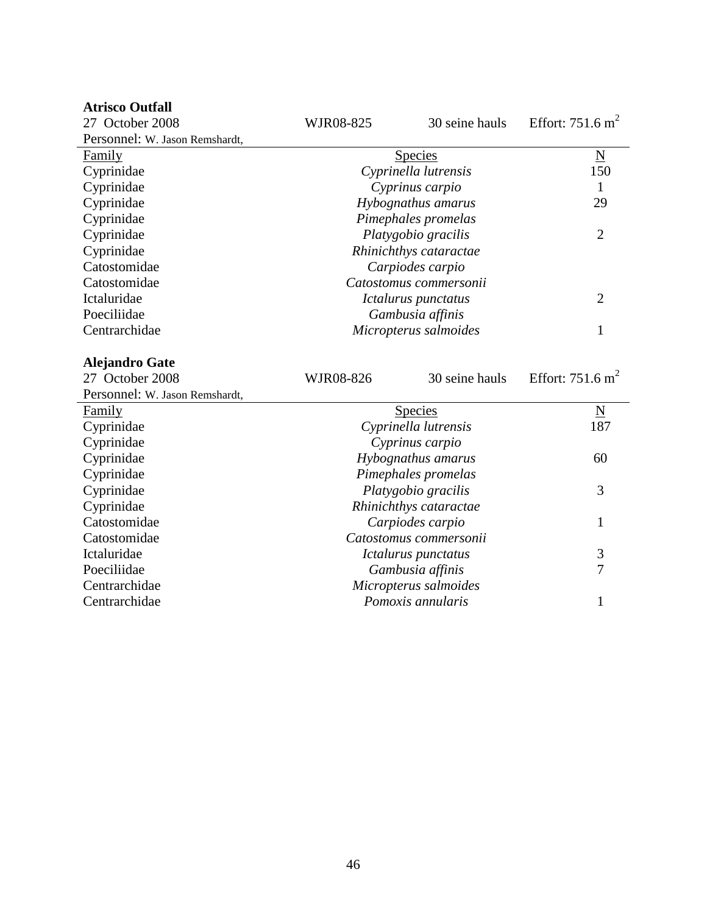**Atrisco Outfall**

27 October 2008 WJR08-825 30 seine hauls Effort: 751.6 $m^2$

Personnel: W. Jason Remshardt,

| Family | Species | N |
|---|---|---|
| Cyprinidae | *Cyprinella lutrensis* | 150 |
| Cyprinidae | *Cyprinus carpio* | 1 |
| Cyprinidae | *Hybognathus amarus* | 29 |
| Cyprinidae | *Pimephales promelas* | |
| Cyprinidae | *Platygobio gracilis* | 2 |
| Cyprinidae | *Rhinichthys cataractae* | |
| Catostomidae | *Carpiodes carpio* | |
| Catostomidae | *Catostomus commersonii* | |
| Ictaluridae | *Ictalurus punctatus* | 2 |
| Poeciliidae | *Gambusia affinis* | |
| Centrarchidae | *Micropterus salmoides* | 1 |

**Alejandro Gate**

27 October 2008 WJR08-826 30 seine hauls Effort: 751.6 $m^2$

Personnel: W. Jason Remshardt,

| Family | Species | N |
|---|---|---|
| Cyprinidae | *Cyprinella lutrensis* | 187 |
| Cyprinidae | *Cyprinus carpio* | |
| Cyprinidae | *Hybognathus amarus* | 60 |
| Cyprinidae | *Pimephales promelas* | |
| Cyprinidae | *Platygobio gracilis* | 3 |
| Cyprinidae | *Rhinichthys cataractae* | |
| Catostomidae | *Carpiodes carpio* | 1 |
| Catostomidae | *Catostomus commersonii* | |
| Ictaluridae | *Ictalurus punctatus* | 3 |
| Poeciliidae | *Gambusia affinis* | 7 |
| Centrarchidae | *Micropterus salmoides* | |
| Centrarchidae | *Pomoxis annularis* | 1 |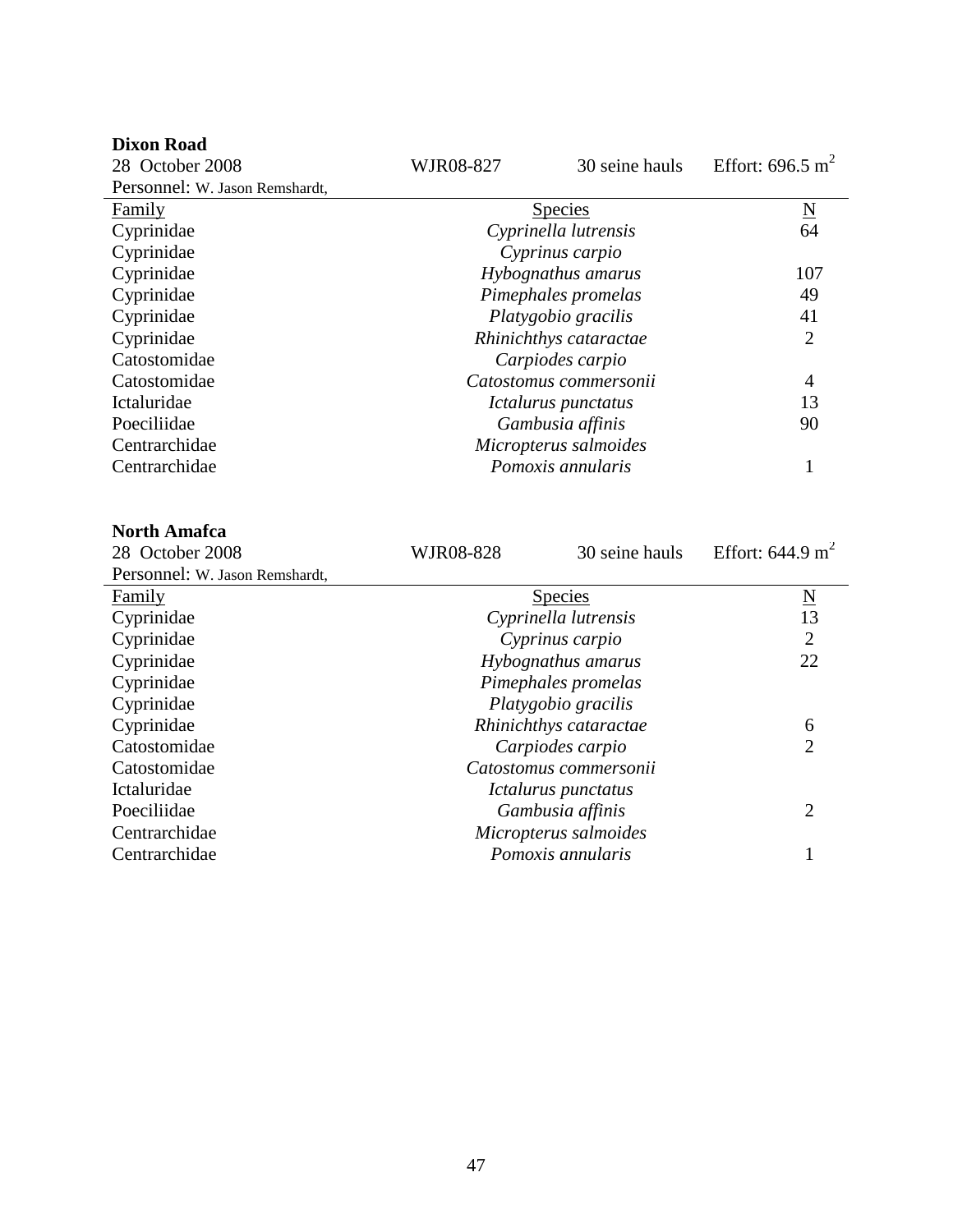**Dixon Road**

28 October 2008 | WJR08-827 | 30 seine hauls | Effort: 696.5 $m^2$

Personnel: W. Jason Remshardt,

| Family | Species | N |
|---|---|---|
| Cyprinidae | *Cyprinella lutrensis* | 64 |
| Cyprinidae | *Cyprinus carpio* | |
| Cyprinidae | *Hybognathus amarus* | 107 |
| Cyprinidae | *Pimephales promelas* | 49 |
| Cyprinidae | *Platygobio gracilis* | 41 |
| Cyprinidae | *Rhinichthys cataractae* | 2 |
| Catostomidae | *Carpiodes carpio* | |
| Catostomidae | *Catostomus commersonii* | 4 |
| Ictaluridae | *Ictalurus punctatus* | 13 |
| Poeciliidae | *Gambusia affinis* | 90 |
| Centrarchidae | *Micropterus salmoides* | |
| Centrarchidae | *Pomoxis annularis* | 1 |

**North Amafca**

28 October 2008 | WJR08-828 | 30 seine hauls | Effort: 644.9 $m^2$

Personnel: W. Jason Remshardt,

| Family | Species | N |
|---|---|---|
| Cyprinidae | *Cyprinella lutrensis* | 13 |
| Cyprinidae | *Cyprinus carpio* | 2 |
| Cyprinidae | *Hybognathus amarus* | 22 |
| Cyprinidae | *Pimephales promelas* | |
| Cyprinidae | *Platygobio gracilis* | |
| Cyprinidae | *Rhinichthys cataractae* | 6 |
| Catostomidae | *Carpiodes carpio* | 2 |
| Catostomidae | *Catostomus commersonii* | |
| Ictaluridae | *Ictalurus punctatus* | |
| Poeciliidae | *Gambusia affinis* | 2 |
| Centrarchidae | *Micropterus salmoides* | |
| Centrarchidae | *Pomoxis annularis* | 1 |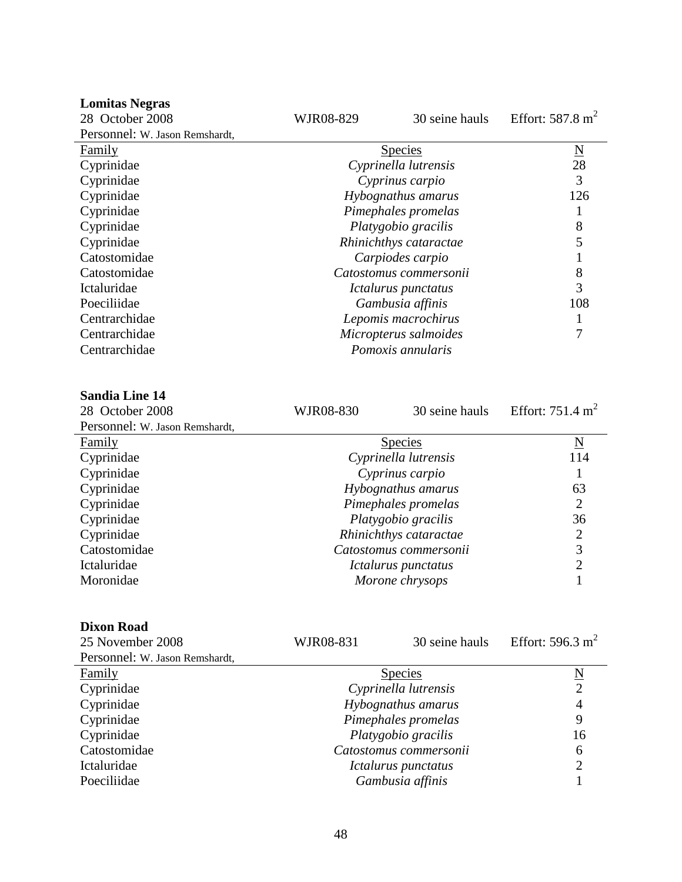**Lomitas Negras**

28 October 2008 | WJR08-829 | 30 seine hauls | Effort: 587.8 $m^2$

Personnel: W. Jason Remshardt,

| Family | Species | N |
|---|---|---|
| Cyprinidae | *Cyprinella lutrensis* | 28 |
| Cyprinidae | *Cyprinus carpio* | 3 |
| Cyprinidae | *Hybognathus amarus* | 126 |
| Cyprinidae | *Pimephales promelas* | 1 |
| Cyprinidae | *Platygobio gracilis* | 8 |
| Cyprinidae | *Rhinichthys cataractae* | 5 |
| Catostomidae | *Carpiodes carpio* | 1 |
| Catostomidae | *Catostomus commersonii* | 8 |
| Ictaluridae | *Ictalurus punctatus* | 3 |
| Poeciliidae | *Gambusia affinis* | 108 |
| Centrarchidae | *Lepomis macrochirus* | 1 |
| Centrarchidae | *Micropterus salmoides* | 7 |
| Centrarchidae | *Pomoxis annularis* | |

**Sandia Line 14**

28 October 2008 | WJR08-830 | 30 seine hauls | Effort: 751.4 $m^2$

Personnel: W. Jason Remshardt,

| Family | Species | N |
|---|---|---|
| Cyprinidae | *Cyprinella lutrensis* | 114 |
| Cyprinidae | *Cyprinus carpio* | 1 |
| Cyprinidae | *Hybognathus amarus* | 63 |
| Cyprinidae | *Pimephales promelas* | 2 |
| Cyprinidae | *Platygobio gracilis* | 36 |
| Cyprinidae | *Rhinichthys cataractae* | 2 |
| Catostomidae | *Catostomus commersonii* | 3 |
| Ictaluridae | *Ictalurus punctatus* | 2 |
| Moronidae | *Morone chrysops* | 1 |

**Dixon Road**

25 November 2008 | WJR08-831 | 30 seine hauls | Effort: 596.3 $m^2$

Personnel: W. Jason Remshardt,

| Family | Species | N |
|---|---|---|
| Cyprinidae | *Cyprinella lutrensis* | 2 |
| Cyprinidae | *Hybognathus amarus* | 4 |
| Cyprinidae | *Pimephales promelas* | 9 |
| Cyprinidae | *Platygobio gracilis* | 16 |
| Catostomidae | *Catostomus commersonii* | 6 |
| Ictaluridae | *Ictalurus punctatus* | 2 |
| Poeciliidae | *Gambusia affinis* | 1 |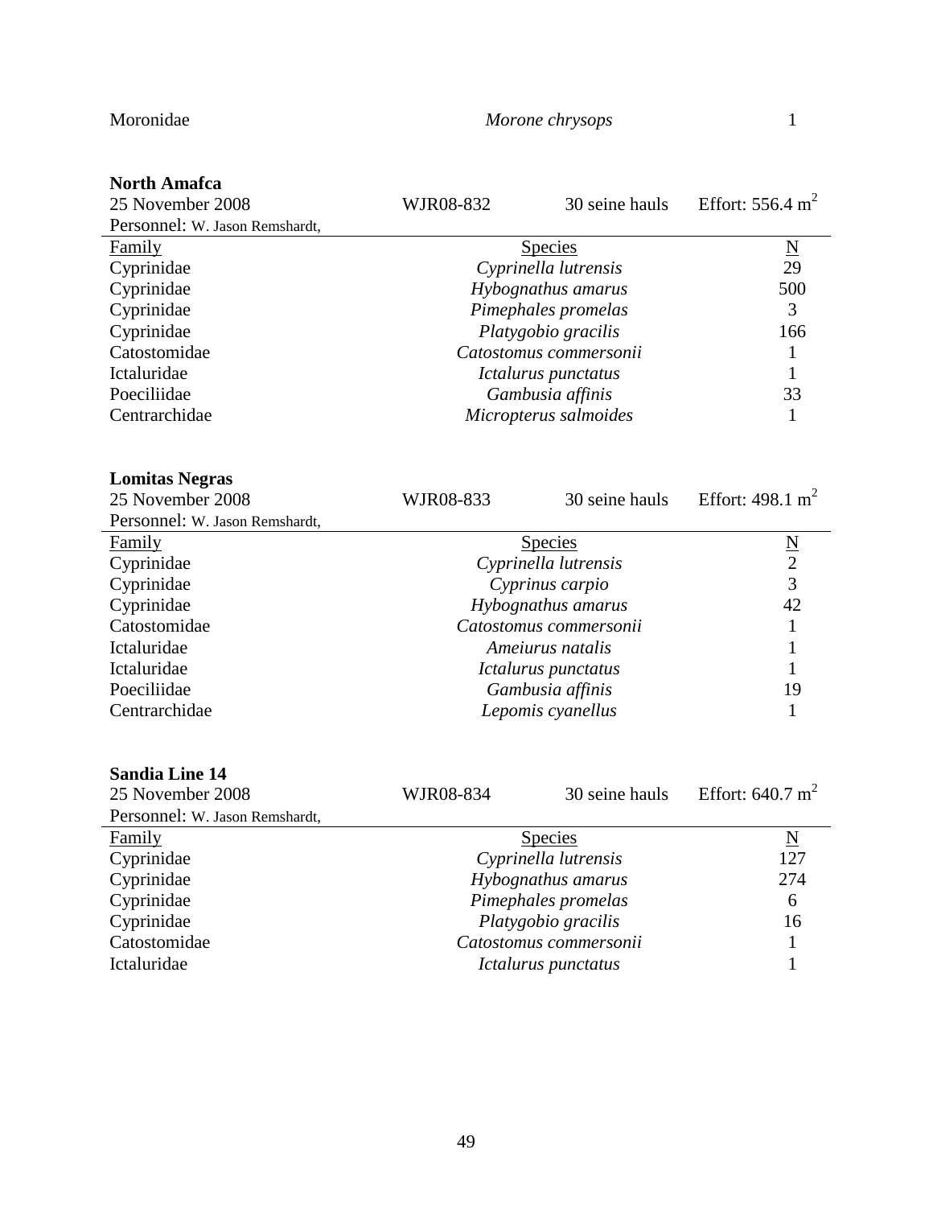| | | |
|---|---|---|
| Moronidae | *Morone chrysops* | 1 |

**North Amafca**

25 November 2008 WJR08-832 30 seine hauls Effort: 556.4 $m^2$

Personnel: W. Jason Remshardt,

| Family | Species | N |
|---|---|---|
| Cyprinidae | *Cyprinella lutrensis* | 29 |
| Cyprinidae | *Hybognathus amarus* | 500 |
| Cyprinidae | *Pimephales promelas* | 3 |
| Cyprinidae | *Platygobio gracilis* | 166 |
| Catostomidae | *Catostomus commersonii* | 1 |
| Ictaluridae | *Ictalurus punctatus* | 1 |
| Poeciliidae | *Gambusia affinis* | 33 |
| Centrarchidae | *Micropterus salmoides* | 1 |

**Lomitas Negras**

25 November 2008 WJR08-833 30 seine hauls Effort: 498.1 $m^2$

Personnel: W. Jason Remshardt,

| Family | Species | N |
|---|---|---|
| Cyprinidae | *Cyprinella lutrensis* | 2 |
| Cyprinidae | *Cyprinus carpio* | 3 |
| Cyprinidae | *Hybognathus amarus* | 42 |
| Catostomidae | *Catostomus commersonii* | 1 |
| Ictaluridae | *Ameiurus natalis* | 1 |
| Ictaluridae | *Ictalurus punctatus* | 1 |
| Poeciliidae | *Gambusia affinis* | 19 |
| Centrarchidae | *Lepomis cyanellus* | 1 |

**Sandia Line 14**

25 November 2008 WJR08-834 30 seine hauls Effort: 640.7 $m^2$

Personnel: W. Jason Remshardt,

| Family | Species | N |
|---|---|---|
| Cyprinidae | *Cyprinella lutrensis* | 127 |
| Cyprinidae | *Hybognathus amarus* | 274 |
| Cyprinidae | *Pimephales promelas* | 6 |
| Cyprinidae | *Platygobio gracilis* | 16 |
| Catostomidae | *Catostomus commersonii* | 1 |
| Ictaluridae | *Ictalurus punctatus* | 1 |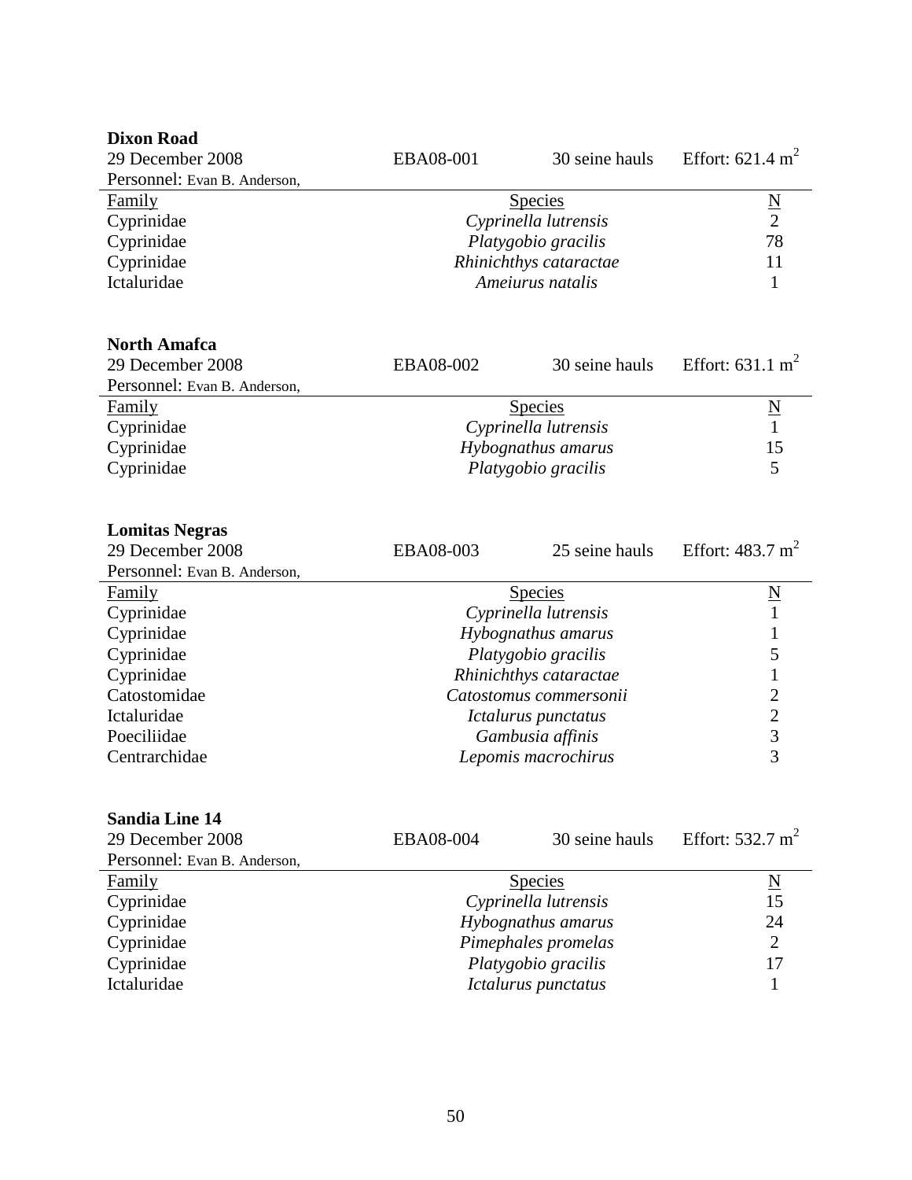**Dixon Road**

29 December 2008 EBA08-001 30 seine hauls Effort: 621.4 $m^2$

Personnel: Evan B. Anderson,

| Family | Species | N |
|---|---|---|
| Cyprinidae | *Cyprinella lutrensis* | 2 |
| Cyprinidae | *Platygobio gracilis* | 78 |
| Cyprinidae | *Rhinichthys cataractae* | 11 |
| Ictaluridae | *Ameiurus natalis* | 1 |

**North Amafca**

29 December 2008 EBA08-002 30 seine hauls Effort: 631.1 $m^2$

Personnel: Evan B. Anderson,

| Family | Species | N |
|---|---|---|
| Cyprinidae | *Cyprinella lutrensis* | 1 |
| Cyprinidae | *Hybognathus amarus* | 15 |
| Cyprinidae | *Platygobio gracilis* | 5 |

**Lomitas Negras**

29 December 2008 EBA08-003 25 seine hauls Effort: 483.7 $m^2$

Personnel: Evan B. Anderson,

| Family | Species | N |
|---|---|---|
| Cyprinidae | *Cyprinella lutrensis* | 1 |
| Cyprinidae | *Hybognathus amarus* | 1 |
| Cyprinidae | *Platygobio gracilis* | 5 |
| Cyprinidae | *Rhinichthys cataractae* | 1 |
| Catostomidae | *Catostomus commersonii* | 2 |
| Ictaluridae | *Ictalurus punctatus* | 2 |
| Poeciliidae | *Gambusia affinis* | 3 |
| Centrarchidae | *Lepomis macrochirus* | 3 |

**Sandia Line 14**

29 December 2008 EBA08-004 30 seine hauls Effort: 532.7 $m^2$

Personnel: Evan B. Anderson,

| Family | Species | N |
|---|---|---|
| Cyprinidae | *Cyprinella lutrensis* | 15 |
| Cyprinidae | *Hybognathus amarus* | 24 |
| Cyprinidae | *Pimephales promelas* | 2 |
| Cyprinidae | *Platygobio gracilis* | 17 |
| Ictaluridae | *Ictalurus punctatus* | 1 |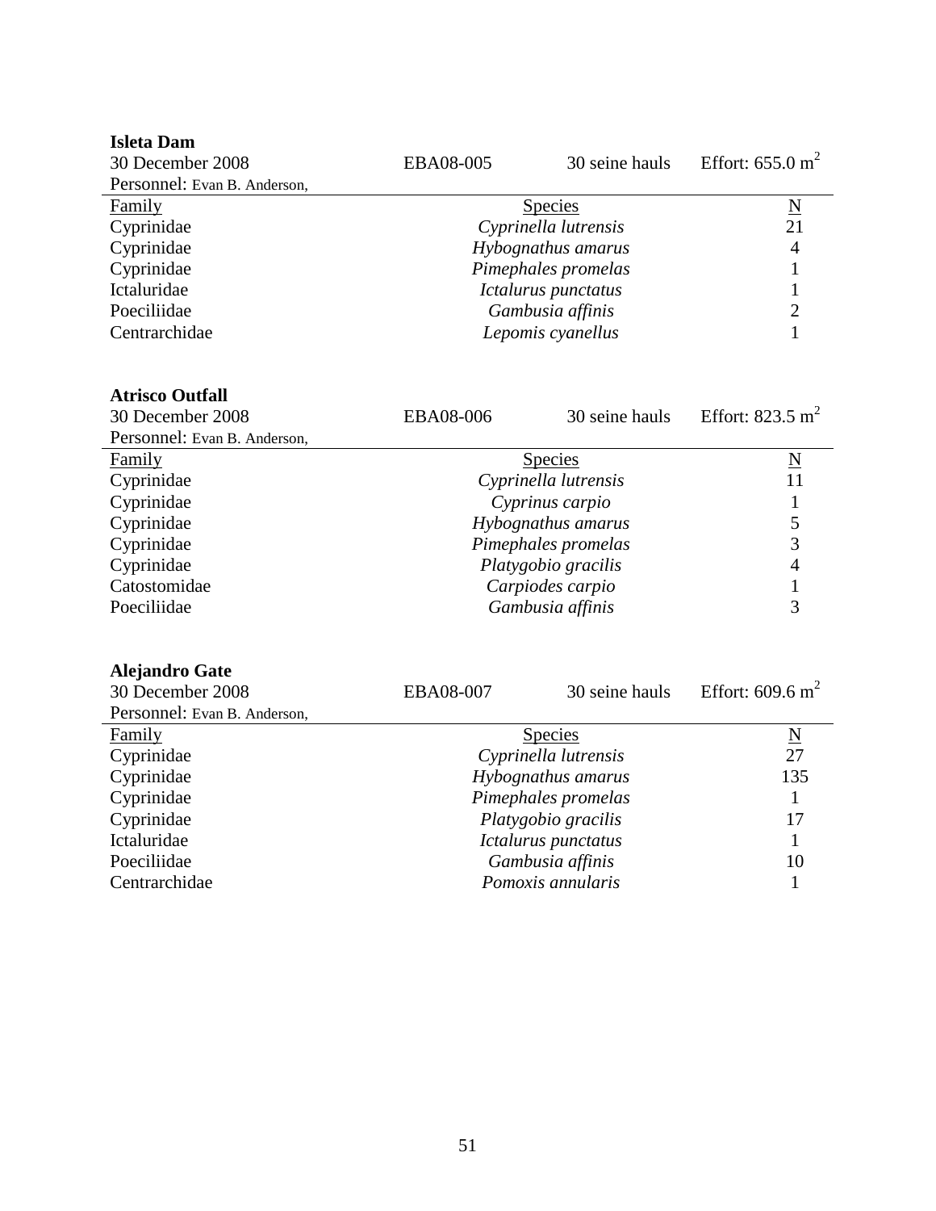**Isleta Dam**

30 December 2008 EBA08-005 30 seine hauls Effort: 655.0 $m^2$

Personnel: Evan B. Anderson,

| Family | Species | N |
|---|---|---|
| Cyprinidae | *Cyprinella lutrensis* | 21 |
| Cyprinidae | *Hybognathus amarus* | 4 |
| Cyprinidae | *Pimephales promelas* | 1 |
| Ictaluridae | *Ictalurus punctatus* | 1 |
| Poeciliidae | *Gambusia affinis* | 2 |
| Centrarchidae | *Lepomis cyanellus* | 1 |

**Atrisco Outfall**

30 December 2008 EBA08-006 30 seine hauls Effort: 823.5 $m^2$

Personnel: Evan B. Anderson,

| Family | Species | N |
|---|---|---|
| Cyprinidae | *Cyprinella lutrensis* | 11 |
| Cyprinidae | *Cyprinus carpio* | 1 |
| Cyprinidae | *Hybognathus amarus* | 5 |
| Cyprinidae | *Pimephales promelas* | 3 |
| Cyprinidae | *Platygobio gracilis* | 4 |
| Catostomidae | *Carpiodes carpio* | 1 |
| Poeciliidae | *Gambusia affinis* | 3 |

**Alejandro Gate**

30 December 2008 EBA08-007 30 seine hauls Effort: 609.6 $m^2$

Personnel: Evan B. Anderson,

| Family | Species | N |
|---|---|---|
| Cyprinidae | *Cyprinella lutrensis* | 27 |
| Cyprinidae | *Hybognathus amarus* | 135 |
| Cyprinidae | *Pimephales promelas* | 1 |
| Cyprinidae | *Platygobio gracilis* | 17 |
| Ictaluridae | *Ictalurus punctatus* | 1 |
| Poeciliidae | *Gambusia affinis* | 10 |
| Centrarchidae | *Pomoxis annularis* | 1 |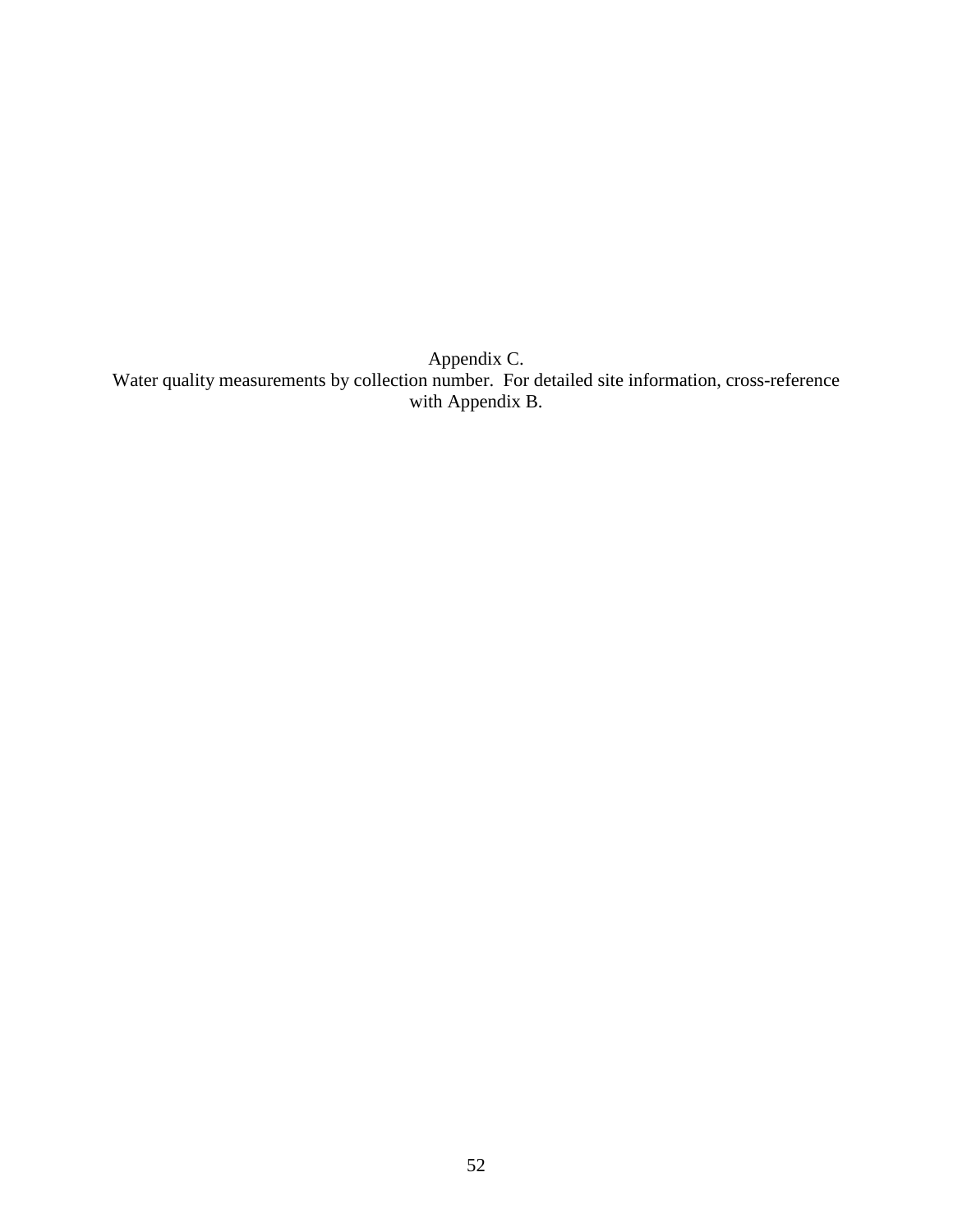Appendix C.

Water quality measurements by collection number. For detailed site information, cross-reference with Appendix B.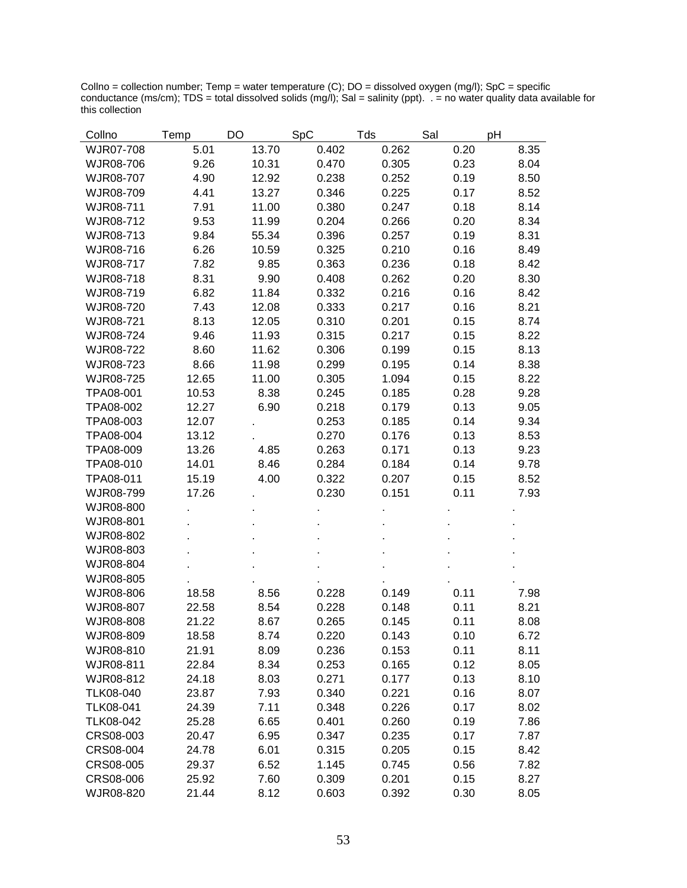Collno = collection number; Temp = water temperature (C); DO = dissolved oxygen (mg/l); SpC = specific conductance (ms/cm); TDS = total dissolved solids (mg/l); Sal = salinity (ppt). . = no water quality data available for this collection

| Collno | Temp | DO | SpC | Tds | Sal | pH |
|---|---|---|---|---|---|---|
| WJR07-708 | 5.01 | 13.70 | 0.402 | 0.262 | 0.20 | 8.35 |
| WJR08-706 | 9.26 | 10.31 | 0.470 | 0.305 | 0.23 | 8.04 |
| WJR08-707 | 4.90 | 12.92 | 0.238 | 0.252 | 0.19 | 8.50 |
| WJR08-709 | 4.41 | 13.27 | 0.346 | 0.225 | 0.17 | 8.52 |
| WJR08-711 | 7.91 | 11.00 | 0.380 | 0.247 | 0.18 | 8.14 |
| WJR08-712 | 9.53 | 11.99 | 0.204 | 0.266 | 0.20 | 8.34 |
| WJR08-713 | 9.84 | 55.34 | 0.396 | 0.257 | 0.19 | 8.31 |
| WJR08-716 | 6.26 | 10.59 | 0.325 | 0.210 | 0.16 | 8.49 |
| WJR08-717 | 7.82 | 9.85 | 0.363 | 0.236 | 0.18 | 8.42 |
| WJR08-718 | 8.31 | 9.90 | 0.408 | 0.262 | 0.20 | 8.30 |
| WJR08-719 | 6.82 | 11.84 | 0.332 | 0.216 | 0.16 | 8.42 |
| WJR08-720 | 7.43 | 12.08 | 0.333 | 0.217 | 0.16 | 8.21 |
| WJR08-721 | 8.13 | 12.05 | 0.310 | 0.201 | 0.15 | 8.74 |
| WJR08-724 | 9.46 | 11.93 | 0.315 | 0.217 | 0.15 | 8.22 |
| WJR08-722 | 8.60 | 11.62 | 0.306 | 0.199 | 0.15 | 8.13 |
| WJR08-723 | 8.66 | 11.98 | 0.299 | 0.195 | 0.14 | 8.38 |
| WJR08-725 | 12.65 | 11.00 | 0.305 | 1.094 | 0.15 | 8.22 |
| TPA08-001 | 10.53 | 8.38 | 0.245 | 0.185 | 0.28 | 9.28 |
| TPA08-002 | 12.27 | 6.90 | 0.218 | 0.179 | 0.13 | 9.05 |
| TPA08-003 | 12.07 | . | 0.253 | 0.185 | 0.14 | 9.34 |
| TPA08-004 | 13.12 | . | 0.270 | 0.176 | 0.13 | 8.53 |
| TPA08-009 | 13.26 | 4.85 | 0.263 | 0.171 | 0.13 | 9.23 |
| TPA08-010 | 14.01 | 8.46 | 0.284 | 0.184 | 0.14 | 9.78 |
| TPA08-011 | 15.19 | 4.00 | 0.322 | 0.207 | 0.15 | 8.52 |
| WJR08-799 | 17.26 | . | 0.230 | 0.151 | 0.11 | 7.93 |
| WJR08-800 | . | . | . | . | . | . |
| WJR08-801 | . | . | . | . | . | . |
| WJR08-802 | . | . | . | . | . | . |
| WJR08-803 | . | . | . | . | . | . |
| WJR08-804 | . | . | . | . | . | . |
| WJR08-805 | . | . | . | . | . | . |
| WJR08-806 | 18.58 | 8.56 | 0.228 | 0.149 | 0.11 | 7.98 |
| WJR08-807 | 22.58 | 8.54 | 0.228 | 0.148 | 0.11 | 8.21 |
| WJR08-808 | 21.22 | 8.67 | 0.265 | 0.145 | 0.11 | 8.08 |
| WJR08-809 | 18.58 | 8.74 | 0.220 | 0.143 | 0.10 | 6.72 |
| WJR08-810 | 21.91 | 8.09 | 0.236 | 0.153 | 0.11 | 8.11 |
| WJR08-811 | 22.84 | 8.34 | 0.253 | 0.165 | 0.12 | 8.05 |
| WJR08-812 | 24.18 | 8.03 | 0.271 | 0.177 | 0.13 | 8.10 |
| TLK08-040 | 23.87 | 7.93 | 0.340 | 0.221 | 0.16 | 8.07 |
| TLK08-041 | 24.39 | 7.11 | 0.348 | 0.226 | 0.17 | 8.02 |
| TLK08-042 | 25.28 | 6.65 | 0.401 | 0.260 | 0.19 | 7.86 |
| CRS08-003 | 20.47 | 6.95 | 0.347 | 0.235 | 0.17 | 7.87 |
| CRS08-004 | 24.78 | 6.01 | 0.315 | 0.205 | 0.15 | 8.42 |
| CRS08-005 | 29.37 | 6.52 | 1.145 | 0.745 | 0.56 | 7.82 |
| CRS08-006 | 25.92 | 7.60 | 0.309 | 0.201 | 0.15 | 8.27 |
| WJR08-820 | 21.44 | 8.12 | 0.603 | 0.392 | 0.30 | 8.05 |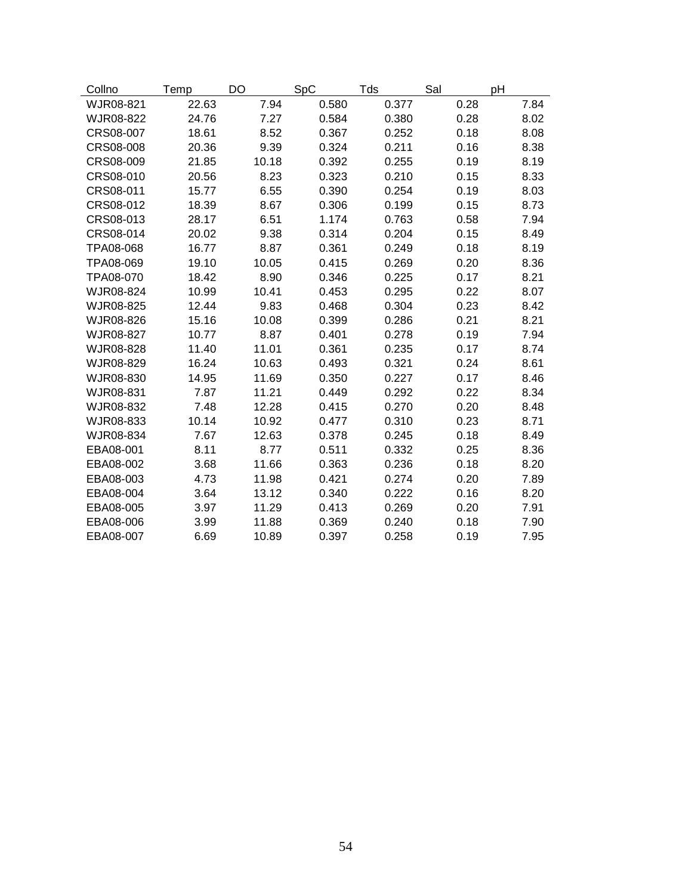| Collno | Temp | DO | SpC | Tds | Sal | pH |
|---|---|---|---|---|---|---|
| WJR08-821 | 22.63 | 7.94 | 0.580 | 0.377 | 0.28 | 7.84 |
| WJR08-822 | 24.76 | 7.27 | 0.584 | 0.380 | 0.28 | 8.02 |
| CRS08-007 | 18.61 | 8.52 | 0.367 | 0.252 | 0.18 | 8.08 |
| CRS08-008 | 20.36 | 9.39 | 0.324 | 0.211 | 0.16 | 8.38 |
| CRS08-009 | 21.85 | 10.18 | 0.392 | 0.255 | 0.19 | 8.19 |
| CRS08-010 | 20.56 | 8.23 | 0.323 | 0.210 | 0.15 | 8.33 |
| CRS08-011 | 15.77 | 6.55 | 0.390 | 0.254 | 0.19 | 8.03 |
| CRS08-012 | 18.39 | 8.67 | 0.306 | 0.199 | 0.15 | 8.73 |
| CRS08-013 | 28.17 | 6.51 | 1.174 | 0.763 | 0.58 | 7.94 |
| CRS08-014 | 20.02 | 9.38 | 0.314 | 0.204 | 0.15 | 8.49 |
| TPA08-068 | 16.77 | 8.87 | 0.361 | 0.249 | 0.18 | 8.19 |
| TPA08-069 | 19.10 | 10.05 | 0.415 | 0.269 | 0.20 | 8.36 |
| TPA08-070 | 18.42 | 8.90 | 0.346 | 0.225 | 0.17 | 8.21 |
| WJR08-824 | 10.99 | 10.41 | 0.453 | 0.295 | 0.22 | 8.07 |
| WJR08-825 | 12.44 | 9.83 | 0.468 | 0.304 | 0.23 | 8.42 |
| WJR08-826 | 15.16 | 10.08 | 0.399 | 0.286 | 0.21 | 8.21 |
| WJR08-827 | 10.77 | 8.87 | 0.401 | 0.278 | 0.19 | 7.94 |
| WJR08-828 | 11.40 | 11.01 | 0.361 | 0.235 | 0.17 | 8.74 |
| WJR08-829 | 16.24 | 10.63 | 0.493 | 0.321 | 0.24 | 8.61 |
| WJR08-830 | 14.95 | 11.69 | 0.350 | 0.227 | 0.17 | 8.46 |
| WJR08-831 | 7.87 | 11.21 | 0.449 | 0.292 | 0.22 | 8.34 |
| WJR08-832 | 7.48 | 12.28 | 0.415 | 0.270 | 0.20 | 8.48 |
| WJR08-833 | 10.14 | 10.92 | 0.477 | 0.310 | 0.23 | 8.71 |
| WJR08-834 | 7.67 | 12.63 | 0.378 | 0.245 | 0.18 | 8.49 |
| EBA08-001 | 8.11 | 8.77 | 0.511 | 0.332 | 0.25 | 8.36 |
| EBA08-002 | 3.68 | 11.66 | 0.363 | 0.236 | 0.18 | 8.20 |
| EBA08-003 | 4.73 | 11.98 | 0.421 | 0.274 | 0.20 | 7.89 |
| EBA08-004 | 3.64 | 13.12 | 0.340 | 0.222 | 0.16 | 8.20 |
| EBA08-005 | 3.97 | 11.29 | 0.413 | 0.269 | 0.20 | 7.91 |
| EBA08-006 | 3.99 | 11.88 | 0.369 | 0.240 | 0.18 | 7.90 |
| EBA08-007 | 6.69 | 10.89 | 0.397 | 0.258 | 0.19 | 7.95 |